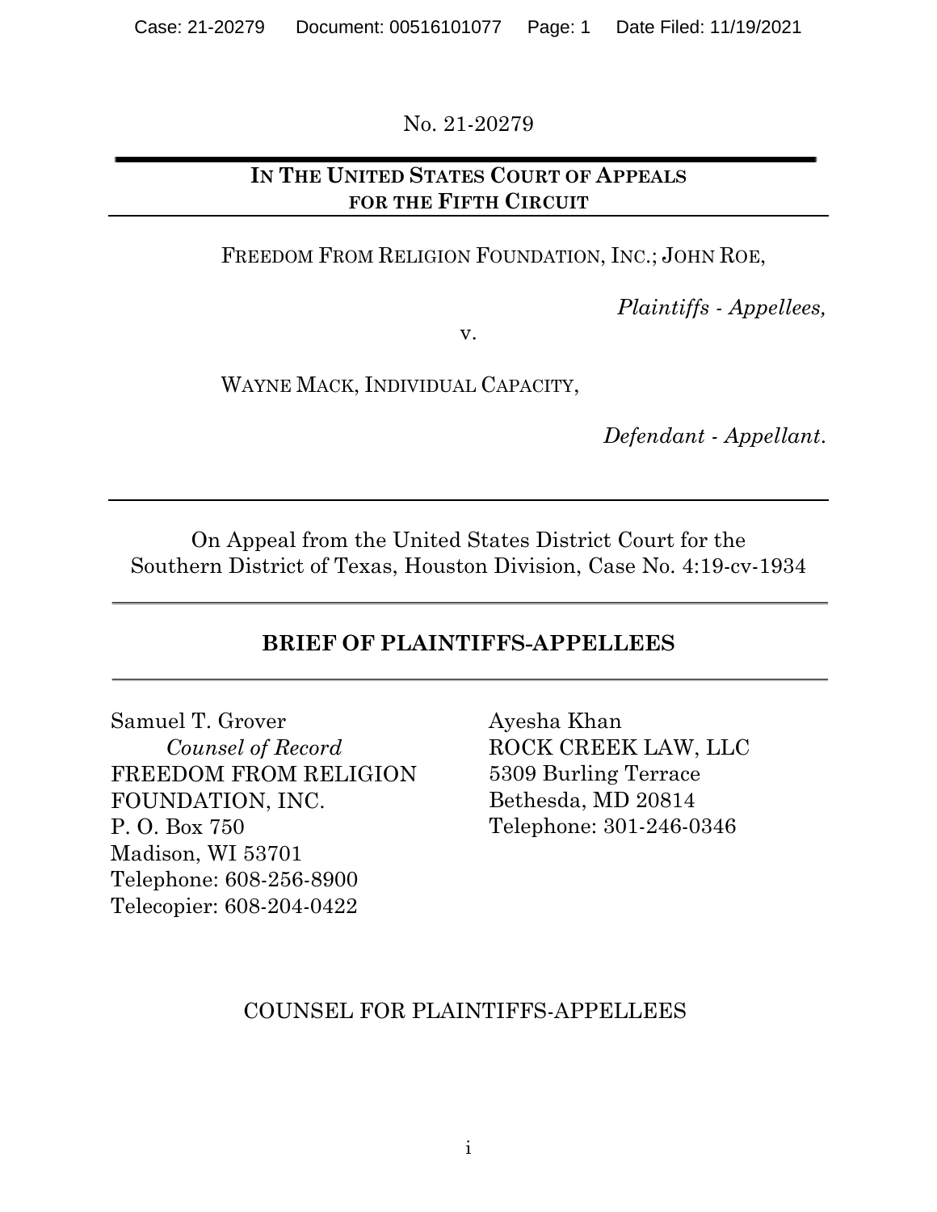No. 21-20279

# IN THE UNITED STATES COURT OF APPEALS FOR THE FIFTH CIRCUIT

FREEDOM FROM RELIGION FOUNDATION, INC.; JOHN ROE,

*Plaintiffs - Appellees,*

v.

WAYNE MACK, INDIVIDUAL CAPACITY,

*Defendant - Appellant.*

On Appeal from the United States District Court for the Southern District of Texas, Houston Division, Case No. 4:19-cv-1934

## BRIEF OF PLAINTIFFS-APPELLEES

Samuel T. Grover
*Counsel of Record*
FREEDOM FROM RELIGION FOUNDATION, INC.
P. O. Box 750
Madison, WI 53701
Telephone: 608-256-8900
Telecopier: 608-204-0422

Ayesha Khan
ROCK CREEK LAW, LLC
5309 Burling Terrace
Bethesda, MD 20814
Telephone: 301-246-0346

COUNSEL FOR PLAINTIFFS-APPELLEES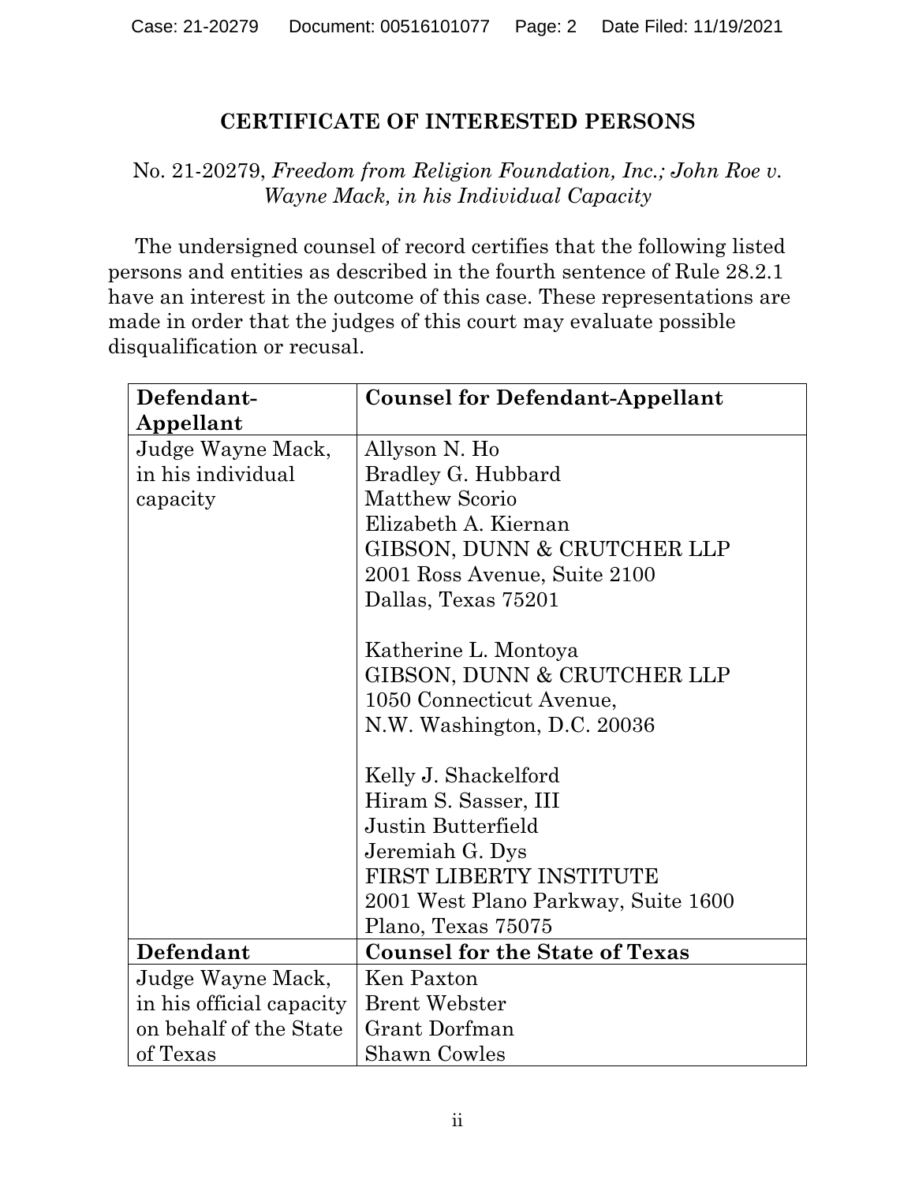## CERTIFICATE OF INTERESTED PERSONS

No. 21-20279, *Freedom from Religion Foundation, Inc.; John Roe v. Wayne Mack, in his Individual Capacity*

The undersigned counsel of record certifies that the following listed persons and entities as described in the fourth sentence of Rule 28.2.1 have an interest in the outcome of this case. These representations are made in order that the judges of this court may evaluate possible disqualification or recusal.

| **Defendant-Appellant** | **Counsel for Defendant-Appellant** |
|---|---|
| Judge Wayne Mack, in his individual capacity | Allyson N. Ho<br>Bradley G. Hubbard<br>Matthew Scorio<br>Elizabeth A. Kiernan<br>GIBSON, DUNN & CRUTCHER LLP<br>2001 Ross Avenue, Suite 2100<br>Dallas, Texas 75201<br><br>Katherine L. Montoya<br>GIBSON, DUNN & CRUTCHER LLP<br>1050 Connecticut Avenue,<br>N.W. Washington, D.C. 20036<br><br>Kelly J. Shackelford<br>Hiram S. Sasser, III<br>Justin Butterfield<br>Jeremiah G. Dys<br>FIRST LIBERTY INSTITUTE<br>2001 West Plano Parkway, Suite 1600<br>Plano, Texas 75075 |
| **Defendant** | **Counsel for the State of Texas** |
| Judge Wayne Mack, in his official capacity on behalf of the State of Texas | Ken Paxton<br>Brent Webster<br>Grant Dorfman<br>Shawn Cowles |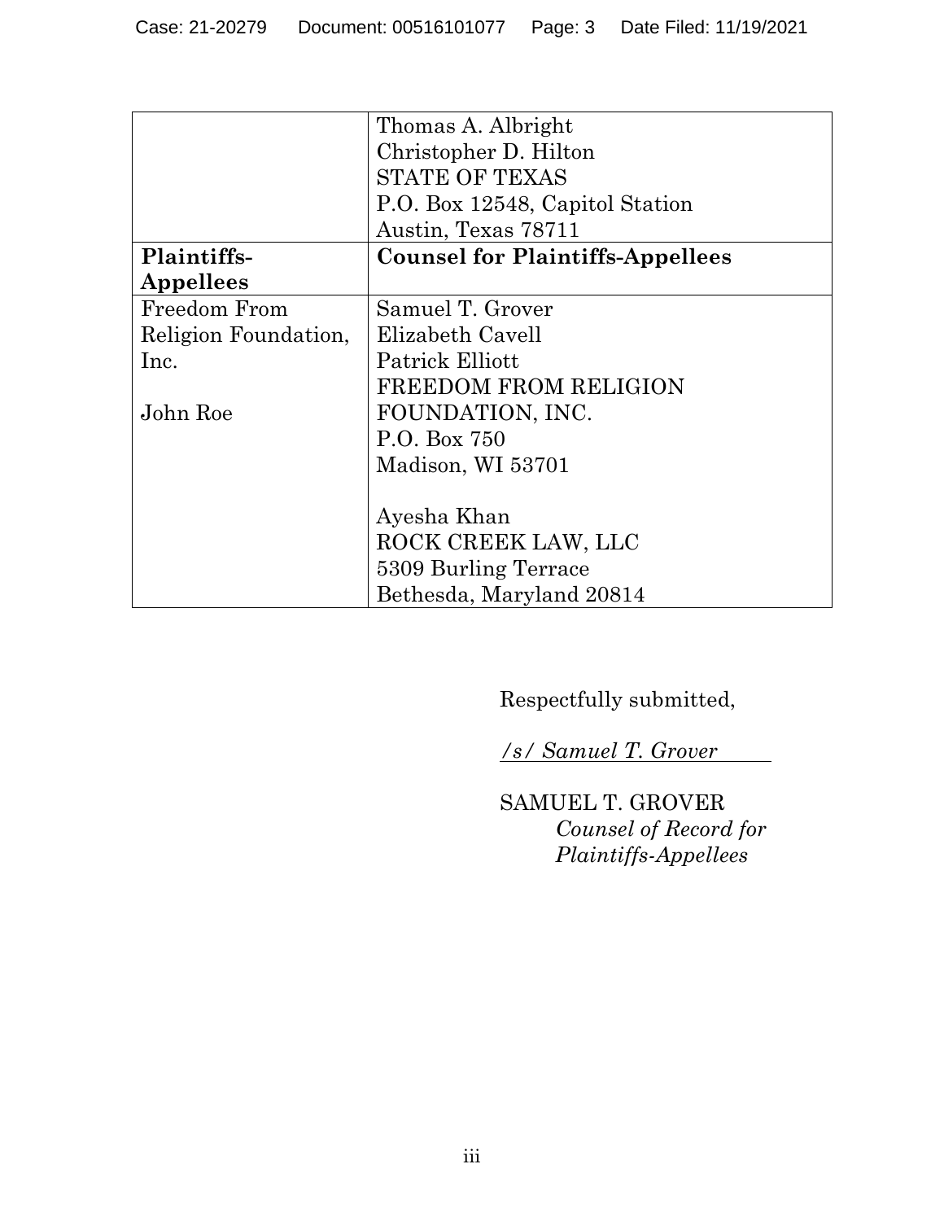| | |
|---|---|
| | Thomas A. Albright<br>Christopher D. Hilton<br>STATE OF TEXAS<br>P.O. Box 12548, Capitol Station<br>Austin, Texas 78711 |
| **Plaintiffs-Appellees** | **Counsel for Plaintiffs-Appellees** |
| Freedom From Religion Foundation, Inc.<br><br>John Roe | Samuel T. Grover<br>Elizabeth Cavell<br>Patrick Elliott<br>FREEDOM FROM RELIGION FOUNDATION, INC.<br>P.O. Box 750<br>Madison, WI 53701<br><br>Ayesha Khan<br>ROCK CREEK LAW, LLC<br>5309 Burling Terrace<br>Bethesda, Maryland 20814 |

Respectfully submitted,

*/s/ Samuel T. Grover*

SAMUEL T. GROVER
*Counsel of Record for Plaintiffs-Appellees*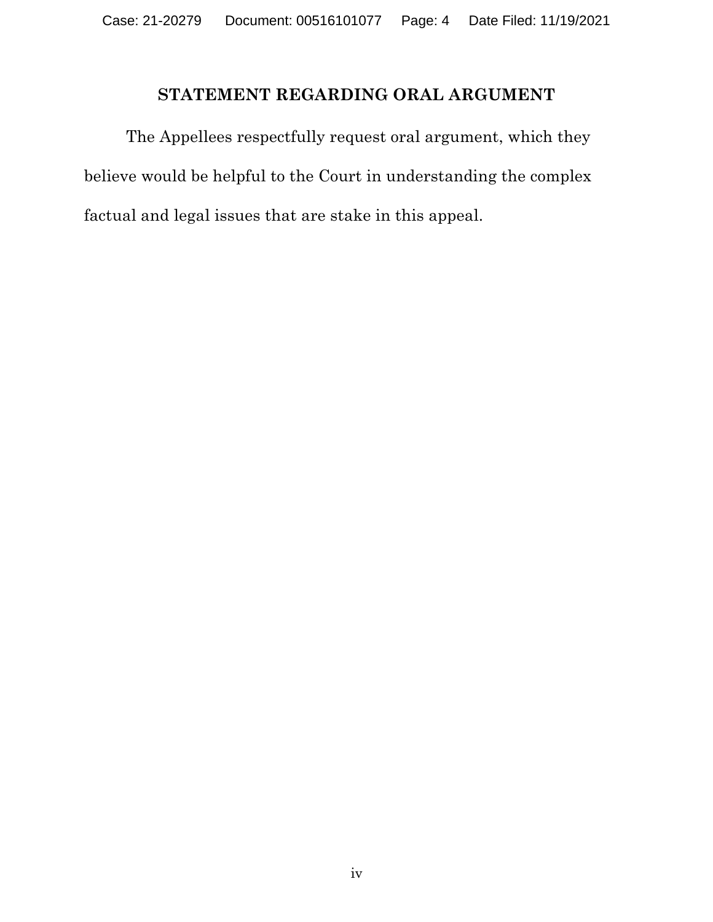## STATEMENT REGARDING ORAL ARGUMENT

The Appellees respectfully request oral argument, which they believe would be helpful to the Court in understanding the complex factual and legal issues that are stake in this appeal.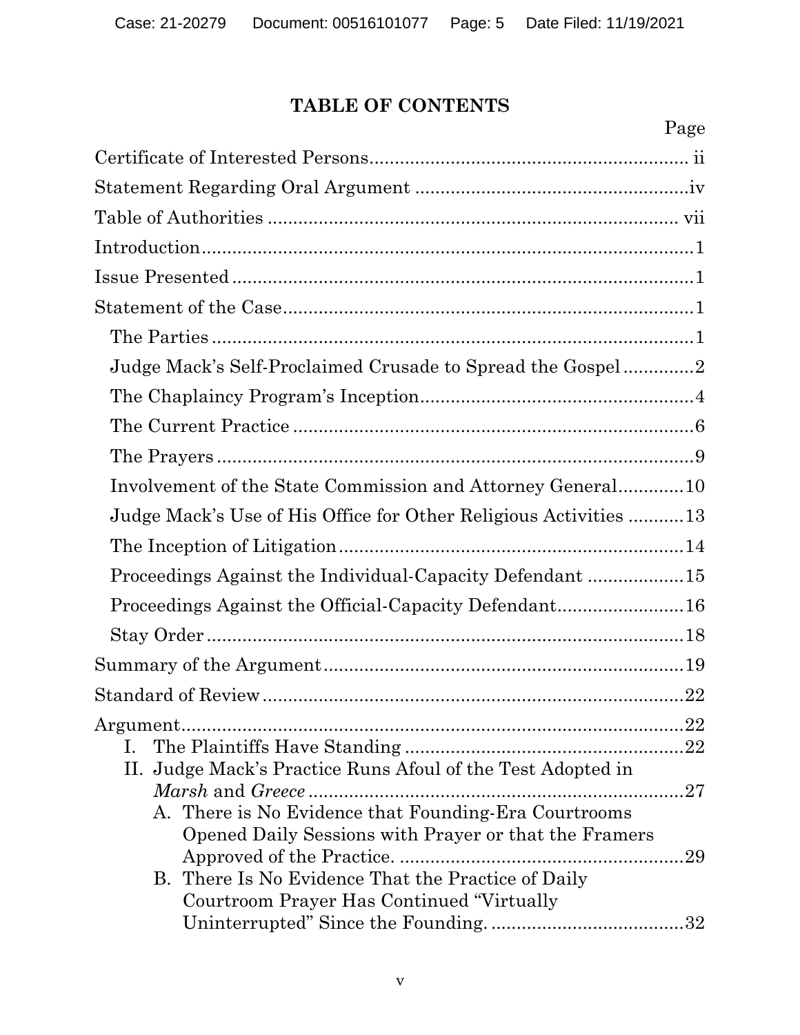# TABLE OF CONTENTS

| | Page |
|---|---|
| Certificate of Interested Persons | ii |
| Statement Regarding Oral Argument | iv |
| Table of Authorities | vii |
| Introduction | 1 |
| Issue Presented | 1 |
| Statement of the Case | 1 |
| The Parties | 1 |
| Judge Mack's Self-Proclaimed Crusade to Spread the Gospel | 2 |
| The Chaplaincy Program's Inception | 4 |
| The Current Practice | 6 |
| The Prayers | 9 |
| Involvement of the State Commission and Attorney General | 10 |
| Judge Mack's Use of His Office for Other Religious Activities | 13 |
| The Inception of Litigation | 14 |
| Proceedings Against the Individual-Capacity Defendant | 15 |
| Proceedings Against the Official-Capacity Defendant | 16 |
| Stay Order | 18 |
| Summary of the Argument | 19 |
| Standard of Review | 22 |
| Argument | 22 |
| I. The Plaintiffs Have Standing | 22 |
| II. Judge Mack's Practice Runs Afoul of the Test Adopted in *Marsh* and *Greece* | 27 |
| A. There is No Evidence that Founding-Era Courtrooms Opened Daily Sessions with Prayer or that the Framers Approved of the Practice. | 29 |
| B. There Is No Evidence That the Practice of Daily Courtroom Prayer Has Continued "Virtually Uninterrupted" Since the Founding. | 32 |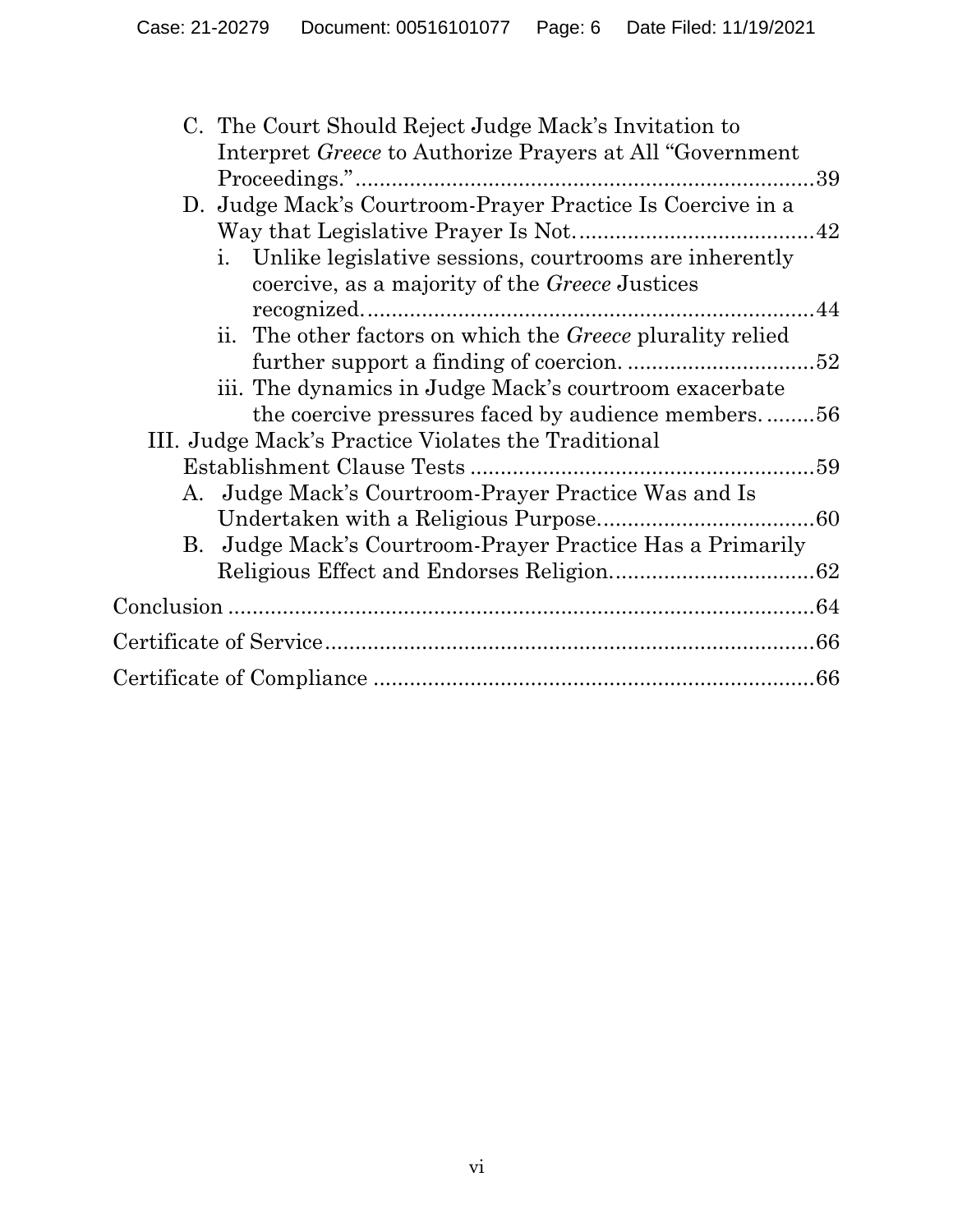- C. The Court Should Reject Judge Mack's Invitation to Interpret *Greece* to Authorize Prayers at All "Government Proceedings." ....... 39
- D. Judge Mack's Courtroom-Prayer Practice Is Coercive in a Way that Legislative Prayer Is Not. ....... 42
  - i. Unlike legislative sessions, courtrooms are inherently coercive, as a majority of the *Greece* Justices recognized. ....... 44
  - ii. The other factors on which the *Greece* plurality relied further support a finding of coercion. ....... 52
  - iii. The dynamics in Judge Mack's courtroom exacerbate the coercive pressures faced by audience members. ....... 56

III. Judge Mack's Practice Violates the Traditional Establishment Clause Tests ....... 59

- A. Judge Mack's Courtroom-Prayer Practice Was and Is Undertaken with a Religious Purpose. ....... 60
- B. Judge Mack's Courtroom-Prayer Practice Has a Primarily Religious Effect and Endorses Religion. ....... 62

Conclusion ....... 64

Certificate of Service ....... 66

Certificate of Compliance ....... 66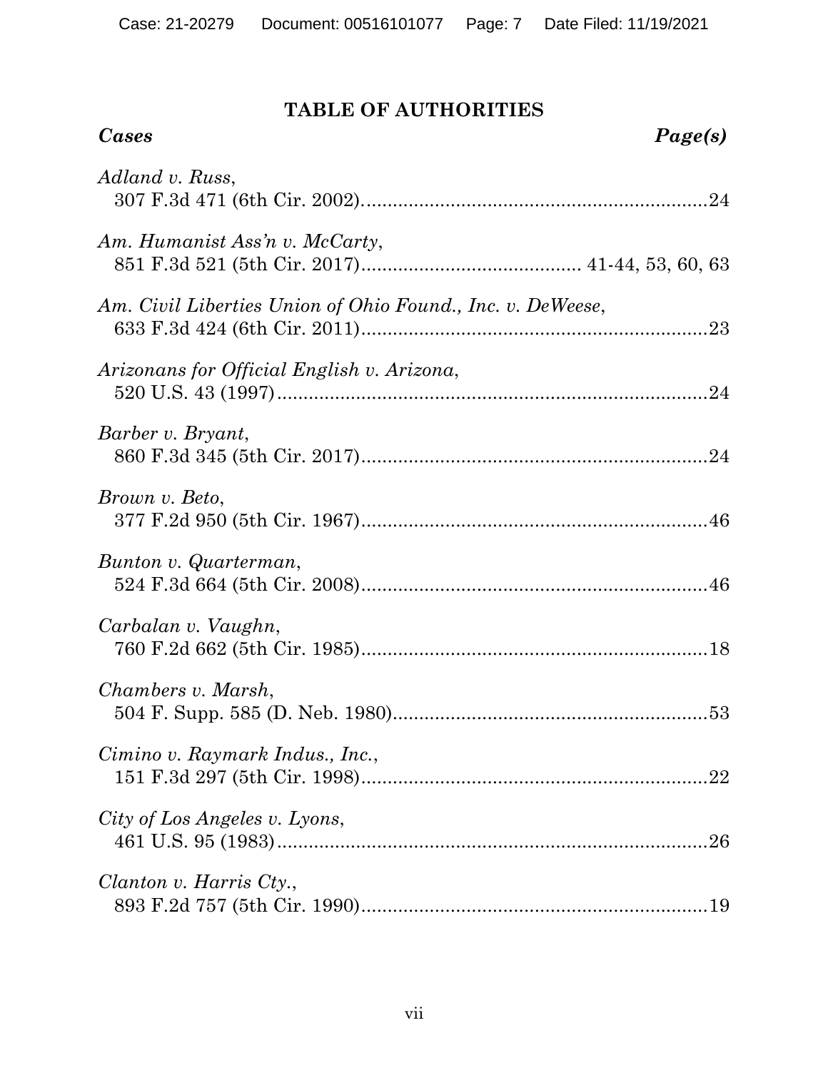## TABLE OF AUTHORITIES

***Cases*** ***Page(s)***

*Adland v. Russ*,
307 F.3d 471 (6th Cir. 2002)........................................................24

*Am. Humanist Ass'n v. McCarty*,
851 F.3d 521 (5th Cir. 2017)........................................ 41-44, 53, 60, 63

*Am. Civil Liberties Union of Ohio Found., Inc. v. DeWeese*,
633 F.3d 424 (6th Cir. 2011)........................................................23

*Arizonans for Official English v. Arizona*,
520 U.S. 43 (1997)........................................................................24

*Barber v. Bryant*,
860 F.3d 345 (5th Cir. 2017)........................................................24

*Brown v. Beto*,
377 F.2d 950 (5th Cir. 1967)........................................................46

*Bunton v. Quarterman*,
524 F.3d 664 (5th Cir. 2008)........................................................46

*Carbalan v. Vaughn*,
760 F.2d 662 (5th Cir. 1985)........................................................18

*Chambers v. Marsh*,
504 F. Supp. 585 (D. Neb. 1980)..................................................53

*Cimino v. Raymark Indus., Inc.*,
151 F.3d 297 (5th Cir. 1998)........................................................22

*City of Los Angeles v. Lyons*,
461 U.S. 95 (1983)........................................................................26

*Clanton v. Harris Cty.*,
893 F.2d 757 (5th Cir. 1990)........................................................19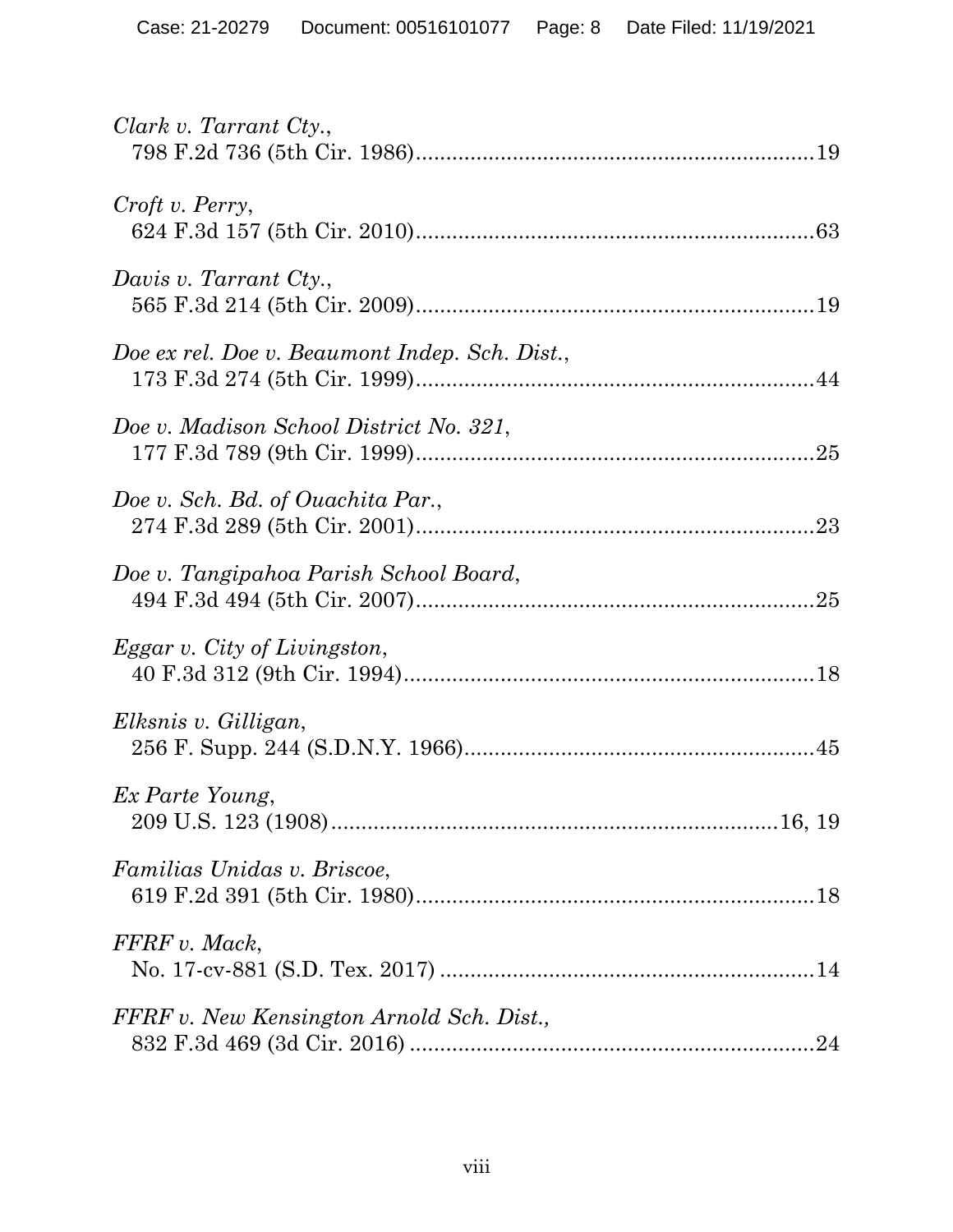*Clark v. Tarrant Cty.*,
798 F.2d 736 (5th Cir. 1986) ........................................................................ 19

*Croft v. Perry*,
624 F.3d 157 (5th Cir. 2010) ........................................................................ 63

*Davis v. Tarrant Cty.*,
565 F.3d 214 (5th Cir. 2009) ........................................................................ 19

*Doe ex rel. Doe v. Beaumont Indep. Sch. Dist.*,
173 F.3d 274 (5th Cir. 1999) ........................................................................ 44

*Doe v. Madison School District No. 321*,
177 F.3d 789 (9th Cir. 1999) ........................................................................ 25

*Doe v. Sch. Bd. of Ouachita Par.*,
274 F.3d 289 (5th Cir. 2001) ........................................................................ 23

*Doe v. Tangipahoa Parish School Board*,
494 F.3d 494 (5th Cir. 2007) ........................................................................ 25

*Eggar v. City of Livingston*,
40 F.3d 312 (9th Cir. 1994) .......................................................................... 18

*Elksnis v. Gilligan*,
256 F. Supp. 244 (S.D.N.Y. 1966) ............................................................... 45

*Ex Parte Young*,
209 U.S. 123 (1908) ................................................................................ 16, 19

*Familias Unidas v. Briscoe*,
619 F.2d 391 (5th Cir. 1980) ........................................................................ 18

*FFRF v. Mack*,
No. 17-cv-881 (S.D. Tex. 2017) ................................................................... 14

*FFRF v. New Kensington Arnold Sch. Dist.,*
832 F.3d 469 (3d Cir. 2016) ......................................................................... 24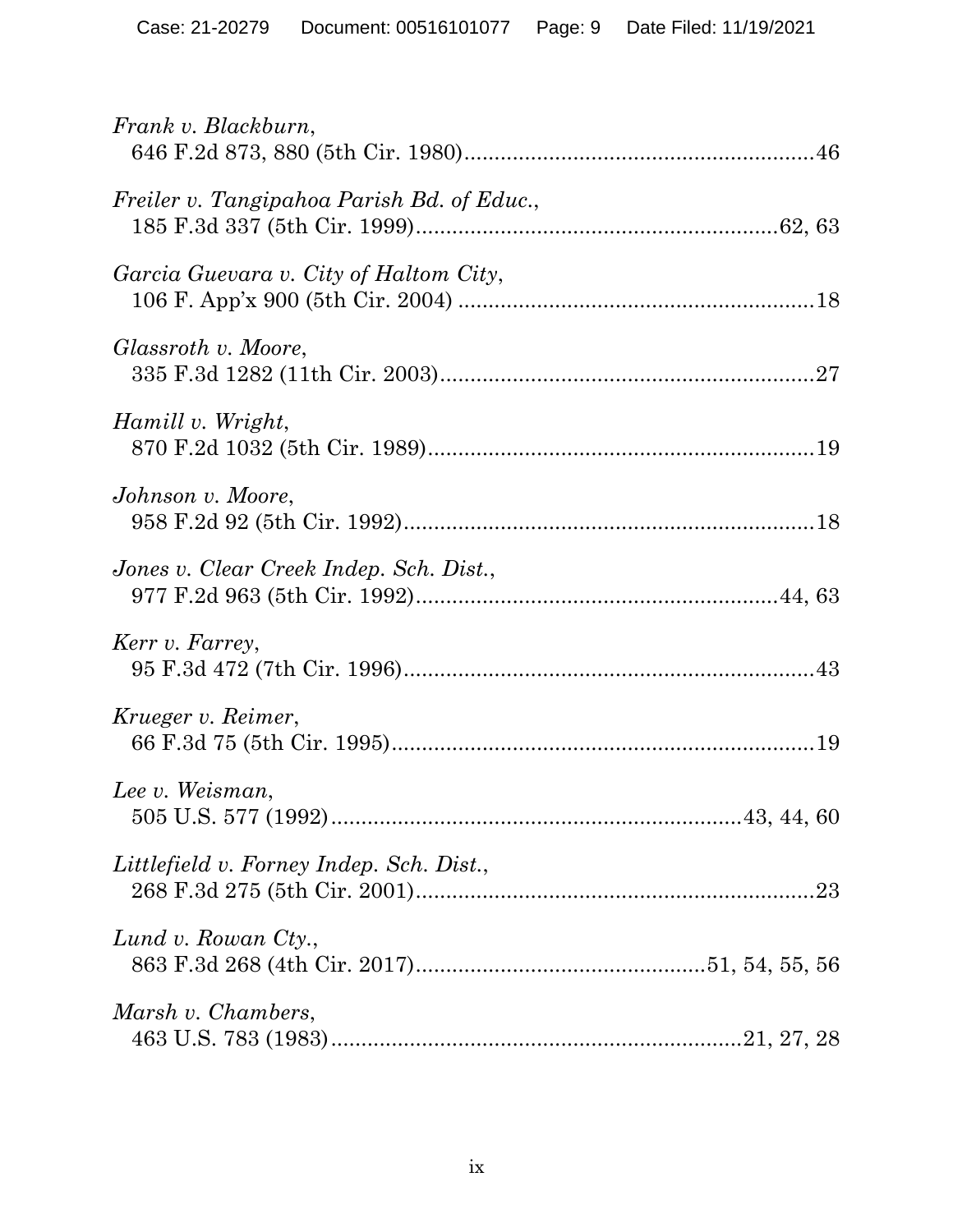*Frank v. Blackburn*,
646 F.2d 873, 880 (5th Cir. 1980)........................................................46

*Freiler v. Tangipahoa Parish Bd. of Educ.*,
185 F.3d 337 (5th Cir. 1999)...........................................................62, 63

*Garcia Guevara v. City of Haltom City*,
106 F. App'x 900 (5th Cir. 2004) ..........................................................18

*Glassroth v. Moore*,
335 F.3d 1282 (11th Cir. 2003).............................................................27

*Hamill v. Wright*,
870 F.2d 1032 (5th Cir. 1989)...............................................................19

*Johnson v. Moore*,
958 F.2d 92 (5th Cir. 1992)...................................................................18

*Jones v. Clear Creek Indep. Sch. Dist.*,
977 F.2d 963 (5th Cir. 1992)..............................................................44, 63

*Kerr v. Farrey*,
95 F.3d 472 (7th Cir. 1996)...................................................................43

*Krueger v. Reimer*,
66 F.3d 75 (5th Cir. 1995).....................................................................19

*Lee v. Weisman*,
505 U.S. 577 (1992)..................................................................43, 44, 60

*Littlefield v. Forney Indep. Sch. Dist.*,
268 F.3d 275 (5th Cir. 2001).................................................................23

*Lund v. Rowan Cty.*,
863 F.3d 268 (4th Cir. 2017)................................................51, 54, 55, 56

*Marsh v. Chambers*,
463 U.S. 783 (1983)...................................................................21, 27, 28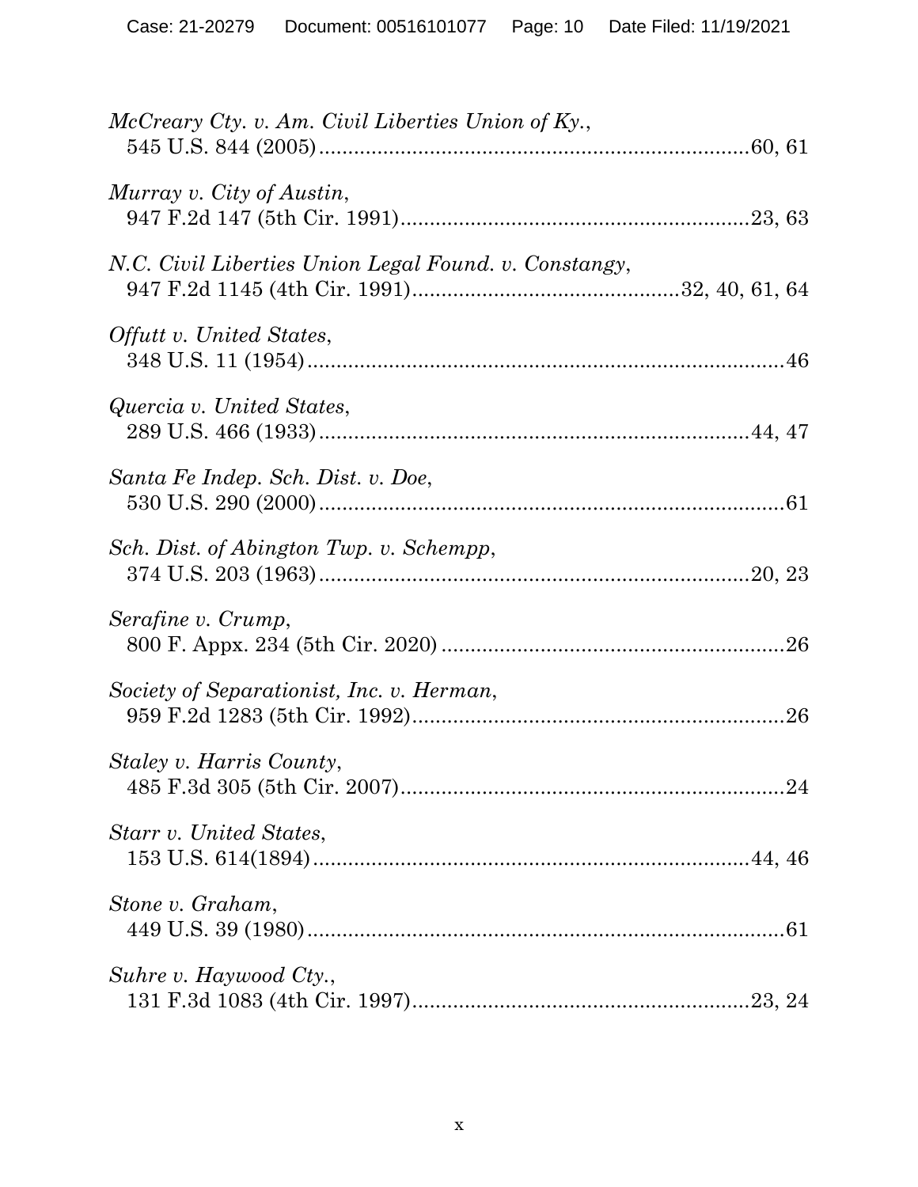*McCreary Cty. v. Am. Civil Liberties Union of Ky.*,
545 U.S. 844 (2005)..........................................................................60, 61

*Murray v. City of Austin*,
947 F.2d 147 (5th Cir. 1991)............................................................23, 63

*N.C. Civil Liberties Union Legal Found. v. Constangy*,
947 F.2d 1145 (4th Cir. 1991)............................................32, 40, 61, 64

*Offutt v. United States*,
348 U.S. 11 (1954)..................................................................................46

*Quercia v. United States*,
289 U.S. 466 (1933)..........................................................................44, 47

*Santa Fe Indep. Sch. Dist. v. Doe*,
530 U.S. 290 (2000)................................................................................61

*Sch. Dist. of Abington Twp. v. Schempp*,
374 U.S. 203 (1963)..........................................................................20, 23

*Serafine v. Crump*,
800 F. Appx. 234 (5th Cir. 2020) ...........................................................26

*Society of Separationist, Inc. v. Herman*,
959 F.2d 1283 (5th Cir. 1992)................................................................26

*Staley v. Harris County*,
485 F.3d 305 (5th Cir. 2007)..................................................................24

*Starr v. United States*,
153 U.S. 614(1894)............................................................................44, 46

*Stone v. Graham*,
449 U.S. 39 (1980)..................................................................................61

*Suhre v. Haywood Cty.*,
131 F.3d 1083 (4th Cir. 1997)..........................................................23, 24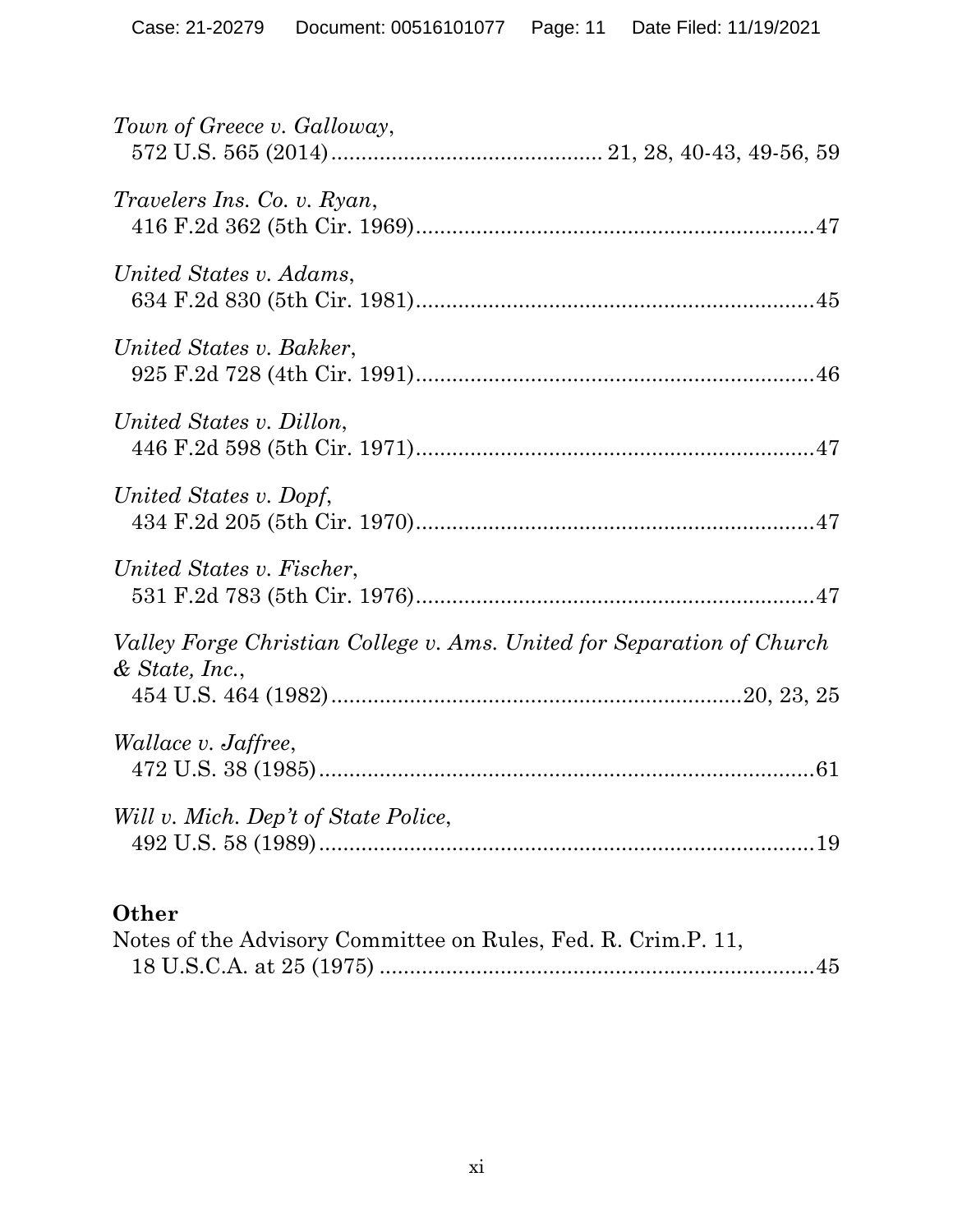*Town of Greece v. Galloway*,
572 U.S. 565 (2014) ........................................... 21, 28, 40-43, 49-56, 59

*Travelers Ins. Co. v. Ryan*,
416 F.2d 362 (5th Cir. 1969) ................................................................. 47

*United States v. Adams*,
634 F.2d 830 (5th Cir. 1981) ................................................................. 45

*United States v. Bakker*,
925 F.2d 728 (4th Cir. 1991) ................................................................. 46

*United States v. Dillon*,
446 F.2d 598 (5th Cir. 1971) ................................................................. 47

*United States v. Dopf*,
434 F.2d 205 (5th Cir. 1970) ................................................................. 47

*United States v. Fischer*,
531 F.2d 783 (5th Cir. 1976) ................................................................. 47

*Valley Forge Christian College v. Ams. United for Separation of Church & State, Inc.*,
454 U.S. 464 (1982) ................................................................... 20, 23, 25

*Wallace v. Jaffree*,
472 U.S. 38 (1985) ................................................................................ 61

*Will v. Mich. Dep't of State Police*,
492 U.S. 58 (1989) ................................................................................ 19

**Other**

Notes of the Advisory Committee on Rules, Fed. R. Crim.P. 11,
18 U.S.C.A. at 25 (1975) ...................................................................... 45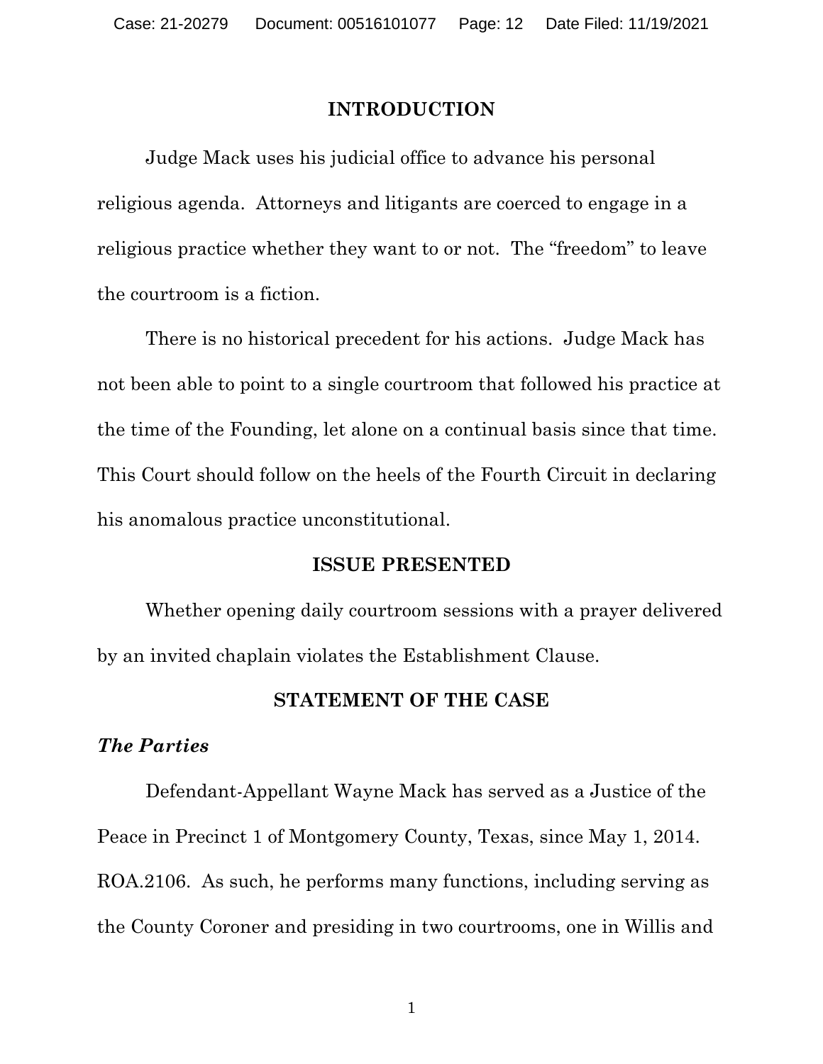## INTRODUCTION

Judge Mack uses his judicial office to advance his personal religious agenda. Attorneys and litigants are coerced to engage in a religious practice whether they want to or not. The "freedom" to leave the courtroom is a fiction.

There is no historical precedent for his actions. Judge Mack has not been able to point to a single courtroom that followed his practice at the time of the Founding, let alone on a continual basis since that time. This Court should follow on the heels of the Fourth Circuit in declaring his anomalous practice unconstitutional.

## ISSUE PRESENTED

Whether opening daily courtroom sessions with a prayer delivered by an invited chaplain violates the Establishment Clause.

## STATEMENT OF THE CASE

### *The Parties*

Defendant-Appellant Wayne Mack has served as a Justice of the Peace in Precinct 1 of Montgomery County, Texas, since May 1, 2014. ROA.2106. As such, he performs many functions, including serving as the County Coroner and presiding in two courtrooms, one in Willis and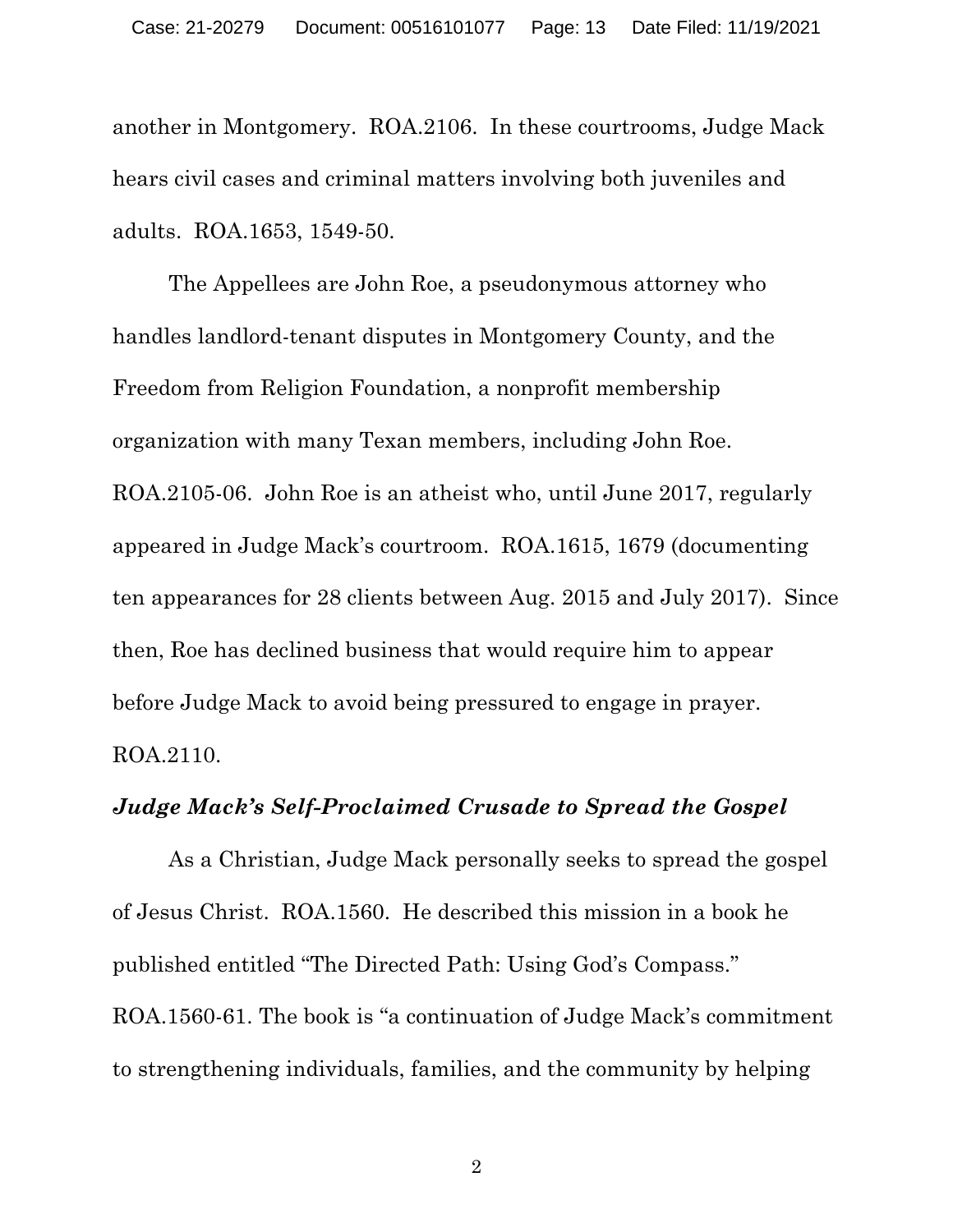another in Montgomery. ROA.2106. In these courtrooms, Judge Mack hears civil cases and criminal matters involving both juveniles and adults. ROA.1653, 1549-50.

The Appellees are John Roe, a pseudonymous attorney who handles landlord-tenant disputes in Montgomery County, and the Freedom from Religion Foundation, a nonprofit membership organization with many Texan members, including John Roe. ROA.2105-06. John Roe is an atheist who, until June 2017, regularly appeared in Judge Mack's courtroom. ROA.1615, 1679 (documenting ten appearances for 28 clients between Aug. 2015 and July 2017). Since then, Roe has declined business that would require him to appear before Judge Mack to avoid being pressured to engage in prayer. ROA.2110.

***Judge Mack's Self-Proclaimed Crusade to Spread the Gospel***

As a Christian, Judge Mack personally seeks to spread the gospel of Jesus Christ. ROA.1560. He described this mission in a book he published entitled "The Directed Path: Using God's Compass." ROA.1560-61. The book is "a continuation of Judge Mack's commitment to strengthening individuals, families, and the community by helping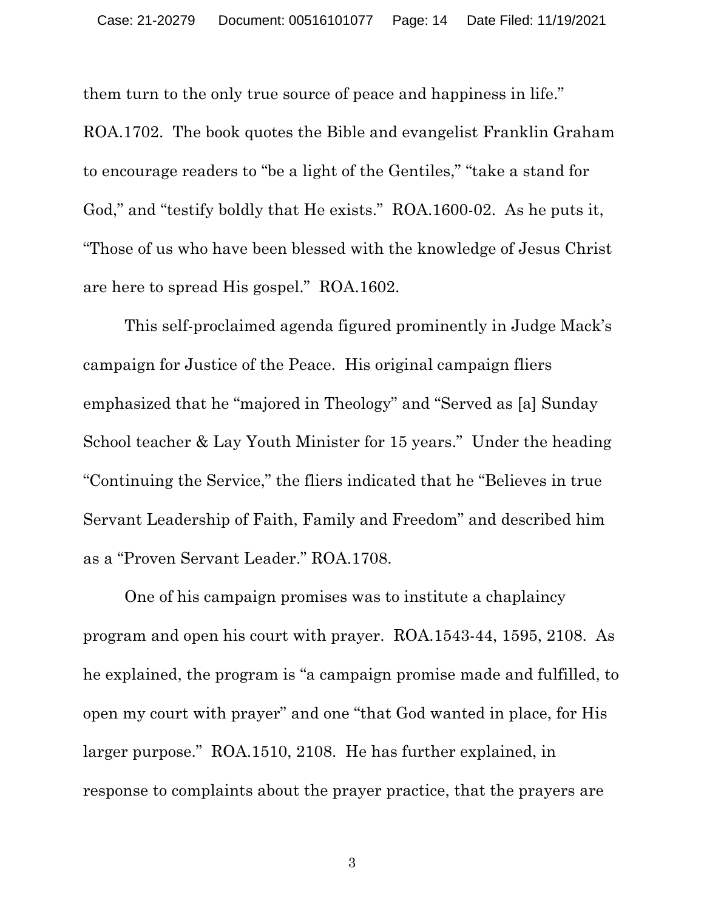them turn to the only true source of peace and happiness in life." ROA.1702. The book quotes the Bible and evangelist Franklin Graham to encourage readers to "be a light of the Gentiles," "take a stand for God," and "testify boldly that He exists." ROA.1600-02. As he puts it, "Those of us who have been blessed with the knowledge of Jesus Christ are here to spread His gospel." ROA.1602.

This self-proclaimed agenda figured prominently in Judge Mack's campaign for Justice of the Peace. His original campaign fliers emphasized that he "majored in Theology" and "Served as [a] Sunday School teacher & Lay Youth Minister for 15 years." Under the heading "Continuing the Service," the fliers indicated that he "Believes in true Servant Leadership of Faith, Family and Freedom" and described him as a "Proven Servant Leader." ROA.1708.

One of his campaign promises was to institute a chaplaincy program and open his court with prayer. ROA.1543-44, 1595, 2108. As he explained, the program is "a campaign promise made and fulfilled, to open my court with prayer" and one "that God wanted in place, for His larger purpose." ROA.1510, 2108. He has further explained, in response to complaints about the prayer practice, that the prayers are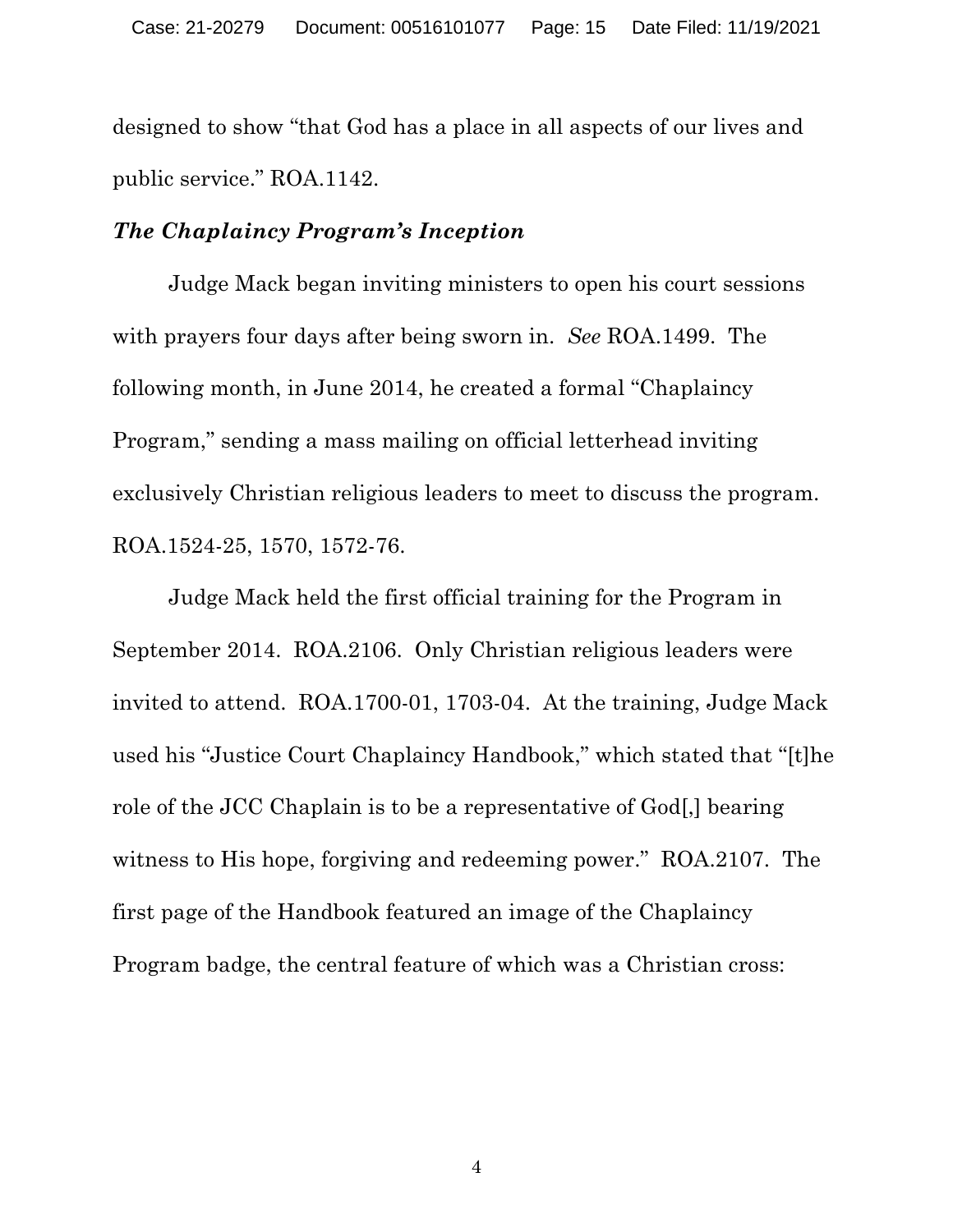designed to show "that God has a place in all aspects of our lives and public service." ROA.1142.

***The Chaplaincy Program's Inception***

Judge Mack began inviting ministers to open his court sessions with prayers four days after being sworn in. *See* ROA.1499. The following month, in June 2014, he created a formal "Chaplaincy Program," sending a mass mailing on official letterhead inviting exclusively Christian religious leaders to meet to discuss the program. ROA.1524-25, 1570, 1572-76.

Judge Mack held the first official training for the Program in September 2014. ROA.2106. Only Christian religious leaders were invited to attend. ROA.1700-01, 1703-04. At the training, Judge Mack used his "Justice Court Chaplaincy Handbook," which stated that "[t]he role of the JCC Chaplain is to be a representative of God[,] bearing witness to His hope, forgiving and redeeming power." ROA.2107. The first page of the Handbook featured an image of the Chaplaincy Program badge, the central feature of which was a Christian cross: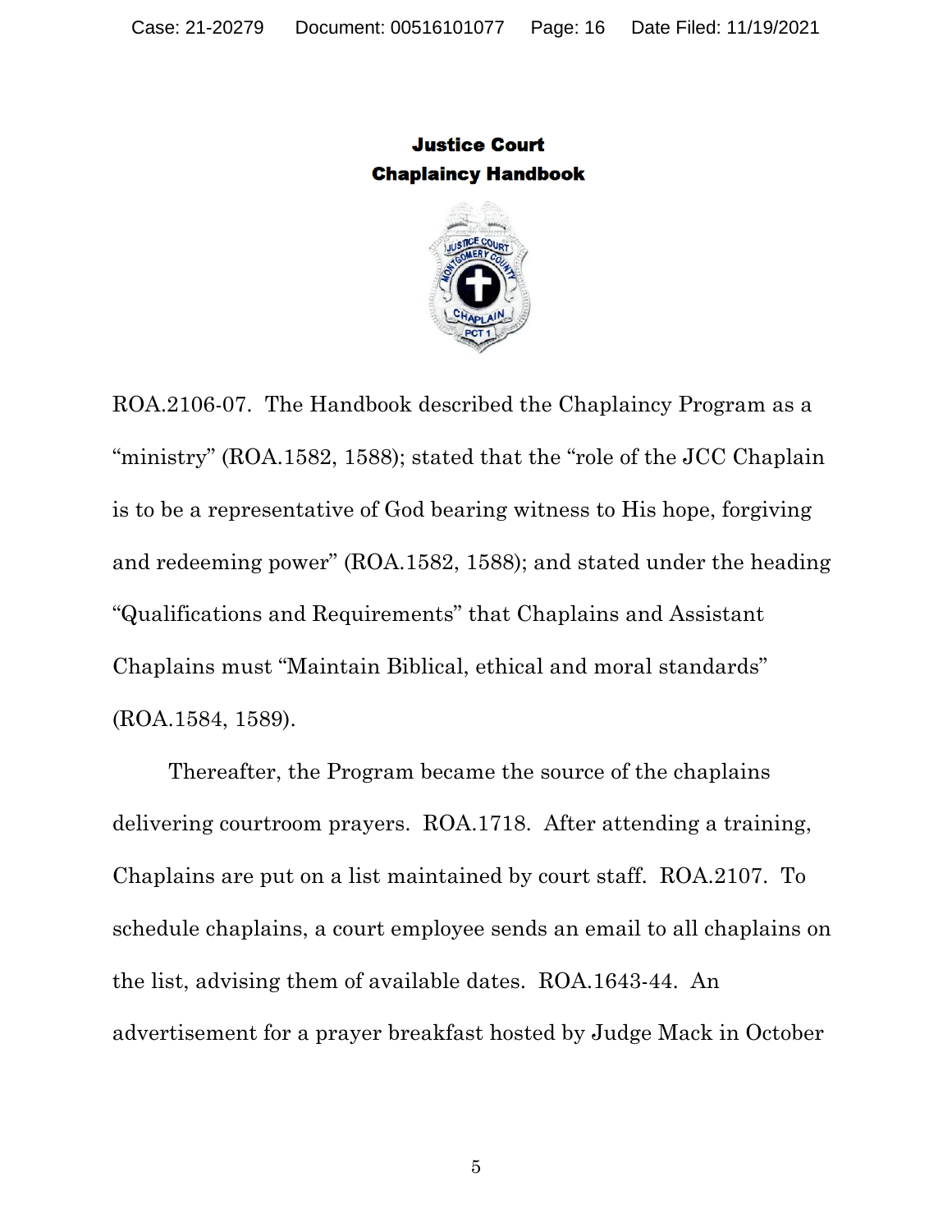**Justice Court**
**Chaplaincy Handbook**

ROA.2106-07. The Handbook described the Chaplaincy Program as a "ministry" (ROA.1582, 1588); stated that the "role of the JCC Chaplain is to be a representative of God bearing witness to His hope, forgiving and redeeming power" (ROA.1582, 1588); and stated under the heading "Qualifications and Requirements" that Chaplains and Assistant Chaplains must "Maintain Biblical, ethical and moral standards" (ROA.1584, 1589).

Thereafter, the Program became the source of the chaplains delivering courtroom prayers. ROA.1718. After attending a training, Chaplains are put on a list maintained by court staff. ROA.2107. To schedule chaplains, a court employee sends an email to all chaplains on the list, advising them of available dates. ROA.1643-44. An advertisement for a prayer breakfast hosted by Judge Mack in October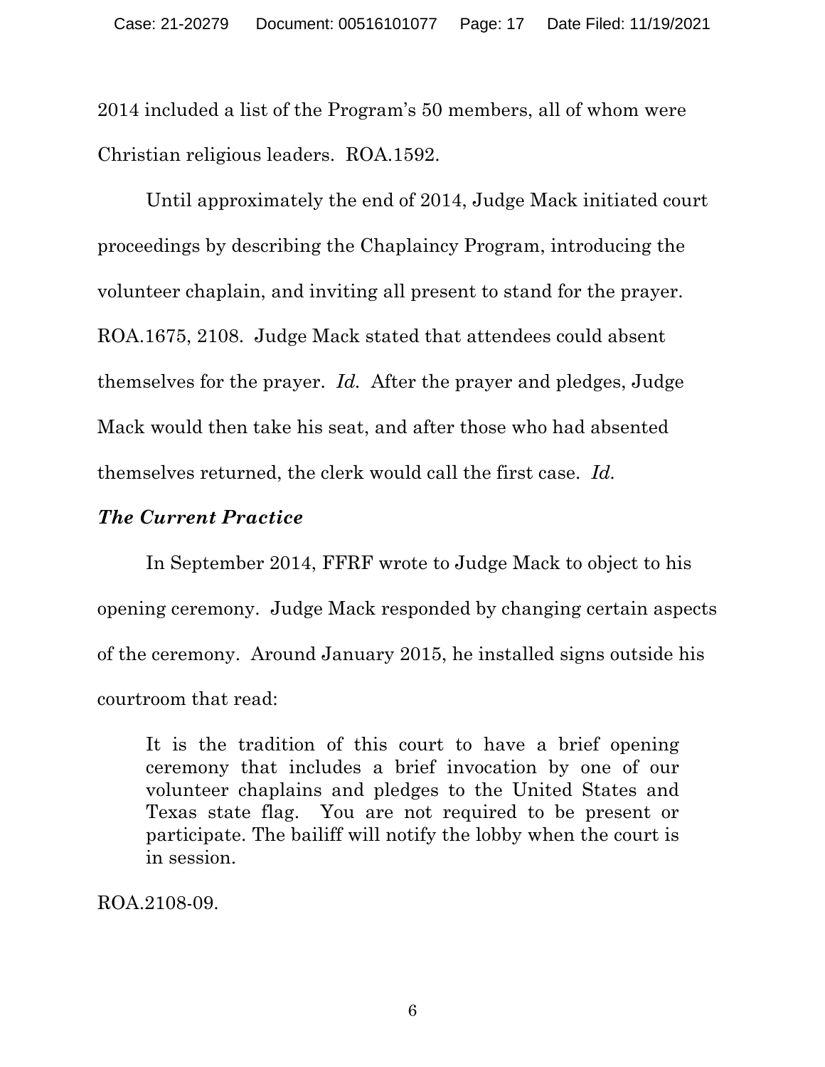2014 included a list of the Program's 50 members, all of whom were Christian religious leaders. ROA.1592.

Until approximately the end of 2014, Judge Mack initiated court proceedings by describing the Chaplaincy Program, introducing the volunteer chaplain, and inviting all present to stand for the prayer. ROA.1675, 2108. Judge Mack stated that attendees could absent themselves for the prayer. *Id.* After the prayer and pledges, Judge Mack would then take his seat, and after those who had absented themselves returned, the clerk would call the first case. *Id.*

***The Current Practice***

In September 2014, FFRF wrote to Judge Mack to object to his opening ceremony. Judge Mack responded by changing certain aspects of the ceremony. Around January 2015, he installed signs outside his courtroom that read:

> It is the tradition of this court to have a brief opening ceremony that includes a brief invocation by one of our volunteer chaplains and pledges to the United States and Texas state flag. You are not required to be present or participate. The bailiff will notify the lobby when the court is in session.

ROA.2108-09.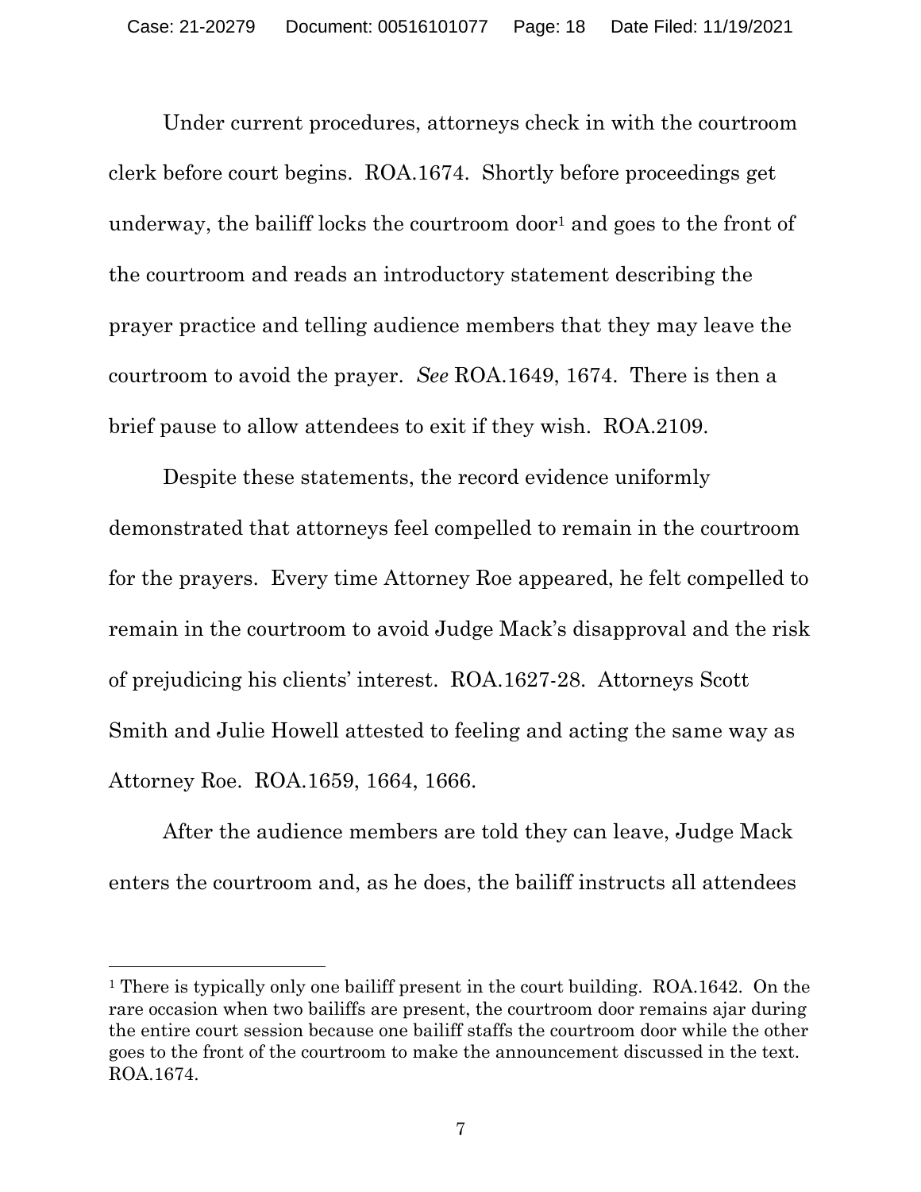Under current procedures, attorneys check in with the courtroom clerk before court begins. ROA.1674. Shortly before proceedings get underway, the bailiff locks the courtroom door[1] and goes to the front of the courtroom and reads an introductory statement describing the prayer practice and telling audience members that they may leave the courtroom to avoid the prayer. *See* ROA.1649, 1674. There is then a brief pause to allow attendees to exit if they wish. ROA.2109.

Despite these statements, the record evidence uniformly demonstrated that attorneys feel compelled to remain in the courtroom for the prayers. Every time Attorney Roe appeared, he felt compelled to remain in the courtroom to avoid Judge Mack's disapproval and the risk of prejudicing his clients' interest. ROA.1627-28. Attorneys Scott Smith and Julie Howell attested to feeling and acting the same way as Attorney Roe. ROA.1659, 1664, 1666.

After the audience members are told they can leave, Judge Mack enters the courtroom and, as he does, the bailiff instructs all attendees

[1] There is typically only one bailiff present in the court building. ROA.1642. On the rare occasion when two bailiffs are present, the courtroom door remains ajar during the entire court session because one bailiff staffs the courtroom door while the other goes to the front of the courtroom to make the announcement discussed in the text. ROA.1674.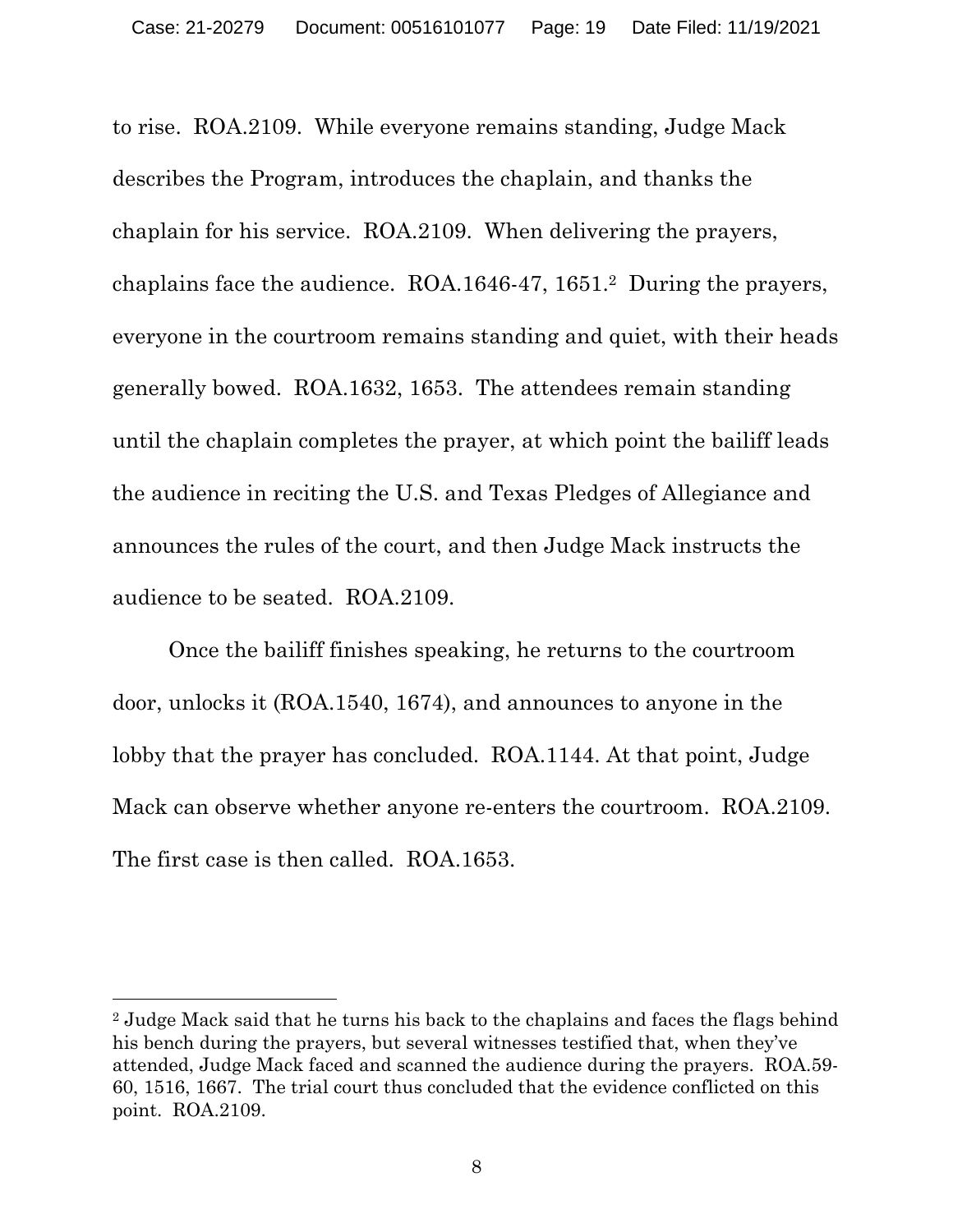to rise. ROA.2109. While everyone remains standing, Judge Mack describes the Program, introduces the chaplain, and thanks the chaplain for his service. ROA.2109. When delivering the prayers, chaplains face the audience. ROA.1646-47, 1651.[2] During the prayers, everyone in the courtroom remains standing and quiet, with their heads generally bowed. ROA.1632, 1653. The attendees remain standing until the chaplain completes the prayer, at which point the bailiff leads the audience in reciting the U.S. and Texas Pledges of Allegiance and announces the rules of the court, and then Judge Mack instructs the audience to be seated. ROA.2109.

Once the bailiff finishes speaking, he returns to the courtroom door, unlocks it (ROA.1540, 1674), and announces to anyone in the lobby that the prayer has concluded. ROA.1144. At that point, Judge Mack can observe whether anyone re-enters the courtroom. ROA.2109. The first case is then called. ROA.1653.

[2] Judge Mack said that he turns his back to the chaplains and faces the flags behind his bench during the prayers, but several witnesses testified that, when they've attended, Judge Mack faced and scanned the audience during the prayers. ROA.59-60, 1516, 1667. The trial court thus concluded that the evidence conflicted on this point. ROA.2109.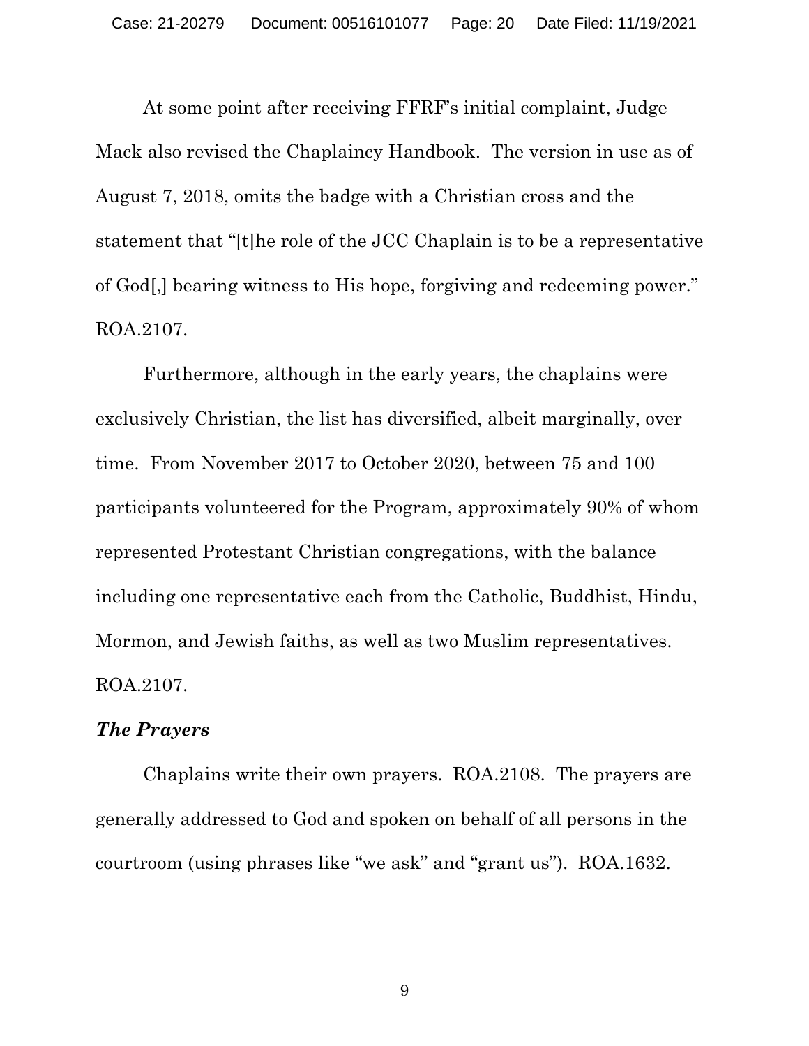At some point after receiving FFRF's initial complaint, Judge Mack also revised the Chaplaincy Handbook. The version in use as of August 7, 2018, omits the badge with a Christian cross and the statement that "[t]he role of the JCC Chaplain is to be a representative of God[,] bearing witness to His hope, forgiving and redeeming power." ROA.2107.

Furthermore, although in the early years, the chaplains were exclusively Christian, the list has diversified, albeit marginally, over time. From November 2017 to October 2020, between 75 and 100 participants volunteered for the Program, approximately 90% of whom represented Protestant Christian congregations, with the balance including one representative each from the Catholic, Buddhist, Hindu, Mormon, and Jewish faiths, as well as two Muslim representatives. ROA.2107.

***The Prayers***

Chaplains write their own prayers. ROA.2108. The prayers are generally addressed to God and spoken on behalf of all persons in the courtroom (using phrases like "we ask" and "grant us"). ROA.1632.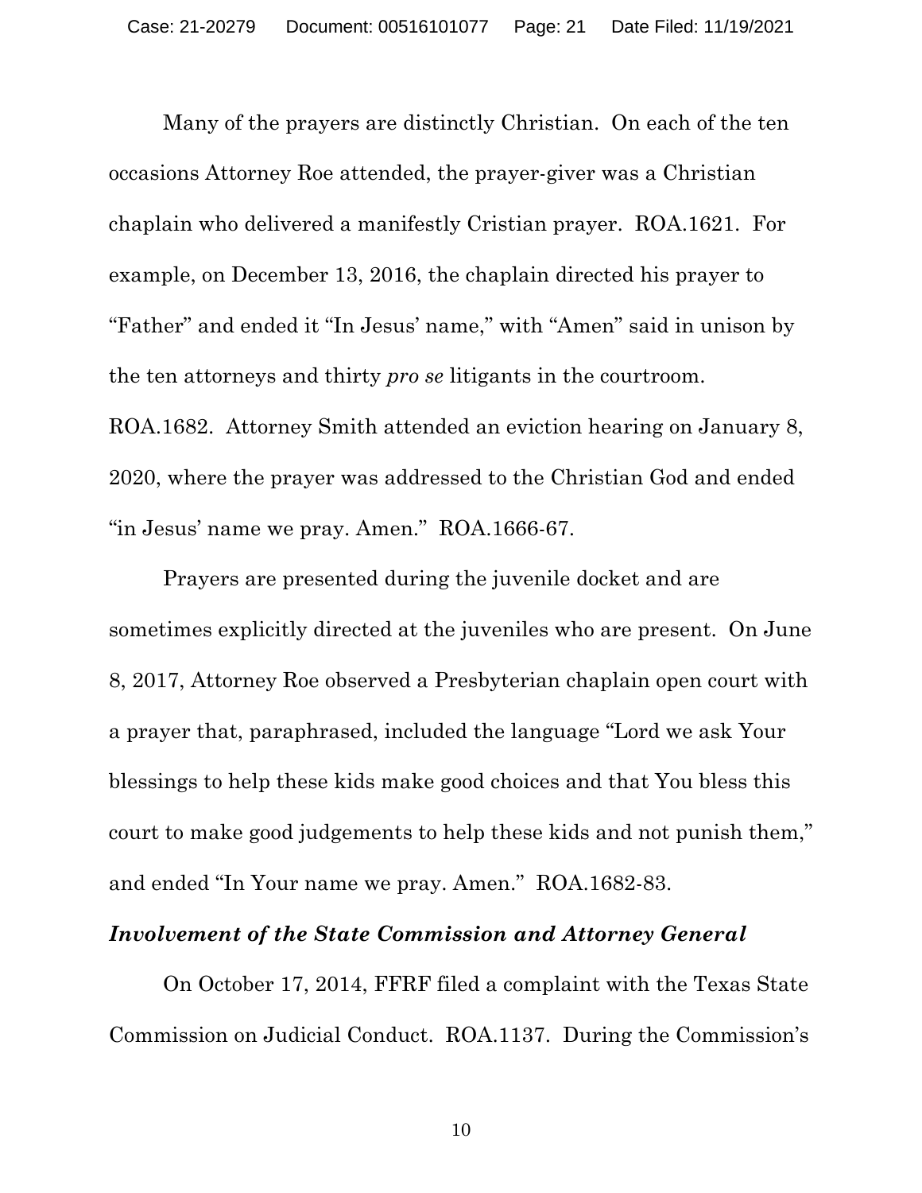Many of the prayers are distinctly Christian. On each of the ten occasions Attorney Roe attended, the prayer-giver was a Christian chaplain who delivered a manifestly Cristian prayer. ROA.1621. For example, on December 13, 2016, the chaplain directed his prayer to "Father" and ended it "In Jesus' name," with "Amen" said in unison by the ten attorneys and thirty *pro se* litigants in the courtroom. ROA.1682. Attorney Smith attended an eviction hearing on January 8, 2020, where the prayer was addressed to the Christian God and ended "in Jesus' name we pray. Amen." ROA.1666-67.

Prayers are presented during the juvenile docket and are sometimes explicitly directed at the juveniles who are present. On June 8, 2017, Attorney Roe observed a Presbyterian chaplain open court with a prayer that, paraphrased, included the language "Lord we ask Your blessings to help these kids make good choices and that You bless this court to make good judgements to help these kids and not punish them," and ended "In Your name we pray. Amen." ROA.1682-83.

***Involvement of the State Commission and Attorney General***

On October 17, 2014, FFRF filed a complaint with the Texas State Commission on Judicial Conduct. ROA.1137. During the Commission's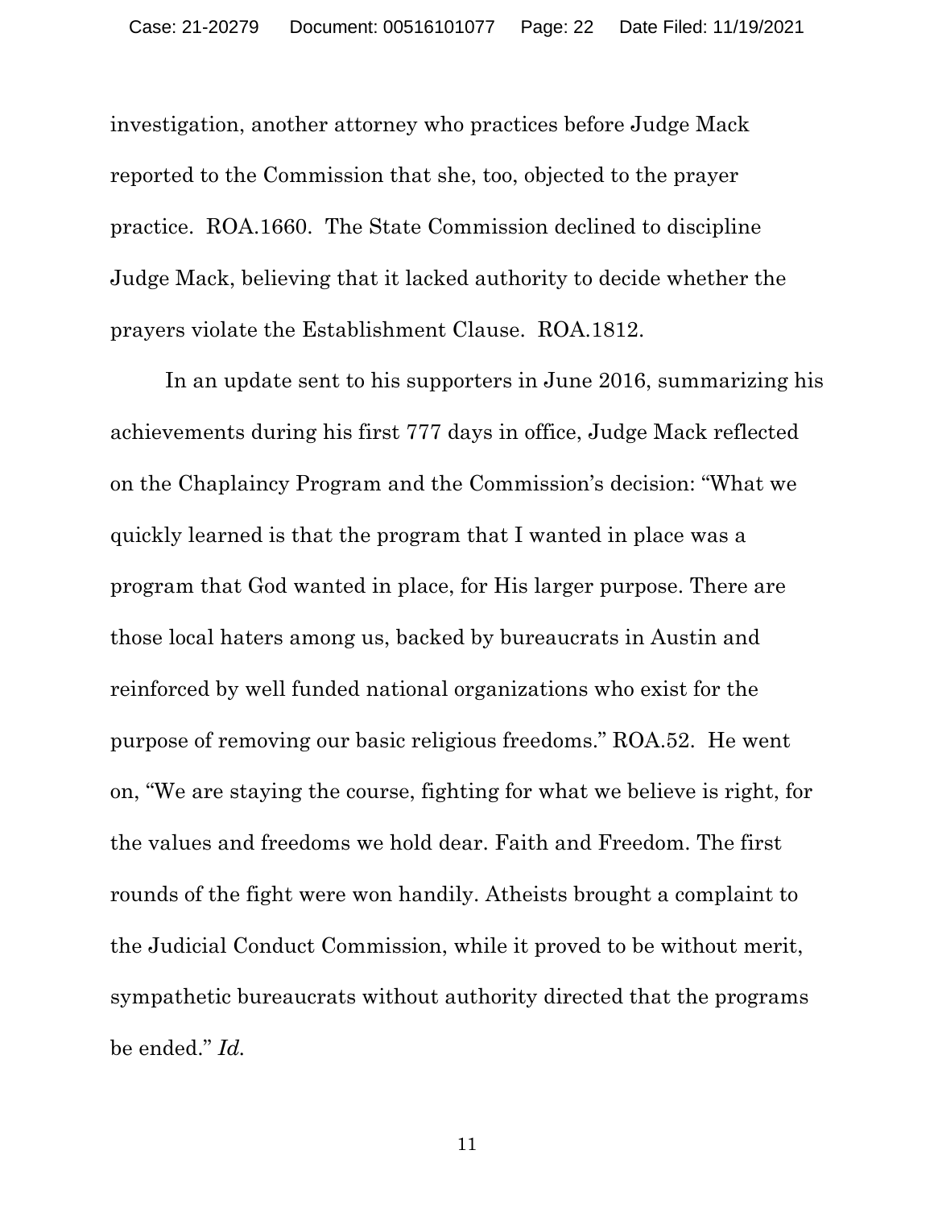investigation, another attorney who practices before Judge Mack reported to the Commission that she, too, objected to the prayer practice. ROA.1660. The State Commission declined to discipline Judge Mack, believing that it lacked authority to decide whether the prayers violate the Establishment Clause. ROA.1812.

In an update sent to his supporters in June 2016, summarizing his achievements during his first 777 days in office, Judge Mack reflected on the Chaplaincy Program and the Commission's decision: "What we quickly learned is that the program that I wanted in place was a program that God wanted in place, for His larger purpose. There are those local haters among us, backed by bureaucrats in Austin and reinforced by well funded national organizations who exist for the purpose of removing our basic religious freedoms." ROA.52. He went on, "We are staying the course, fighting for what we believe is right, for the values and freedoms we hold dear. Faith and Freedom. The first rounds of the fight were won handily. Atheists brought a complaint to the Judicial Conduct Commission, while it proved to be without merit, sympathetic bureaucrats without authority directed that the programs be ended." *Id.*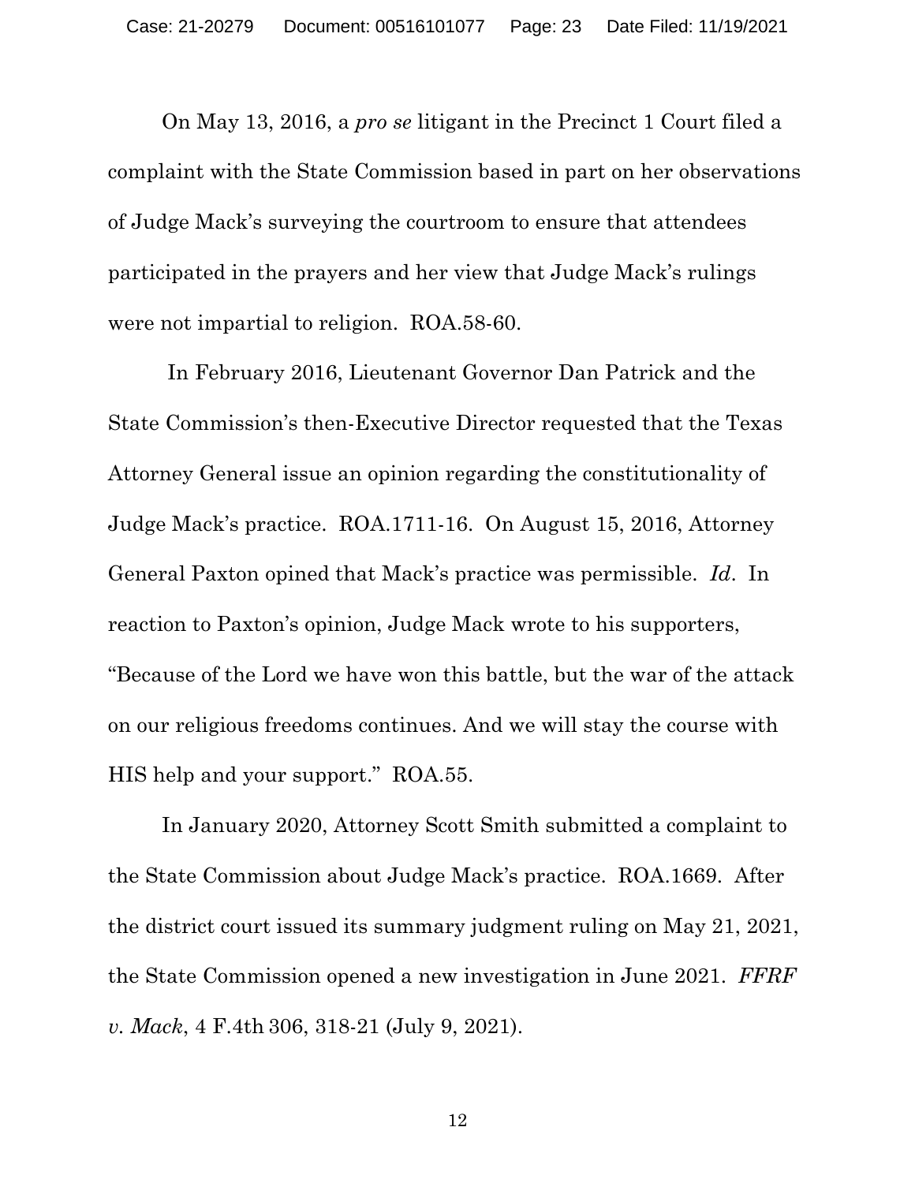On May 13, 2016, a *pro se* litigant in the Precinct 1 Court filed a complaint with the State Commission based in part on her observations of Judge Mack's surveying the courtroom to ensure that attendees participated in the prayers and her view that Judge Mack's rulings were not impartial to religion. ROA.58-60.

In February 2016, Lieutenant Governor Dan Patrick and the State Commission's then-Executive Director requested that the Texas Attorney General issue an opinion regarding the constitutionality of Judge Mack's practice. ROA.1711-16. On August 15, 2016, Attorney General Paxton opined that Mack's practice was permissible. *Id*. In reaction to Paxton's opinion, Judge Mack wrote to his supporters, "Because of the Lord we have won this battle, but the war of the attack on our religious freedoms continues. And we will stay the course with HIS help and your support." ROA.55.

In January 2020, Attorney Scott Smith submitted a complaint to the State Commission about Judge Mack's practice. ROA.1669. After the district court issued its summary judgment ruling on May 21, 2021, the State Commission opened a new investigation in June 2021. *FFRF v. Mack*, 4 F.4th 306, 318-21 (July 9, 2021).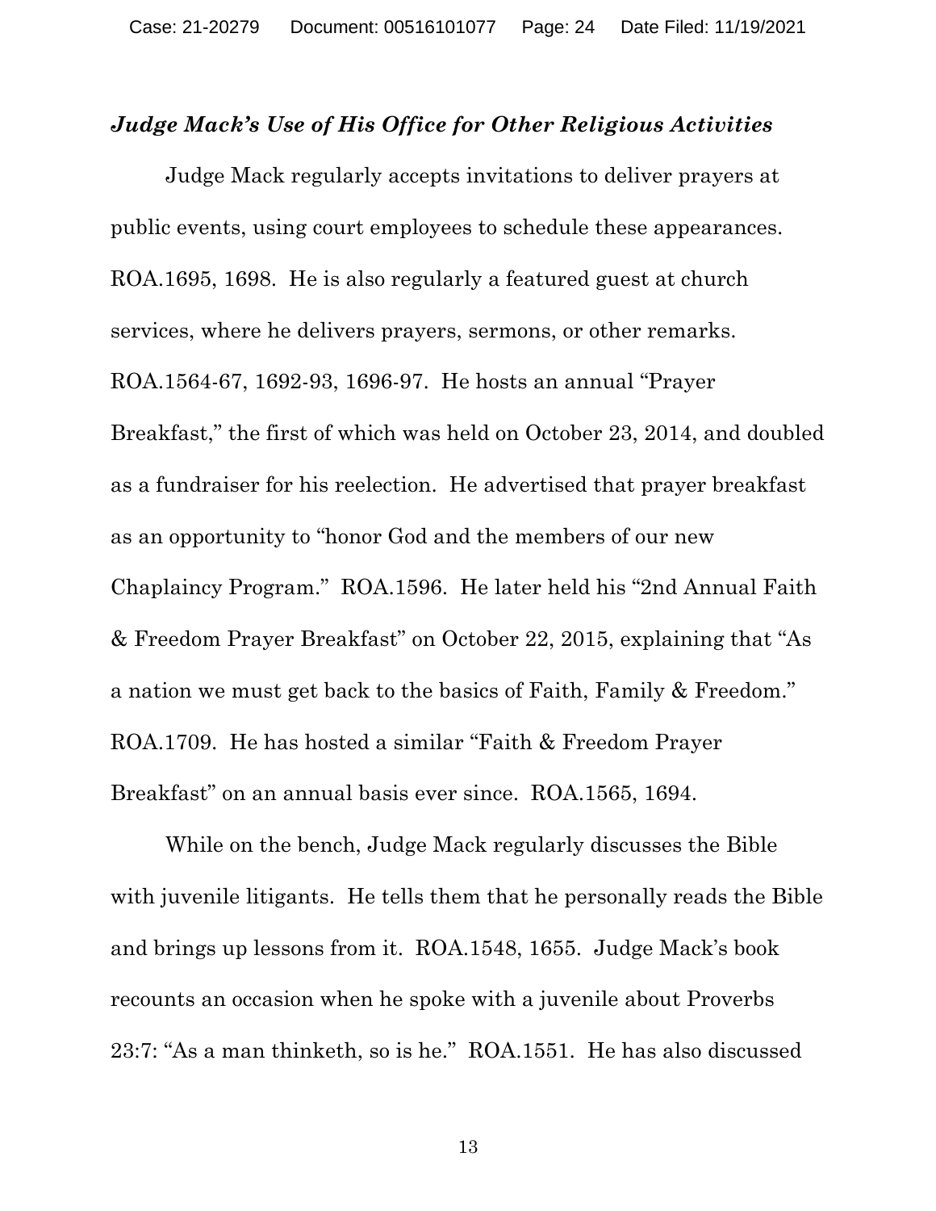***Judge Mack's Use of His Office for Other Religious Activities***

Judge Mack regularly accepts invitations to deliver prayers at public events, using court employees to schedule these appearances. ROA.1695, 1698. He is also regularly a featured guest at church services, where he delivers prayers, sermons, or other remarks. ROA.1564-67, 1692-93, 1696-97. He hosts an annual "Prayer Breakfast," the first of which was held on October 23, 2014, and doubled as a fundraiser for his reelection. He advertised that prayer breakfast as an opportunity to "honor God and the members of our new Chaplaincy Program." ROA.1596. He later held his "2nd Annual Faith & Freedom Prayer Breakfast" on October 22, 2015, explaining that "As a nation we must get back to the basics of Faith, Family & Freedom." ROA.1709. He has hosted a similar "Faith & Freedom Prayer Breakfast" on an annual basis ever since. ROA.1565, 1694.

While on the bench, Judge Mack regularly discusses the Bible with juvenile litigants. He tells them that he personally reads the Bible and brings up lessons from it. ROA.1548, 1655. Judge Mack's book recounts an occasion when he spoke with a juvenile about Proverbs 23:7: "As a man thinketh, so is he." ROA.1551. He has also discussed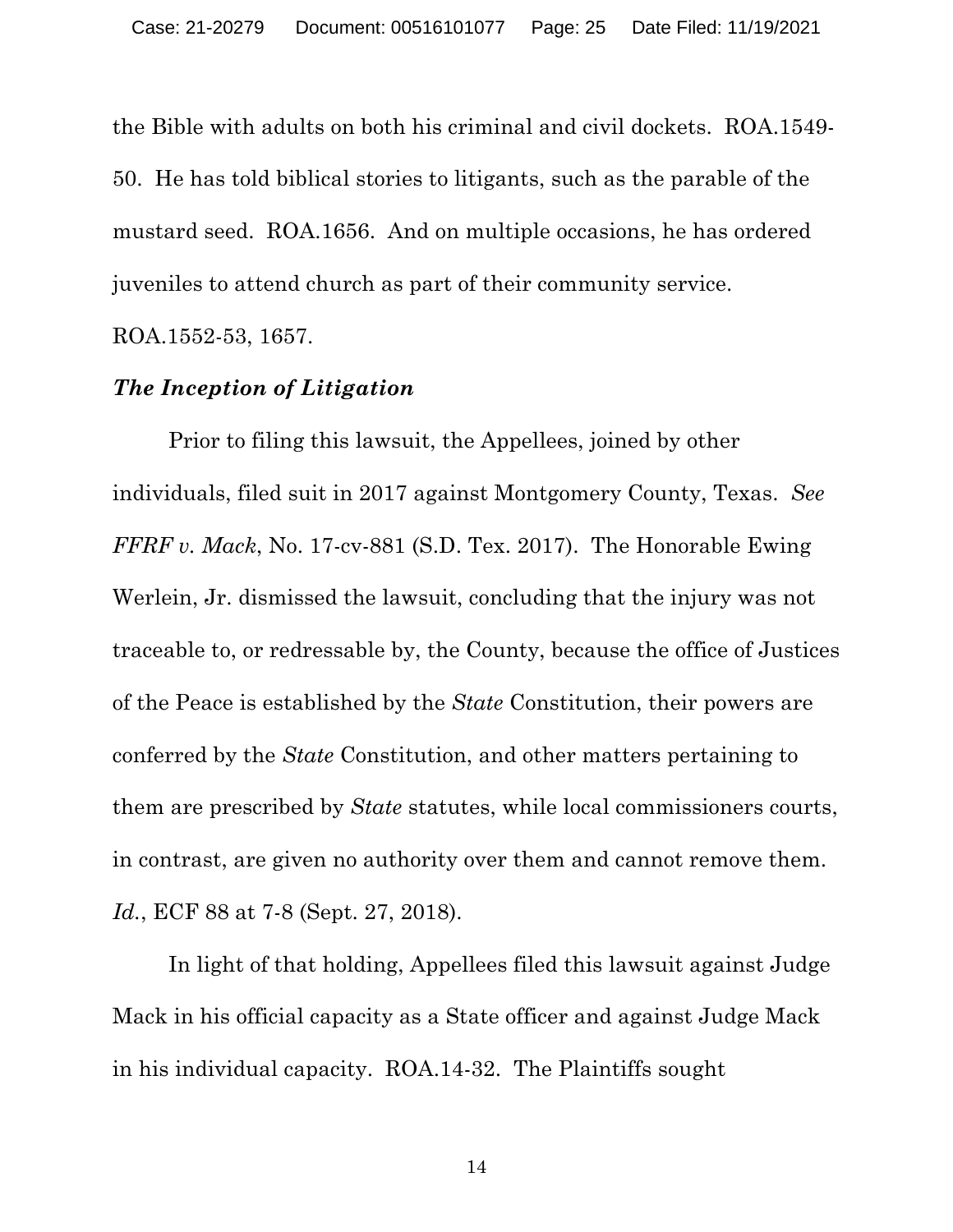the Bible with adults on both his criminal and civil dockets. ROA.1549-50. He has told biblical stories to litigants, such as the parable of the mustard seed. ROA.1656. And on multiple occasions, he has ordered juveniles to attend church as part of their community service. ROA.1552-53, 1657.

### *The Inception of Litigation*

Prior to filing this lawsuit, the Appellees, joined by other individuals, filed suit in 2017 against Montgomery County, Texas. *See FFRF v. Mack*, No. 17-cv-881 (S.D. Tex. 2017). The Honorable Ewing Werlein, Jr. dismissed the lawsuit, concluding that the injury was not traceable to, or redressable by, the County, because the office of Justices of the Peace is established by the *State* Constitution, their powers are conferred by the *State* Constitution, and other matters pertaining to them are prescribed by *State* statutes, while local commissioners courts, in contrast, are given no authority over them and cannot remove them. *Id.*, ECF 88 at 7-8 (Sept. 27, 2018).

In light of that holding, Appellees filed this lawsuit against Judge Mack in his official capacity as a State officer and against Judge Mack in his individual capacity. ROA.14-32. The Plaintiffs sought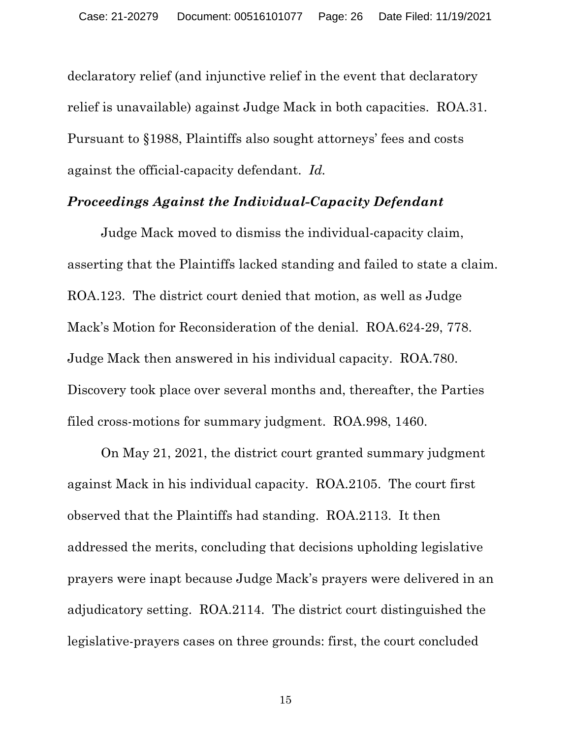declaratory relief (and injunctive relief in the event that declaratory relief is unavailable) against Judge Mack in both capacities. ROA.31. Pursuant to §1988, Plaintiffs also sought attorneys' fees and costs against the official-capacity defendant. *Id.*

### ***Proceedings Against the Individual-Capacity Defendant***

Judge Mack moved to dismiss the individual-capacity claim, asserting that the Plaintiffs lacked standing and failed to state a claim. ROA.123. The district court denied that motion, as well as Judge Mack's Motion for Reconsideration of the denial. ROA.624-29, 778. Judge Mack then answered in his individual capacity. ROA.780. Discovery took place over several months and, thereafter, the Parties filed cross-motions for summary judgment. ROA.998, 1460.

On May 21, 2021, the district court granted summary judgment against Mack in his individual capacity. ROA.2105. The court first observed that the Plaintiffs had standing. ROA.2113. It then addressed the merits, concluding that decisions upholding legislative prayers were inapt because Judge Mack's prayers were delivered in an adjudicatory setting. ROA.2114. The district court distinguished the legislative-prayers cases on three grounds: first, the court concluded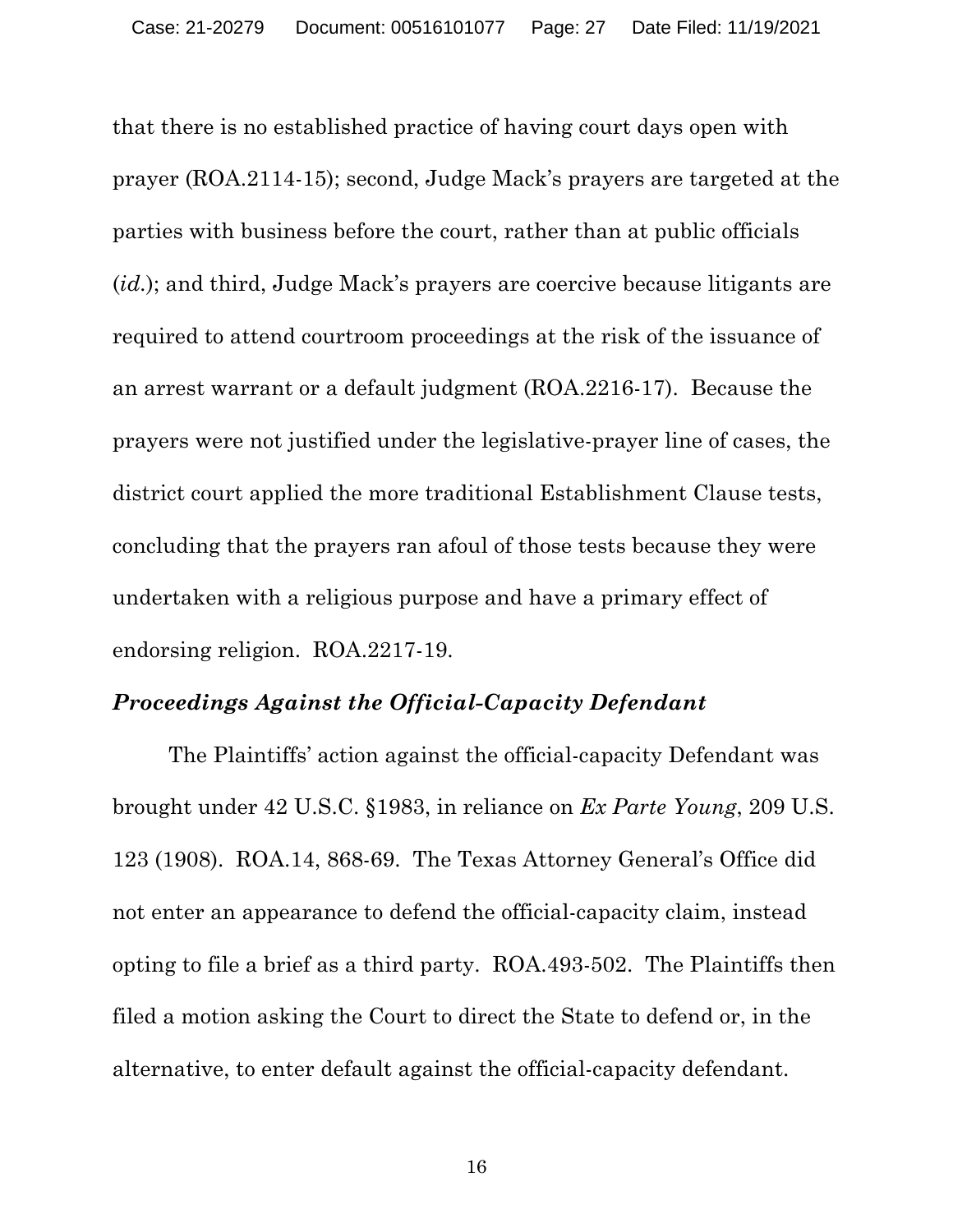that there is no established practice of having court days open with prayer (ROA.2114-15); second, Judge Mack's prayers are targeted at the parties with business before the court, rather than at public officials (*id.*); and third, Judge Mack's prayers are coercive because litigants are required to attend courtroom proceedings at the risk of the issuance of an arrest warrant or a default judgment (ROA.2216-17). Because the prayers were not justified under the legislative-prayer line of cases, the district court applied the more traditional Establishment Clause tests, concluding that the prayers ran afoul of those tests because they were undertaken with a religious purpose and have a primary effect of endorsing religion. ROA.2217-19.

***Proceedings Against the Official-Capacity Defendant***

The Plaintiffs' action against the official-capacity Defendant was brought under 42 U.S.C. §1983, in reliance on *Ex Parte Young*, 209 U.S. 123 (1908). ROA.14, 868-69. The Texas Attorney General's Office did not enter an appearance to defend the official-capacity claim, instead opting to file a brief as a third party. ROA.493-502. The Plaintiffs then filed a motion asking the Court to direct the State to defend or, in the alternative, to enter default against the official-capacity defendant.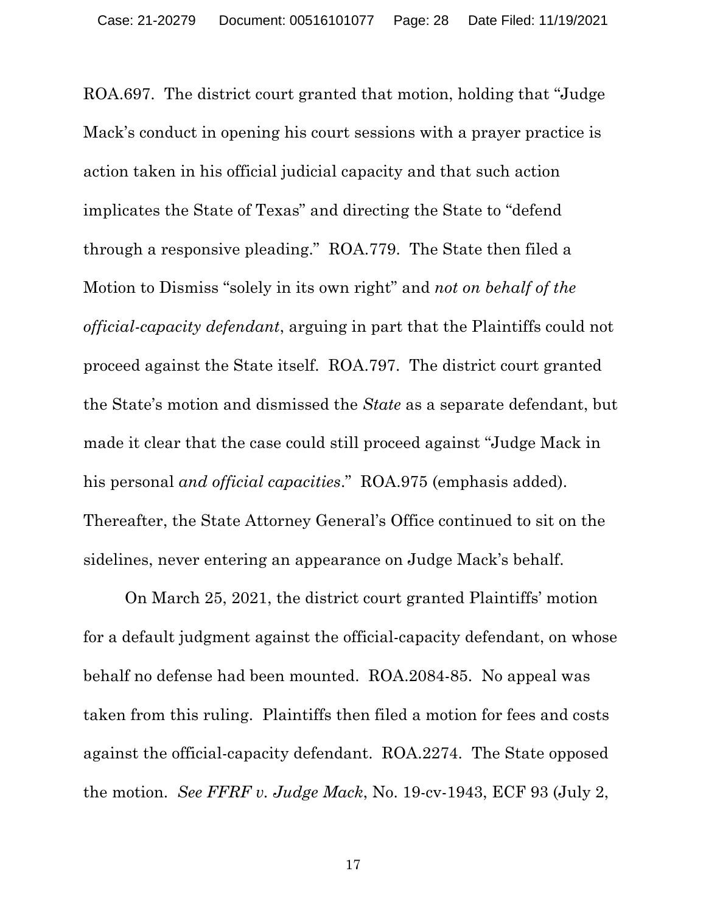ROA.697. The district court granted that motion, holding that "Judge Mack's conduct in opening his court sessions with a prayer practice is action taken in his official judicial capacity and that such action implicates the State of Texas" and directing the State to "defend through a responsive pleading." ROA.779. The State then filed a Motion to Dismiss "solely in its own right" and *not on behalf of the official-capacity defendant*, arguing in part that the Plaintiffs could not proceed against the State itself. ROA.797. The district court granted the State's motion and dismissed the *State* as a separate defendant, but made it clear that the case could still proceed against "Judge Mack in his personal *and official capacities*." ROA.975 (emphasis added). Thereafter, the State Attorney General's Office continued to sit on the sidelines, never entering an appearance on Judge Mack's behalf.

On March 25, 2021, the district court granted Plaintiffs' motion for a default judgment against the official-capacity defendant, on whose behalf no defense had been mounted. ROA.2084-85. No appeal was taken from this ruling. Plaintiffs then filed a motion for fees and costs against the official-capacity defendant. ROA.2274. The State opposed the motion. *See FFRF v. Judge Mack*, No. 19-cv-1943, ECF 93 (July 2,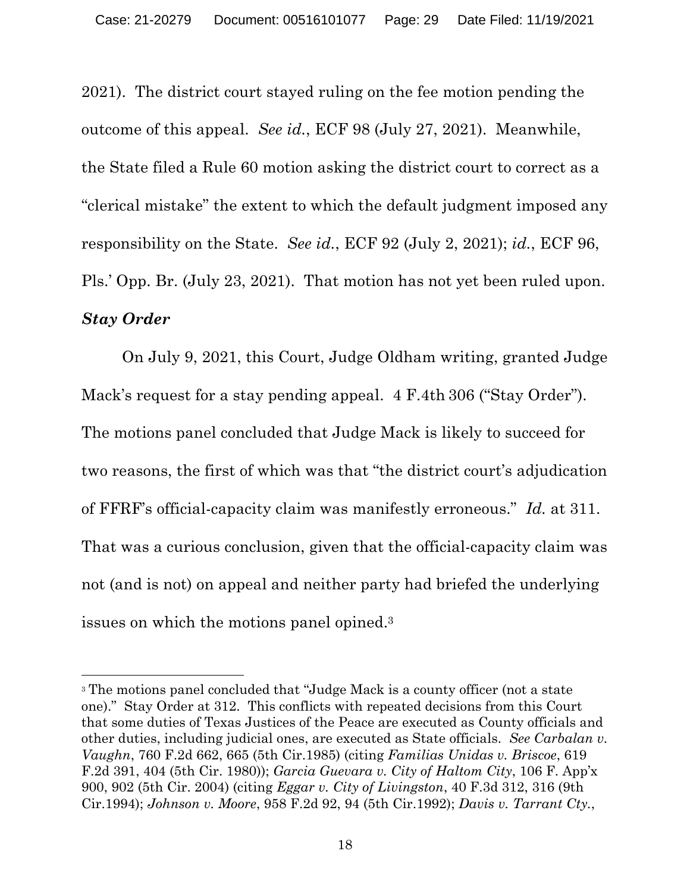2021). The district court stayed ruling on the fee motion pending the outcome of this appeal. *See id.*, ECF 98 (July 27, 2021). Meanwhile, the State filed a Rule 60 motion asking the district court to correct as a "clerical mistake" the extent to which the default judgment imposed any responsibility on the State. *See id.*, ECF 92 (July 2, 2021); *id.*, ECF 96, Pls.' Opp. Br. (July 23, 2021). That motion has not yet been ruled upon.

***Stay Order***

On July 9, 2021, this Court, Judge Oldham writing, granted Judge Mack's request for a stay pending appeal. 4 F.4th 306 ("Stay Order"). The motions panel concluded that Judge Mack is likely to succeed for two reasons, the first of which was that "the district court's adjudication of FFRF's official-capacity claim was manifestly erroneous." *Id.* at 311. That was a curious conclusion, given that the official-capacity claim was not (and is not) on appeal and neither party had briefed the underlying issues on which the motions panel opined.[3]

---

[3] The motions panel concluded that "Judge Mack is a county officer (not a state one)." Stay Order at 312. This conflicts with repeated decisions from this Court that some duties of Texas Justices of the Peace are executed as County officials and other duties, including judicial ones, are executed as State officials. *See Carbalan v. Vaughn*, 760 F.2d 662, 665 (5th Cir.1985) (citing *Familias Unidas v. Briscoe*, 619 F.2d 391, 404 (5th Cir. 1980)); *Garcia Guevara v. City of Haltom City*, 106 F. App'x 900, 902 (5th Cir. 2004) (citing *Eggar v. City of Livingston*, 40 F.3d 312, 316 (9th Cir.1994); *Johnson v. Moore*, 958 F.2d 92, 94 (5th Cir.1992); *Davis v. Tarrant Cty.*,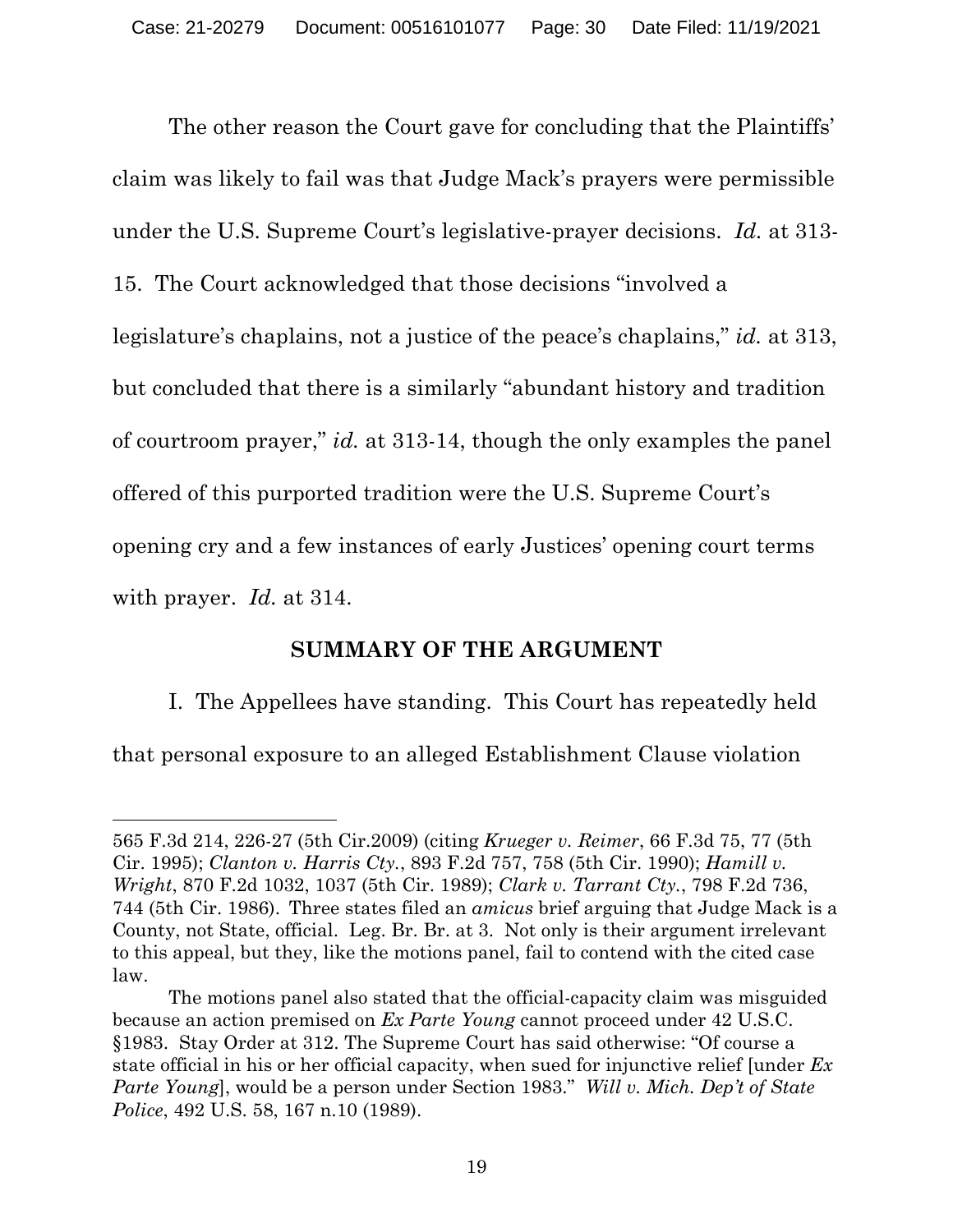The other reason the Court gave for concluding that the Plaintiffs' claim was likely to fail was that Judge Mack's prayers were permissible under the U.S. Supreme Court's legislative-prayer decisions. *Id.* at 313-15. The Court acknowledged that those decisions "involved a legislature's chaplains, not a justice of the peace's chaplains," *id.* at 313, but concluded that there is a similarly "abundant history and tradition of courtroom prayer," *id.* at 313-14, though the only examples the panel offered of this purported tradition were the U.S. Supreme Court's opening cry and a few instances of early Justices' opening court terms with prayer. *Id.* at 314.

## SUMMARY OF THE ARGUMENT

I. The Appellees have standing. This Court has repeatedly held that personal exposure to an alleged Establishment Clause violation

---

565 F.3d 214, 226-27 (5th Cir.2009) (citing *Krueger v. Reimer*, 66 F.3d 75, 77 (5th Cir. 1995); *Clanton v. Harris Cty.*, 893 F.2d 757, 758 (5th Cir. 1990); *Hamill v. Wright*, 870 F.2d 1032, 1037 (5th Cir. 1989); *Clark v. Tarrant Cty.*, 798 F.2d 736, 744 (5th Cir. 1986). Three states filed an *amicus* brief arguing that Judge Mack is a County, not State, official. Leg. Br. Br. at 3. Not only is their argument irrelevant to this appeal, but they, like the motions panel, fail to contend with the cited case law.

The motions panel also stated that the official-capacity claim was misguided because an action premised on *Ex Parte Young* cannot proceed under 42 U.S.C. §1983. Stay Order at 312. The Supreme Court has said otherwise: "Of course a state official in his or her official capacity, when sued for injunctive relief [under *Ex Parte Young*], would be a person under Section 1983." *Will v. Mich. Dep't of State Police*, 492 U.S. 58, 167 n.10 (1989).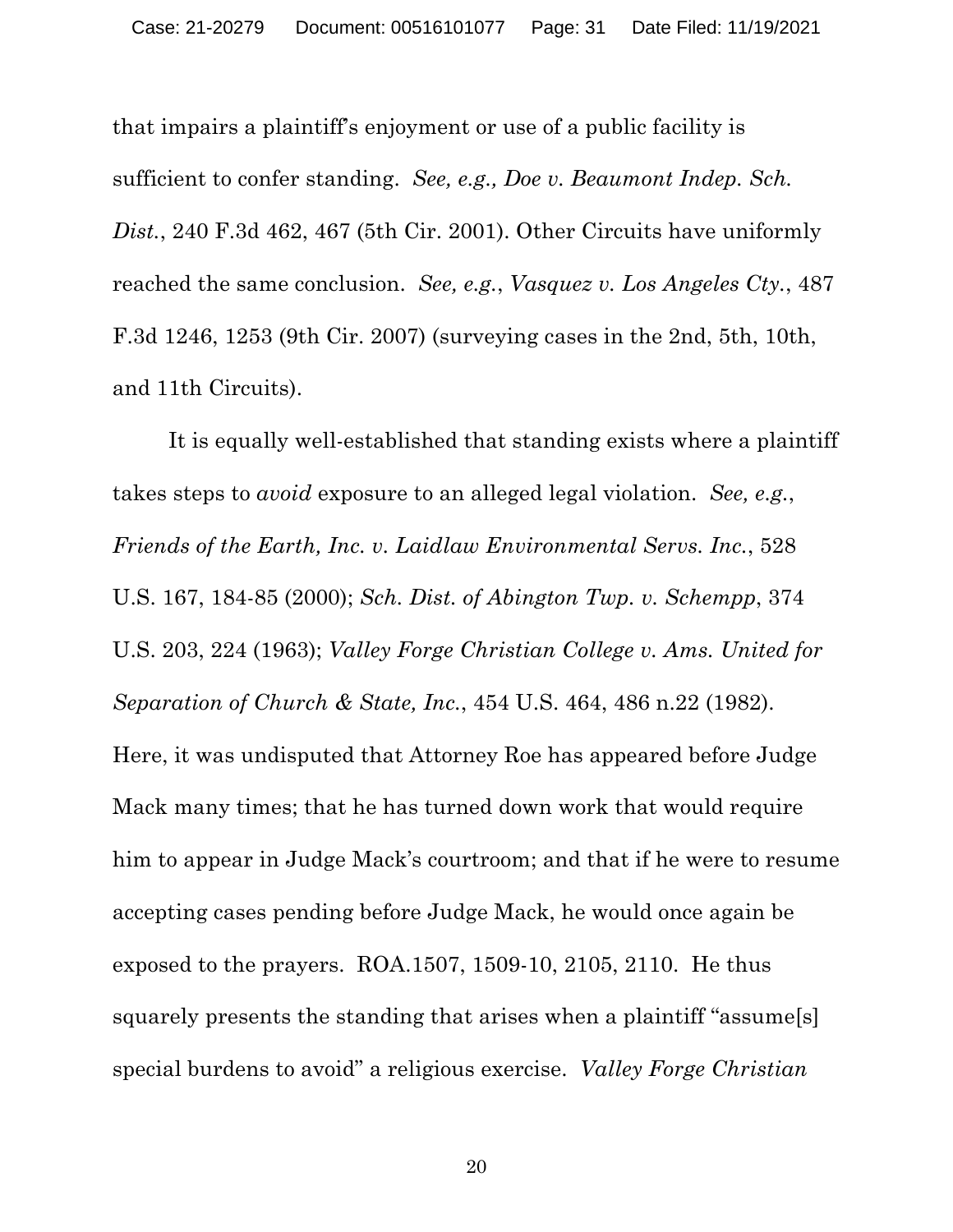that impairs a plaintiff's enjoyment or use of a public facility is sufficient to confer standing. *See, e.g., Doe v. Beaumont Indep. Sch. Dist.*, 240 F.3d 462, 467 (5th Cir. 2001). Other Circuits have uniformly reached the same conclusion. *See, e.g.*, *Vasquez v. Los Angeles Cty.*, 487 F.3d 1246, 1253 (9th Cir. 2007) (surveying cases in the 2nd, 5th, 10th, and 11th Circuits).

It is equally well-established that standing exists where a plaintiff takes steps to *avoid* exposure to an alleged legal violation. *See, e.g.*, *Friends of the Earth, Inc. v. Laidlaw Environmental Servs. Inc.*, 528 U.S. 167, 184-85 (2000); *Sch. Dist. of Abington Twp. v. Schempp*, 374 U.S. 203, 224 (1963); *Valley Forge Christian College v. Ams. United for Separation of Church & State, Inc.*, 454 U.S. 464, 486 n.22 (1982). Here, it was undisputed that Attorney Roe has appeared before Judge Mack many times; that he has turned down work that would require him to appear in Judge Mack's courtroom; and that if he were to resume accepting cases pending before Judge Mack, he would once again be exposed to the prayers. ROA.1507, 1509-10, 2105, 2110. He thus squarely presents the standing that arises when a plaintiff "assume[s] special burdens to avoid" a religious exercise. *Valley Forge Christian*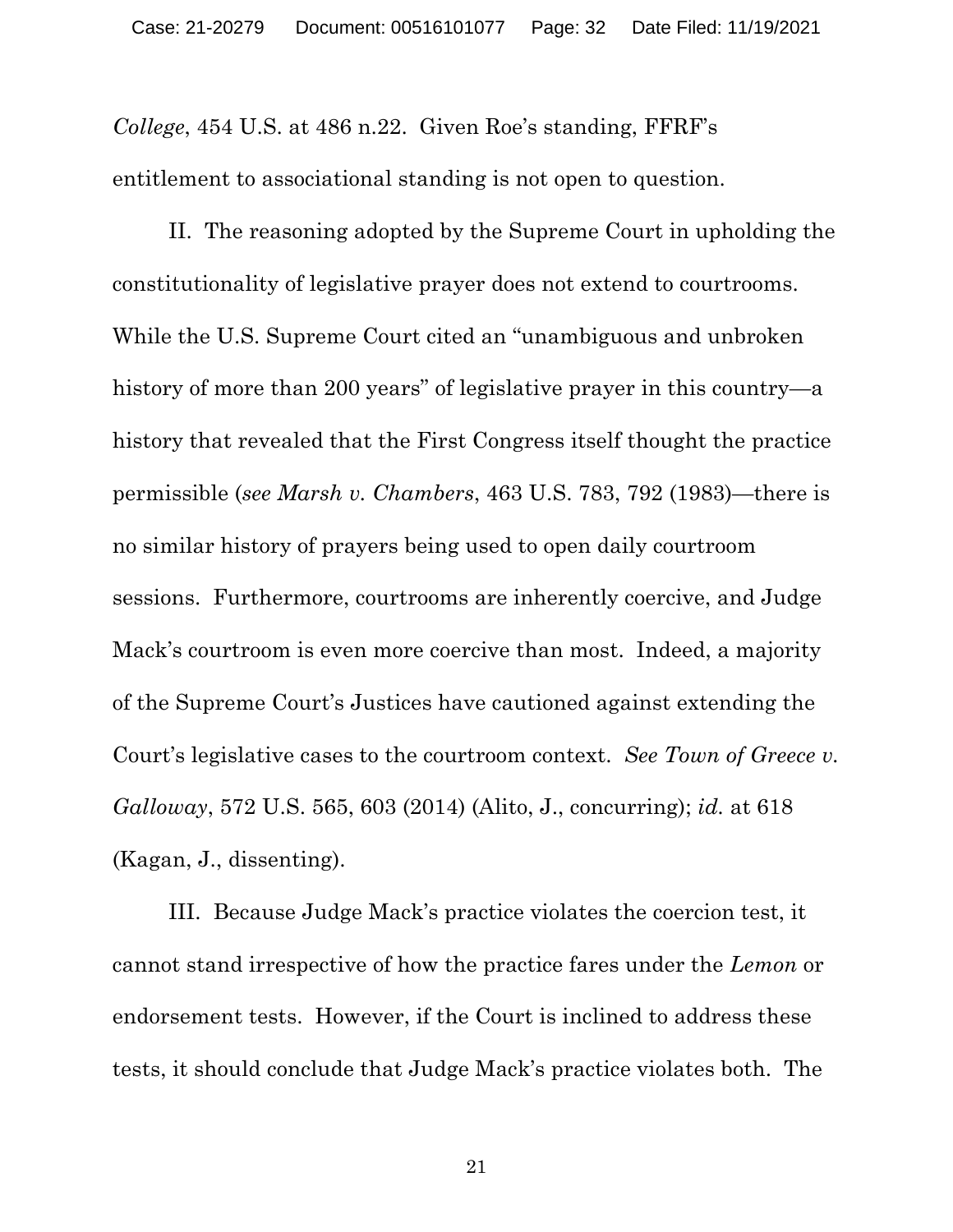*College*, 454 U.S. at 486 n.22. Given Roe's standing, FFRF's entitlement to associational standing is not open to question.

II. The reasoning adopted by the Supreme Court in upholding the constitutionality of legislative prayer does not extend to courtrooms. While the U.S. Supreme Court cited an "unambiguous and unbroken history of more than 200 years" of legislative prayer in this country—a history that revealed that the First Congress itself thought the practice permissible (*see Marsh v. Chambers*, 463 U.S. 783, 792 (1983)—there is no similar history of prayers being used to open daily courtroom sessions. Furthermore, courtrooms are inherently coercive, and Judge Mack's courtroom is even more coercive than most. Indeed, a majority of the Supreme Court's Justices have cautioned against extending the Court's legislative cases to the courtroom context. *See Town of Greece v. Galloway*, 572 U.S. 565, 603 (2014) (Alito, J., concurring); *id.* at 618 (Kagan, J., dissenting).

III. Because Judge Mack's practice violates the coercion test, it cannot stand irrespective of how the practice fares under the *Lemon* or endorsement tests. However, if the Court is inclined to address these tests, it should conclude that Judge Mack's practice violates both. The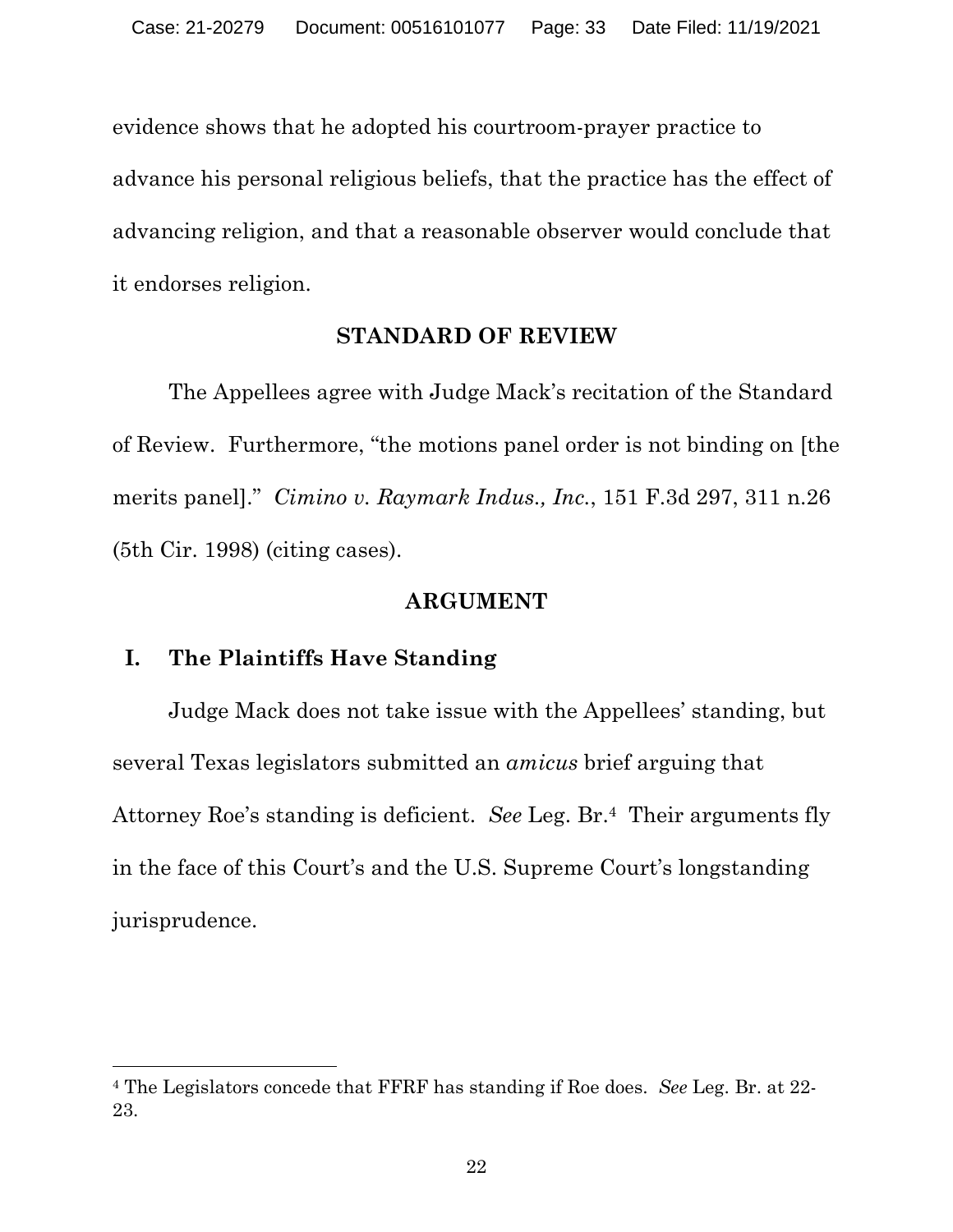evidence shows that he adopted his courtroom-prayer practice to advance his personal religious beliefs, that the practice has the effect of advancing religion, and that a reasonable observer would conclude that it endorses religion.

## STANDARD OF REVIEW

The Appellees agree with Judge Mack's recitation of the Standard of Review. Furthermore, "the motions panel order is not binding on [the merits panel]." *Cimino v. Raymark Indus., Inc.*, 151 F.3d 297, 311 n.26 (5th Cir. 1998) (citing cases).

## ARGUMENT

### I. The Plaintiffs Have Standing

Judge Mack does not take issue with the Appellees' standing, but several Texas legislators submitted an *amicus* brief arguing that Attorney Roe's standing is deficient. *See* Leg. Br.[4] Their arguments fly in the face of this Court's and the U.S. Supreme Court's longstanding jurisprudence.

---

[4] The Legislators concede that FFRF has standing if Roe does. *See* Leg. Br. at 22-23.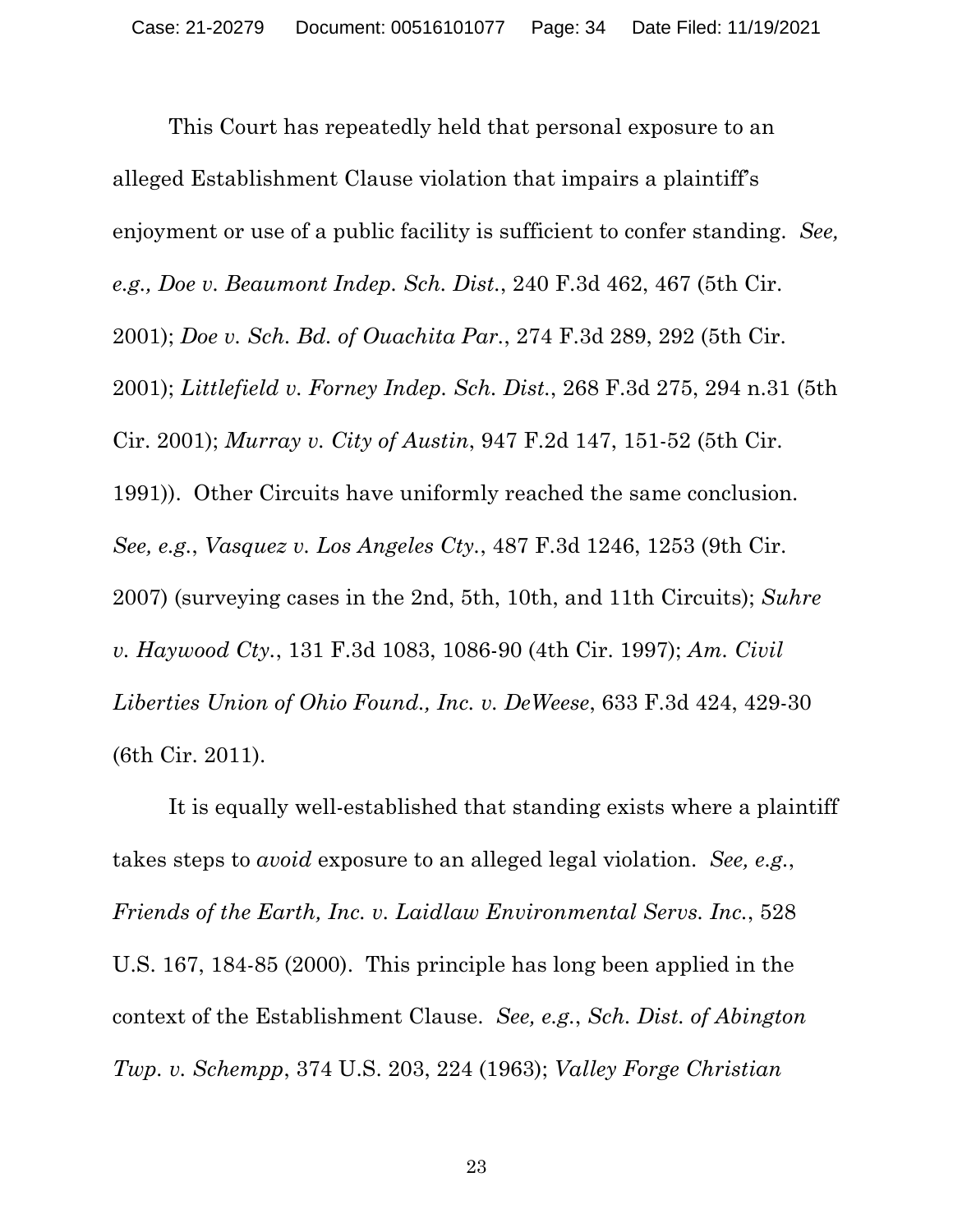This Court has repeatedly held that personal exposure to an alleged Establishment Clause violation that impairs a plaintiff's enjoyment or use of a public facility is sufficient to confer standing. *See, e.g., Doe v. Beaumont Indep. Sch. Dist.*, 240 F.3d 462, 467 (5th Cir. 2001); *Doe v. Sch. Bd. of Ouachita Par.*, 274 F.3d 289, 292 (5th Cir. 2001); *Littlefield v. Forney Indep. Sch. Dist.*, 268 F.3d 275, 294 n.31 (5th Cir. 2001); *Murray v. City of Austin*, 947 F.2d 147, 151-52 (5th Cir. 1991)). Other Circuits have uniformly reached the same conclusion. *See, e.g.*, *Vasquez v. Los Angeles Cty.*, 487 F.3d 1246, 1253 (9th Cir. 2007) (surveying cases in the 2nd, 5th, 10th, and 11th Circuits); *Suhre v. Haywood Cty.*, 131 F.3d 1083, 1086-90 (4th Cir. 1997); *Am. Civil Liberties Union of Ohio Found., Inc. v. DeWeese*, 633 F.3d 424, 429-30 (6th Cir. 2011).

It is equally well-established that standing exists where a plaintiff takes steps to *avoid* exposure to an alleged legal violation. *See, e.g.*, *Friends of the Earth, Inc. v. Laidlaw Environmental Servs. Inc.*, 528 U.S. 167, 184-85 (2000). This principle has long been applied in the context of the Establishment Clause. *See, e.g.*, *Sch. Dist. of Abington Twp. v. Schempp*, 374 U.S. 203, 224 (1963); *Valley Forge Christian*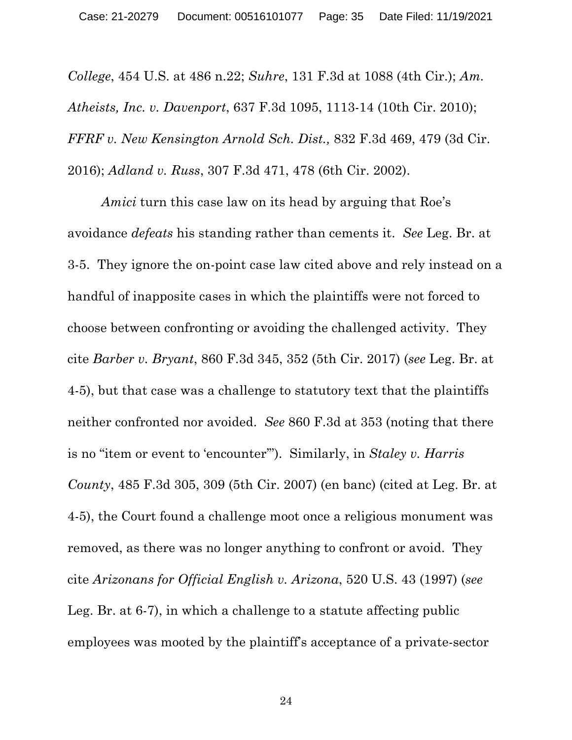*College*, 454 U.S. at 486 n.22; *Suhre*, 131 F.3d at 1088 (4th Cir.); *Am. Atheists, Inc. v. Davenport*, 637 F.3d 1095, 1113-14 (10th Cir. 2010); *FFRF v. New Kensington Arnold Sch. Dist.,* 832 F.3d 469, 479 (3d Cir. 2016); *Adland v. Russ*, 307 F.3d 471, 478 (6th Cir. 2002).

*Amici* turn this case law on its head by arguing that Roe's avoidance *defeats* his standing rather than cements it. *See* Leg. Br. at 3-5. They ignore the on-point case law cited above and rely instead on a handful of inapposite cases in which the plaintiffs were not forced to choose between confronting or avoiding the challenged activity. They cite *Barber v. Bryant*, 860 F.3d 345, 352 (5th Cir. 2017) (*see* Leg. Br. at 4-5), but that case was a challenge to statutory text that the plaintiffs neither confronted nor avoided. *See* 860 F.3d at 353 (noting that there is no "item or event to 'encounter'"). Similarly, in *Staley v. Harris County*, 485 F.3d 305, 309 (5th Cir. 2007) (en banc) (cited at Leg. Br. at 4-5), the Court found a challenge moot once a religious monument was removed, as there was no longer anything to confront or avoid. They cite *Arizonans for Official English v. Arizona*, 520 U.S. 43 (1997) (*see* Leg. Br. at 6-7), in which a challenge to a statute affecting public employees was mooted by the plaintiff's acceptance of a private-sector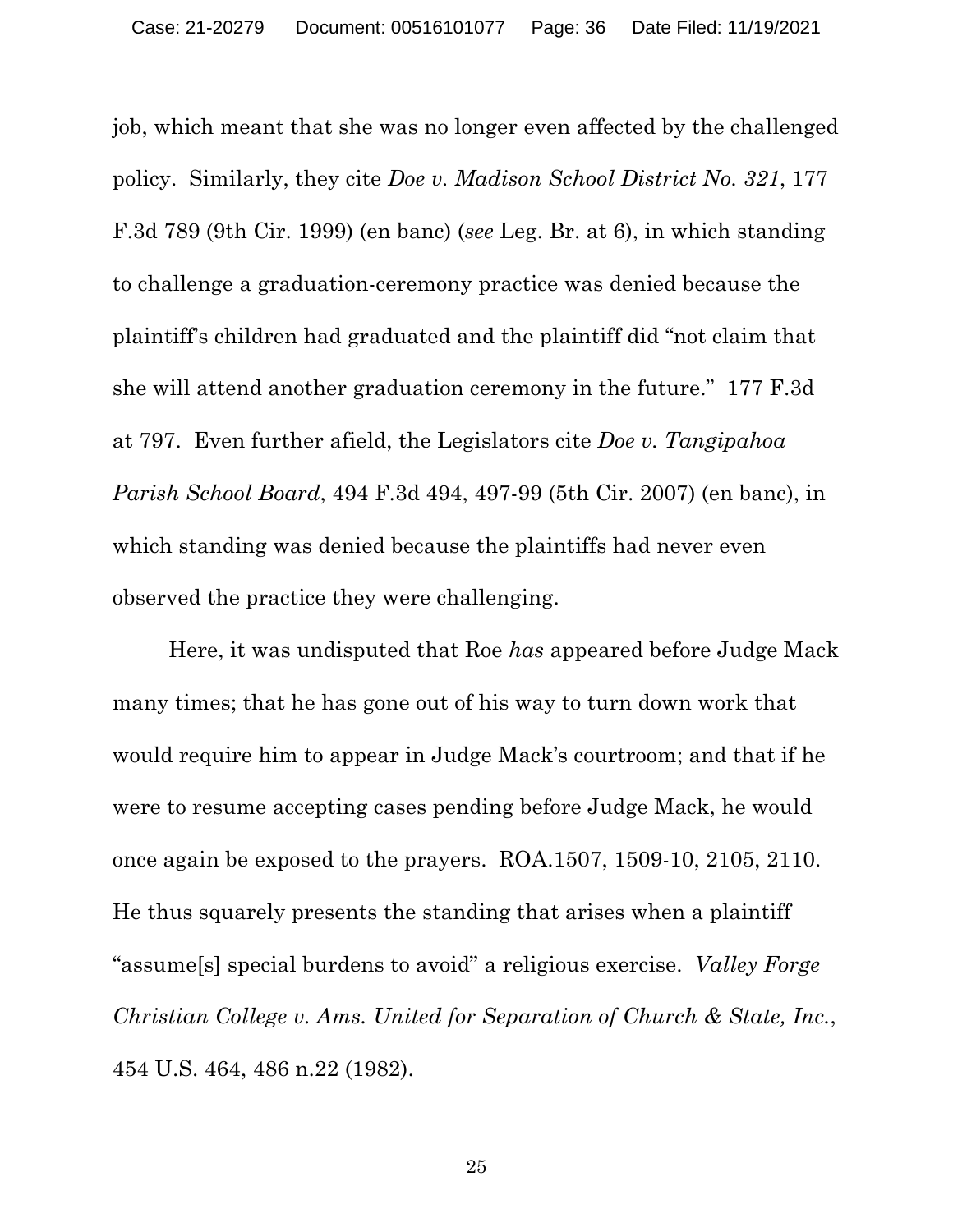job, which meant that she was no longer even affected by the challenged policy. Similarly, they cite *Doe v. Madison School District No. 321*, 177 F.3d 789 (9th Cir. 1999) (en banc) (*see* Leg. Br. at 6), in which standing to challenge a graduation-ceremony practice was denied because the plaintiff's children had graduated and the plaintiff did "not claim that she will attend another graduation ceremony in the future." 177 F.3d at 797. Even further afield, the Legislators cite *Doe v. Tangipahoa Parish School Board*, 494 F.3d 494, 497-99 (5th Cir. 2007) (en banc), in which standing was denied because the plaintiffs had never even observed the practice they were challenging.

Here, it was undisputed that Roe *has* appeared before Judge Mack many times; that he has gone out of his way to turn down work that would require him to appear in Judge Mack's courtroom; and that if he were to resume accepting cases pending before Judge Mack, he would once again be exposed to the prayers. ROA.1507, 1509-10, 2105, 2110. He thus squarely presents the standing that arises when a plaintiff "assume[s] special burdens to avoid" a religious exercise. *Valley Forge Christian College v. Ams. United for Separation of Church & State, Inc.*, 454 U.S. 464, 486 n.22 (1982).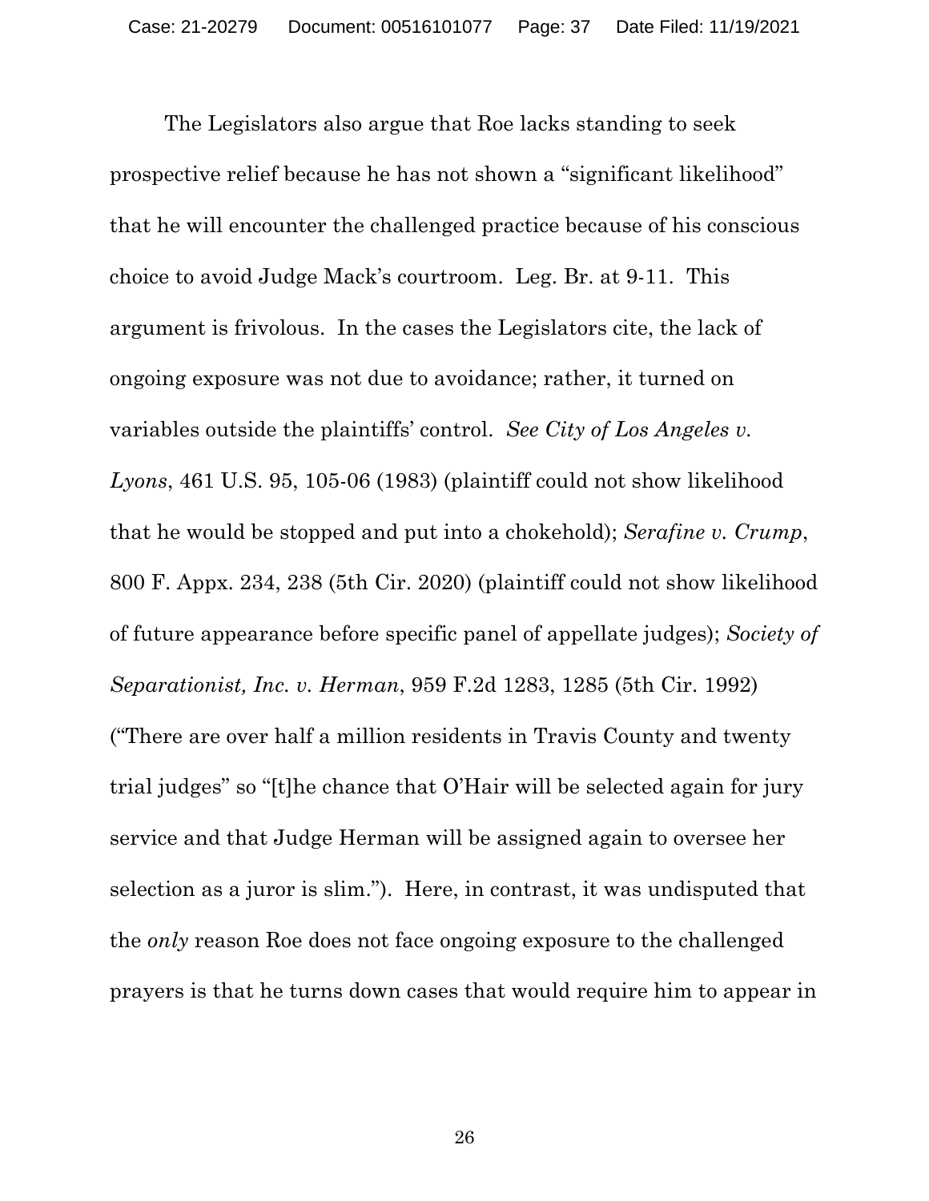The Legislators also argue that Roe lacks standing to seek prospective relief because he has not shown a "significant likelihood" that he will encounter the challenged practice because of his conscious choice to avoid Judge Mack's courtroom. Leg. Br. at 9-11. This argument is frivolous. In the cases the Legislators cite, the lack of ongoing exposure was not due to avoidance; rather, it turned on variables outside the plaintiffs' control. *See City of Los Angeles v. Lyons*, 461 U.S. 95, 105-06 (1983) (plaintiff could not show likelihood that he would be stopped and put into a chokehold); *Serafine v. Crump*, 800 F. Appx. 234, 238 (5th Cir. 2020) (plaintiff could not show likelihood of future appearance before specific panel of appellate judges); *Society of Separationist, Inc. v. Herman*, 959 F.2d 1283, 1285 (5th Cir. 1992) ("There are over half a million residents in Travis County and twenty trial judges" so "[t]he chance that O'Hair will be selected again for jury service and that Judge Herman will be assigned again to oversee her selection as a juror is slim."). Here, in contrast, it was undisputed that the *only* reason Roe does not face ongoing exposure to the challenged prayers is that he turns down cases that would require him to appear in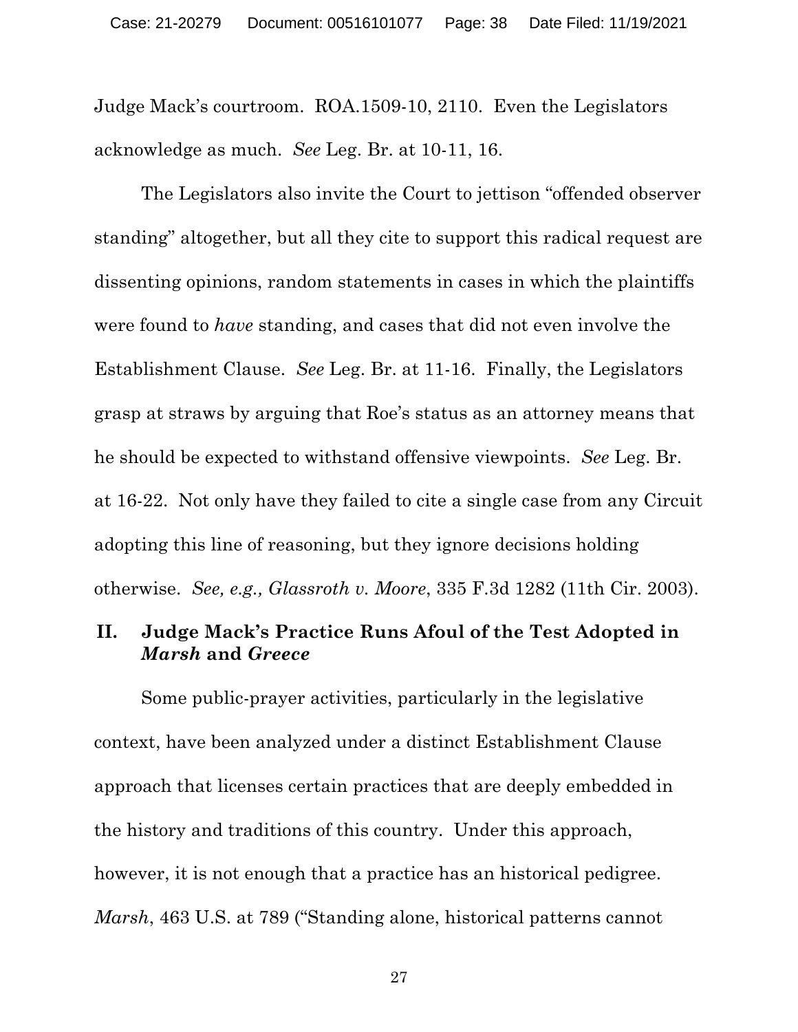Judge Mack's courtroom. ROA.1509-10, 2110. Even the Legislators acknowledge as much. *See* Leg. Br. at 10-11, 16.

The Legislators also invite the Court to jettison "offended observer standing" altogether, but all they cite to support this radical request are dissenting opinions, random statements in cases in which the plaintiffs were found to *have* standing, and cases that did not even involve the Establishment Clause. *See* Leg. Br. at 11-16. Finally, the Legislators grasp at straws by arguing that Roe's status as an attorney means that he should be expected to withstand offensive viewpoints. *See* Leg. Br. at 16-22. Not only have they failed to cite a single case from any Circuit adopting this line of reasoning, but they ignore decisions holding otherwise. *See, e.g., Glassroth v. Moore*, 335 F.3d 1282 (11th Cir. 2003).

## II. Judge Mack's Practice Runs Afoul of the Test Adopted in *Marsh* and *Greece*

Some public-prayer activities, particularly in the legislative context, have been analyzed under a distinct Establishment Clause approach that licenses certain practices that are deeply embedded in the history and traditions of this country. Under this approach, however, it is not enough that a practice has an historical pedigree. *Marsh*, 463 U.S. at 789 ("Standing alone, historical patterns cannot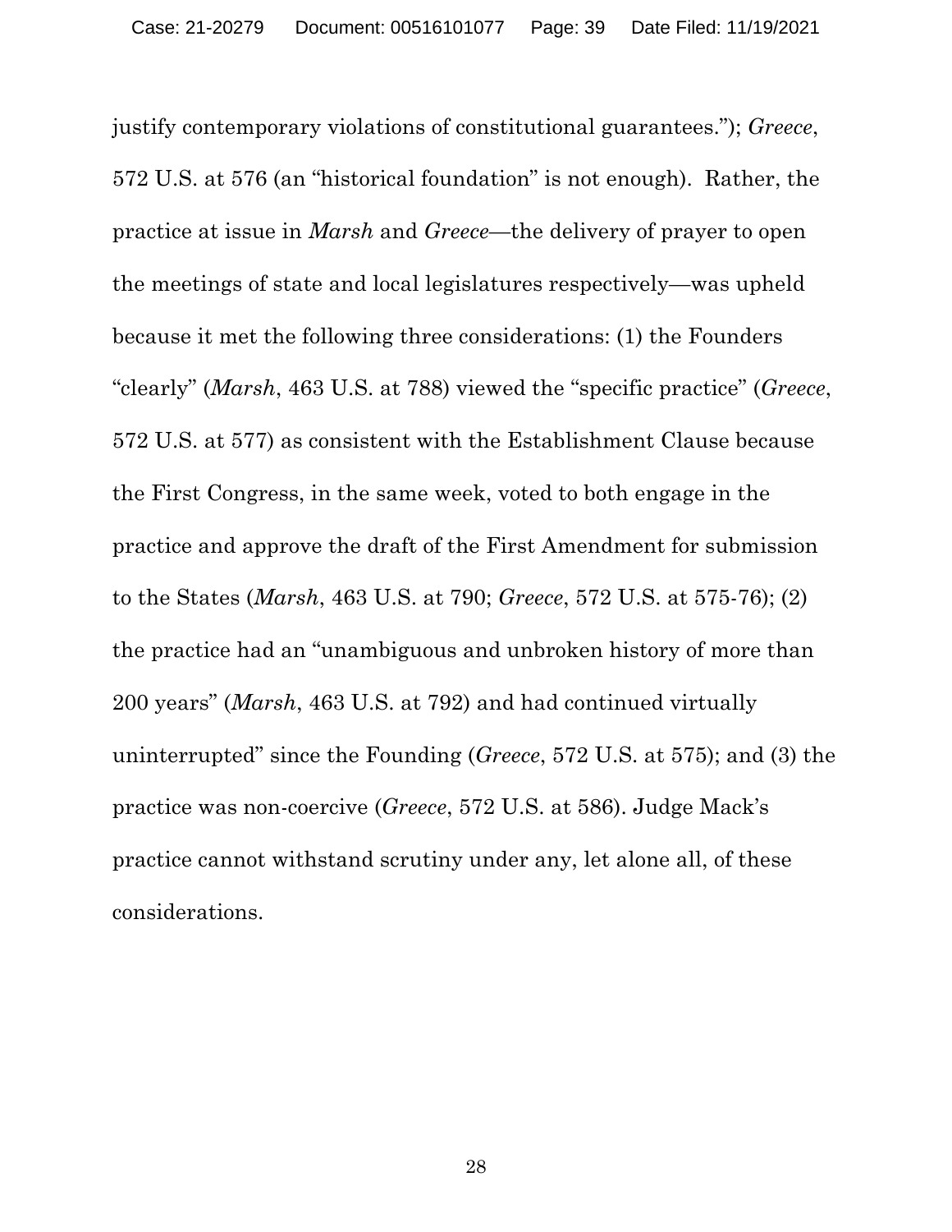justify contemporary violations of constitutional guarantees."); *Greece*, 572 U.S. at 576 (an "historical foundation" is not enough). Rather, the practice at issue in *Marsh* and *Greece*—the delivery of prayer to open the meetings of state and local legislatures respectively—was upheld because it met the following three considerations: (1) the Founders "clearly" (*Marsh*, 463 U.S. at 788) viewed the "specific practice" (*Greece*, 572 U.S. at 577) as consistent with the Establishment Clause because the First Congress, in the same week, voted to both engage in the practice and approve the draft of the First Amendment for submission to the States (*Marsh*, 463 U.S. at 790; *Greece*, 572 U.S. at 575-76); (2) the practice had an "unambiguous and unbroken history of more than 200 years" (*Marsh*, 463 U.S. at 792) and had continued virtually uninterrupted" since the Founding (*Greece*, 572 U.S. at 575); and (3) the practice was non-coercive (*Greece*, 572 U.S. at 586). Judge Mack's practice cannot withstand scrutiny under any, let alone all, of these considerations.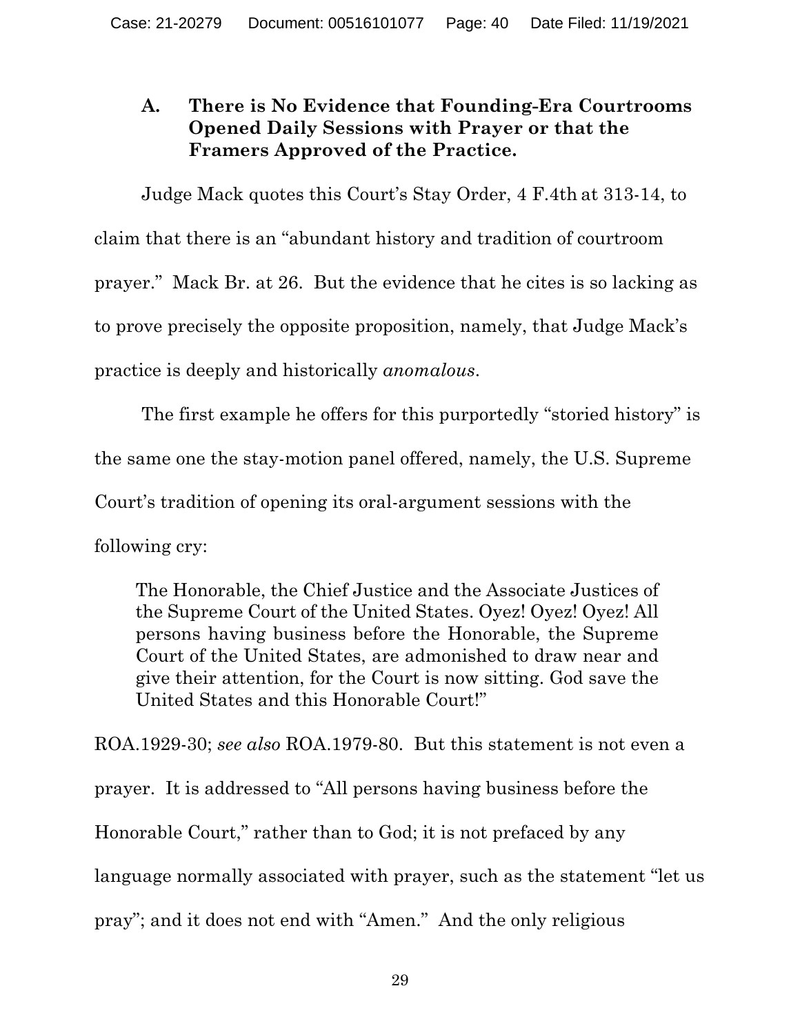### A. There is No Evidence that Founding-Era Courtrooms Opened Daily Sessions with Prayer or that the Framers Approved of the Practice.

Judge Mack quotes this Court's Stay Order, 4 F.4th at 313-14, to claim that there is an "abundant history and tradition of courtroom prayer." Mack Br. at 26. But the evidence that he cites is so lacking as to prove precisely the opposite proposition, namely, that Judge Mack's practice is deeply and historically *anomalous*.

The first example he offers for this purportedly "storied history" is the same one the stay-motion panel offered, namely, the U.S. Supreme Court's tradition of opening its oral-argument sessions with the following cry:

> The Honorable, the Chief Justice and the Associate Justices of the Supreme Court of the United States. Oyez! Oyez! Oyez! All persons having business before the Honorable, the Supreme Court of the United States, are admonished to draw near and give their attention, for the Court is now sitting. God save the United States and this Honorable Court!"

ROA.1929-30; *see also* ROA.1979-80. But this statement is not even a prayer. It is addressed to "All persons having business before the Honorable Court," rather than to God; it is not prefaced by any language normally associated with prayer, such as the statement "let us pray"; and it does not end with "Amen." And the only religious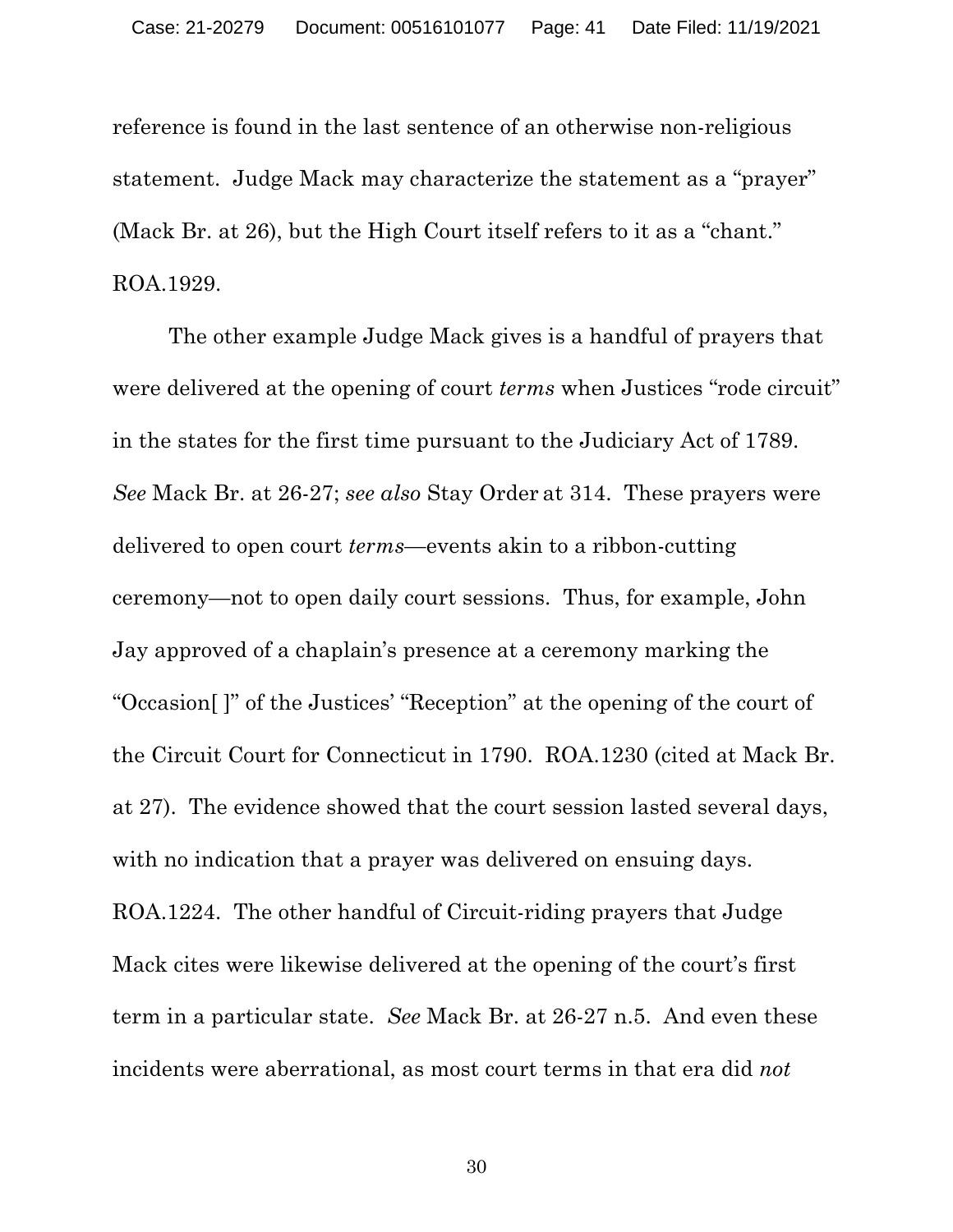reference is found in the last sentence of an otherwise non-religious statement. Judge Mack may characterize the statement as a "prayer" (Mack Br. at 26), but the High Court itself refers to it as a "chant." ROA.1929.

The other example Judge Mack gives is a handful of prayers that were delivered at the opening of court *terms* when Justices "rode circuit" in the states for the first time pursuant to the Judiciary Act of 1789. *See* Mack Br. at 26-27; *see also* Stay Order at 314. These prayers were delivered to open court *terms*—events akin to a ribbon-cutting ceremony—not to open daily court sessions. Thus, for example, John Jay approved of a chaplain's presence at a ceremony marking the "Occasion[ ]" of the Justices' "Reception" at the opening of the court of the Circuit Court for Connecticut in 1790. ROA.1230 (cited at Mack Br. at 27). The evidence showed that the court session lasted several days, with no indication that a prayer was delivered on ensuing days. ROA.1224. The other handful of Circuit-riding prayers that Judge Mack cites were likewise delivered at the opening of the court's first term in a particular state. *See* Mack Br. at 26-27 n.5. And even these incidents were aberrational, as most court terms in that era did *not*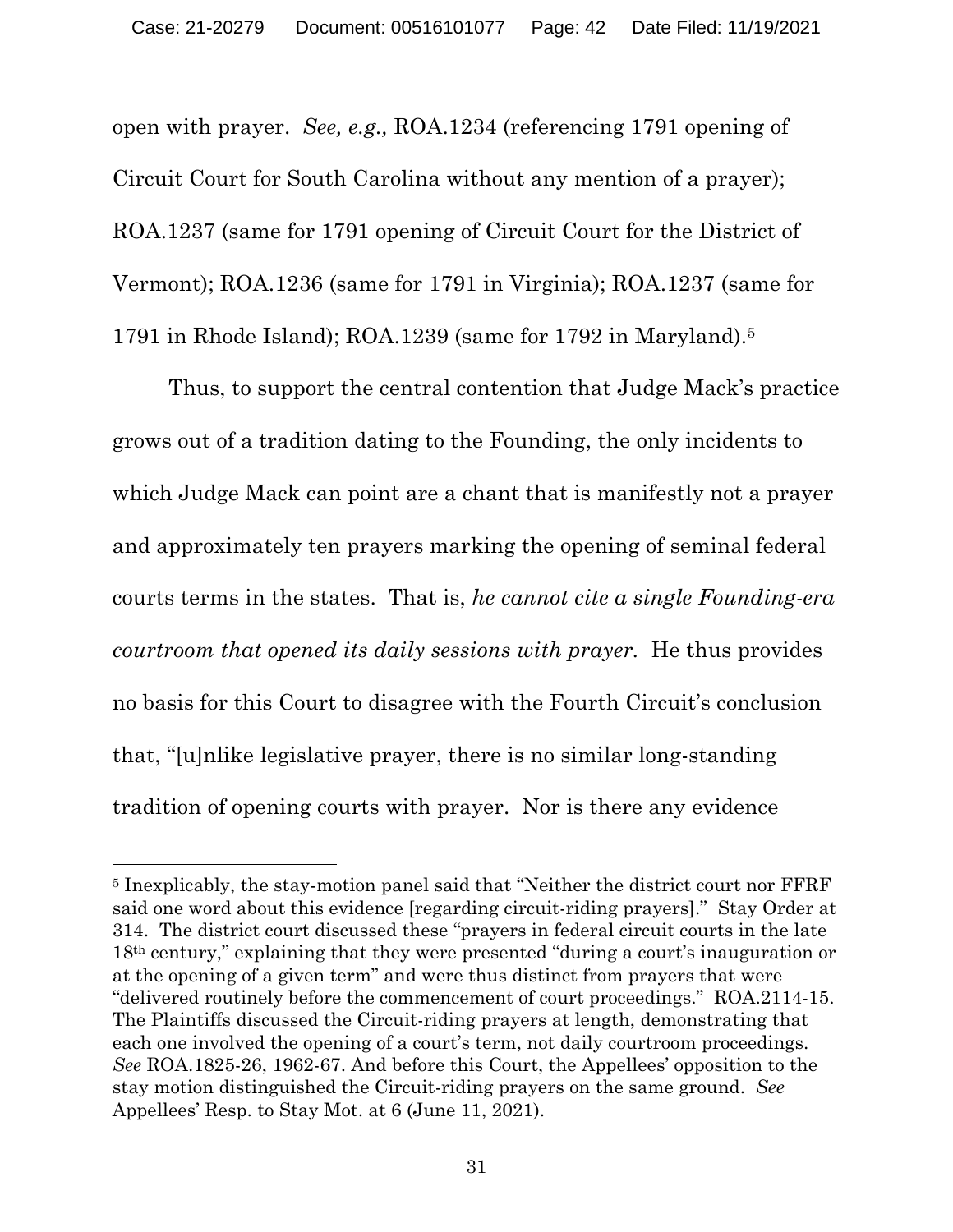open with prayer. *See, e.g.,* ROA.1234 (referencing 1791 opening of Circuit Court for South Carolina without any mention of a prayer); ROA.1237 (same for 1791 opening of Circuit Court for the District of Vermont); ROA.1236 (same for 1791 in Virginia); ROA.1237 (same for 1791 in Rhode Island); ROA.1239 (same for 1792 in Maryland).[5]

Thus, to support the central contention that Judge Mack's practice grows out of a tradition dating to the Founding, the only incidents to which Judge Mack can point are a chant that is manifestly not a prayer and approximately ten prayers marking the opening of seminal federal courts terms in the states. That is, *he cannot cite a single Founding-era courtroom that opened its daily sessions with prayer.* He thus provides no basis for this Court to disagree with the Fourth Circuit's conclusion that, "[u]nlike legislative prayer, there is no similar long-standing tradition of opening courts with prayer. Nor is there any evidence

[5] Inexplicably, the stay-motion panel said that "Neither the district court nor FFRF said one word about this evidence [regarding circuit-riding prayers]." Stay Order at 314. The district court discussed these "prayers in federal circuit courts in the late 18th century," explaining that they were presented "during a court's inauguration or at the opening of a given term" and were thus distinct from prayers that were "delivered routinely before the commencement of court proceedings." ROA.2114-15. The Plaintiffs discussed the Circuit-riding prayers at length, demonstrating that each one involved the opening of a court's term, not daily courtroom proceedings. *See* ROA.1825-26, 1962-67. And before this Court, the Appellees' opposition to the stay motion distinguished the Circuit-riding prayers on the same ground. *See* Appellees' Resp. to Stay Mot. at 6 (June 11, 2021).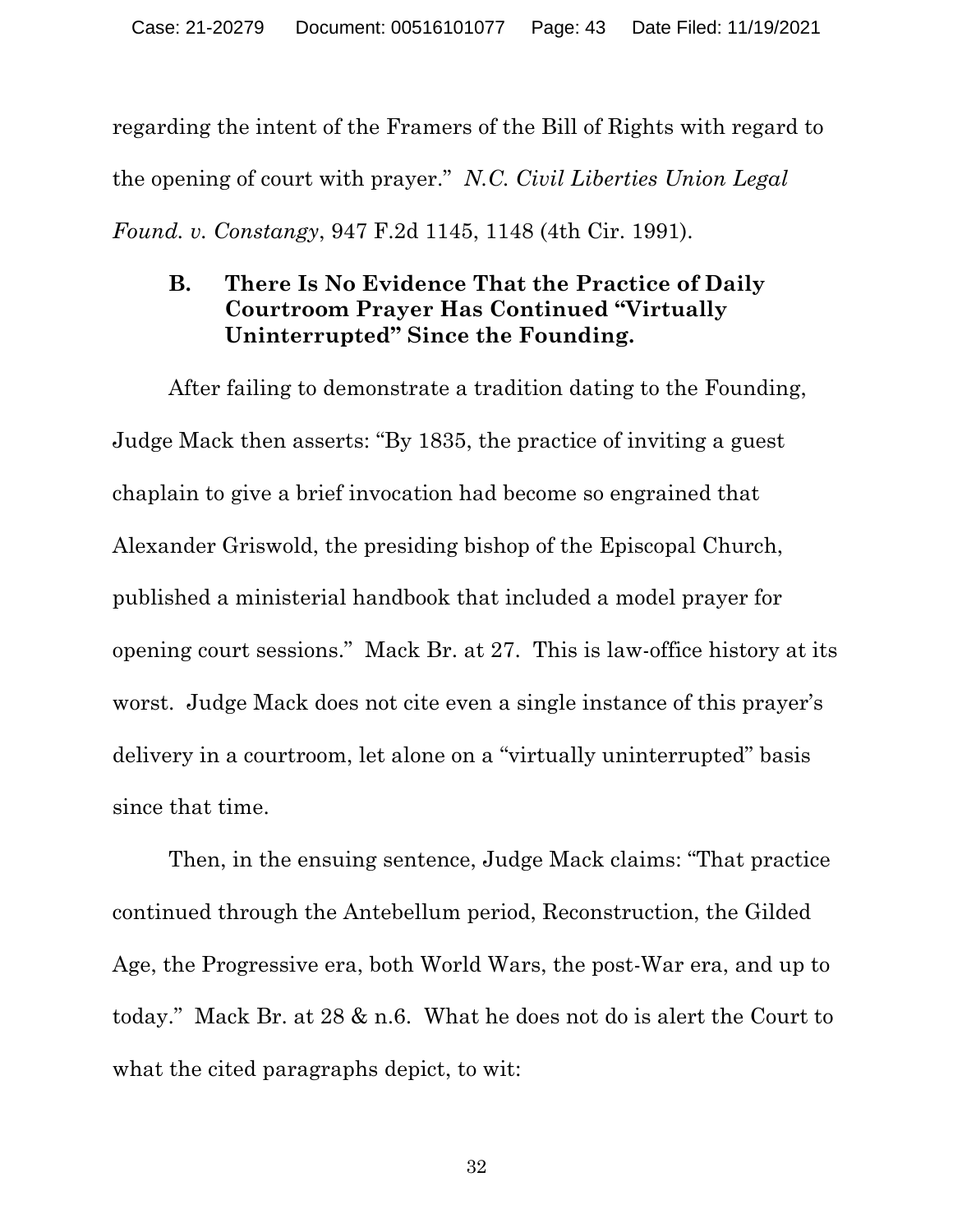regarding the intent of the Framers of the Bill of Rights with regard to the opening of court with prayer." *N.C. Civil Liberties Union Legal Found. v. Constangy*, 947 F.2d 1145, 1148 (4th Cir. 1991).

### B. There Is No Evidence That the Practice of Daily Courtroom Prayer Has Continued "Virtually Uninterrupted" Since the Founding.

After failing to demonstrate a tradition dating to the Founding, Judge Mack then asserts: "By 1835, the practice of inviting a guest chaplain to give a brief invocation had become so engrained that Alexander Griswold, the presiding bishop of the Episcopal Church, published a ministerial handbook that included a model prayer for opening court sessions." Mack Br. at 27. This is law-office history at its worst. Judge Mack does not cite even a single instance of this prayer's delivery in a courtroom, let alone on a "virtually uninterrupted" basis since that time.

Then, in the ensuing sentence, Judge Mack claims: "That practice continued through the Antebellum period, Reconstruction, the Gilded Age, the Progressive era, both World Wars, the post-War era, and up to today." Mack Br. at 28 & n.6. What he does not do is alert the Court to what the cited paragraphs depict, to wit: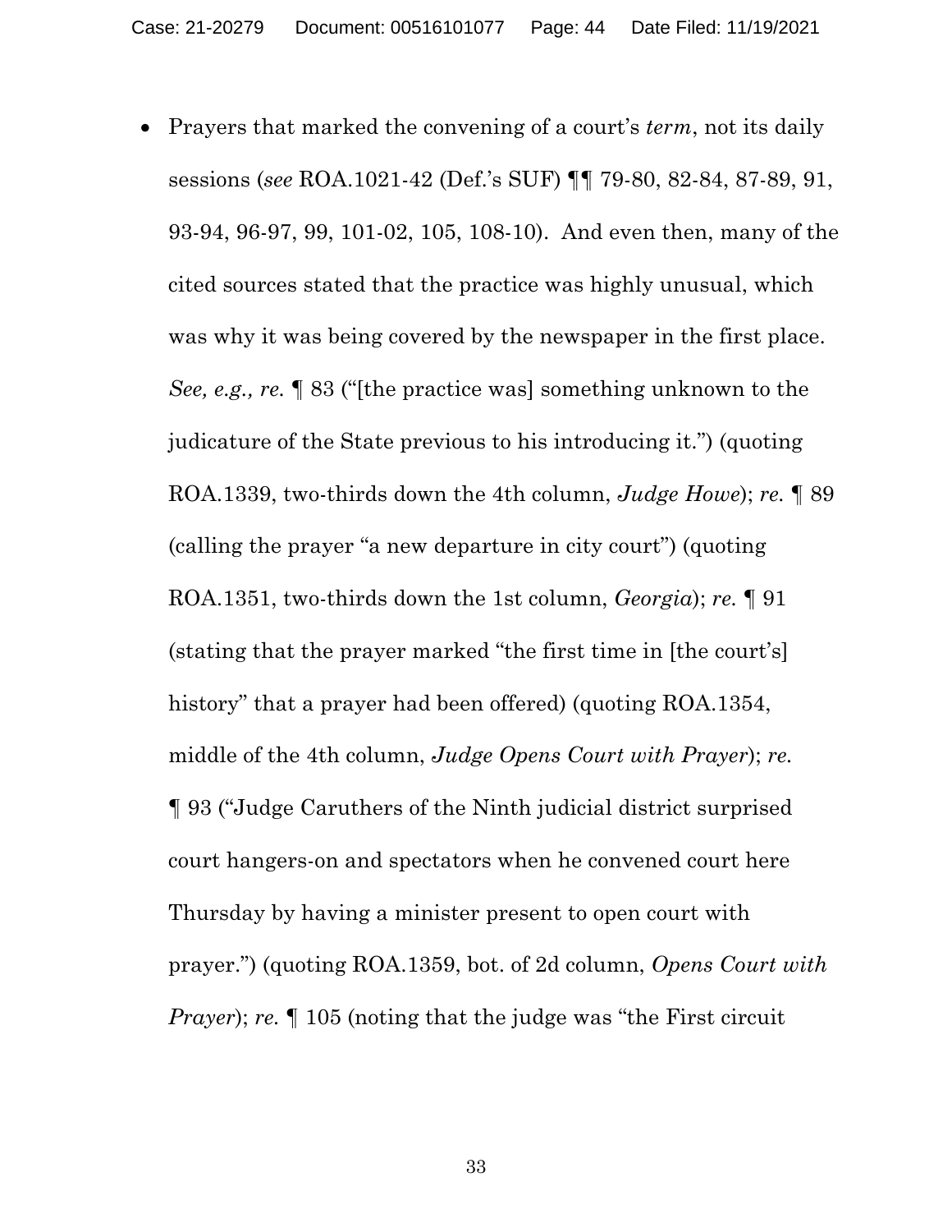- Prayers that marked the convening of a court's *term*, not its daily sessions (*see* ROA.1021-42 (Def.'s SUF) ¶¶ 79-80, 82-84, 87-89, 91, 93-94, 96-97, 99, 101-02, 105, 108-10). And even then, many of the cited sources stated that the practice was highly unusual, which was why it was being covered by the newspaper in the first place. *See, e.g., re.* ¶ 83 ("[the practice was] something unknown to the judicature of the State previous to his introducing it.") (quoting ROA.1339, two-thirds down the 4th column, *Judge Howe*); *re.* ¶ 89 (calling the prayer "a new departure in city court") (quoting ROA.1351, two-thirds down the 1st column, *Georgia*); *re.* ¶ 91 (stating that the prayer marked "the first time in [the court's] history" that a prayer had been offered) (quoting ROA.1354, middle of the 4th column, *Judge Opens Court with Prayer*); *re.* ¶ 93 ("Judge Caruthers of the Ninth judicial district surprised court hangers-on and spectators when he convened court here Thursday by having a minister present to open court with prayer.") (quoting ROA.1359, bot. of 2d column, *Opens Court with Prayer*); *re.* ¶ 105 (noting that the judge was "the First circuit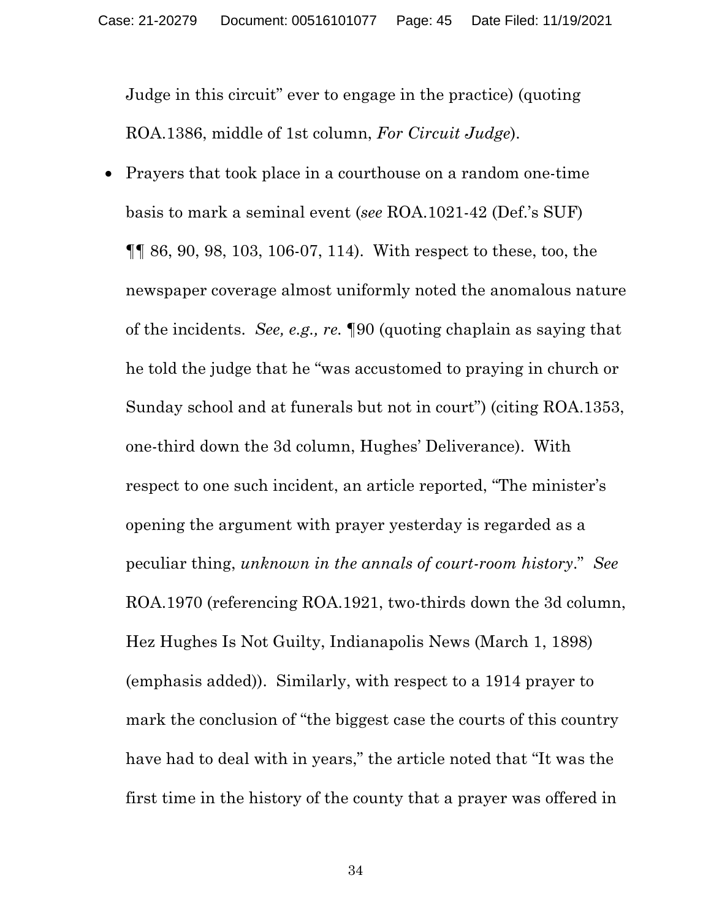Judge in this circuit" ever to engage in the practice) (quoting ROA.1386, middle of 1st column, *For Circuit Judge*).

- Prayers that took place in a courthouse on a random one-time basis to mark a seminal event (*see* ROA.1021-42 (Def.'s SUF) ¶¶ 86, 90, 98, 103, 106-07, 114). With respect to these, too, the newspaper coverage almost uniformly noted the anomalous nature of the incidents. *See, e.g., re.* ¶90 (quoting chaplain as saying that he told the judge that he "was accustomed to praying in church or Sunday school and at funerals but not in court") (citing ROA.1353, one-third down the 3d column, Hughes' Deliverance). With respect to one such incident, an article reported, "The minister's opening the argument with prayer yesterday is regarded as a peculiar thing, *unknown in the annals of court-room history*." *See* ROA.1970 (referencing ROA.1921, two-thirds down the 3d column, Hez Hughes Is Not Guilty, Indianapolis News (March 1, 1898) (emphasis added)). Similarly, with respect to a 1914 prayer to mark the conclusion of "the biggest case the courts of this country have had to deal with in years," the article noted that "It was the first time in the history of the county that a prayer was offered in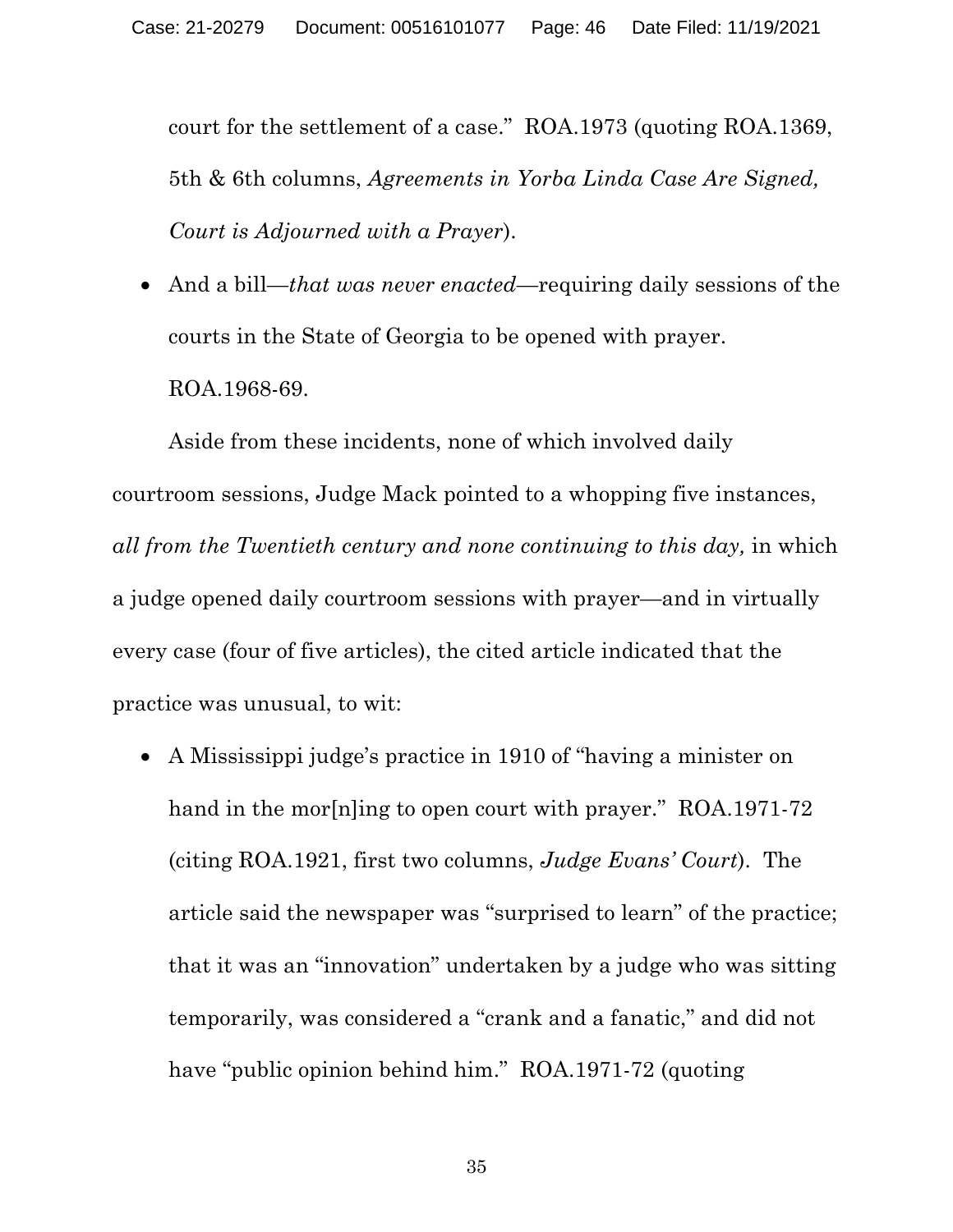court for the settlement of a case." ROA.1973 (quoting ROA.1369, 5th & 6th columns, *Agreements in Yorba Linda Case Are Signed, Court is Adjourned with a Prayer*).

- And a bill—*that was never enacted*—requiring daily sessions of the courts in the State of Georgia to be opened with prayer. ROA.1968-69.

Aside from these incidents, none of which involved daily courtroom sessions, Judge Mack pointed to a whopping five instances, *all from the Twentieth century and none continuing to this day,* in which a judge opened daily courtroom sessions with prayer—and in virtually every case (four of five articles), the cited article indicated that the practice was unusual, to wit:

- A Mississippi judge's practice in 1910 of "having a minister on hand in the mor[n]ing to open court with prayer." ROA.1971-72 (citing ROA.1921, first two columns, *Judge Evans' Court*). The article said the newspaper was "surprised to learn" of the practice; that it was an "innovation" undertaken by a judge who was sitting temporarily, was considered a "crank and a fanatic," and did not have "public opinion behind him." ROA.1971-72 (quoting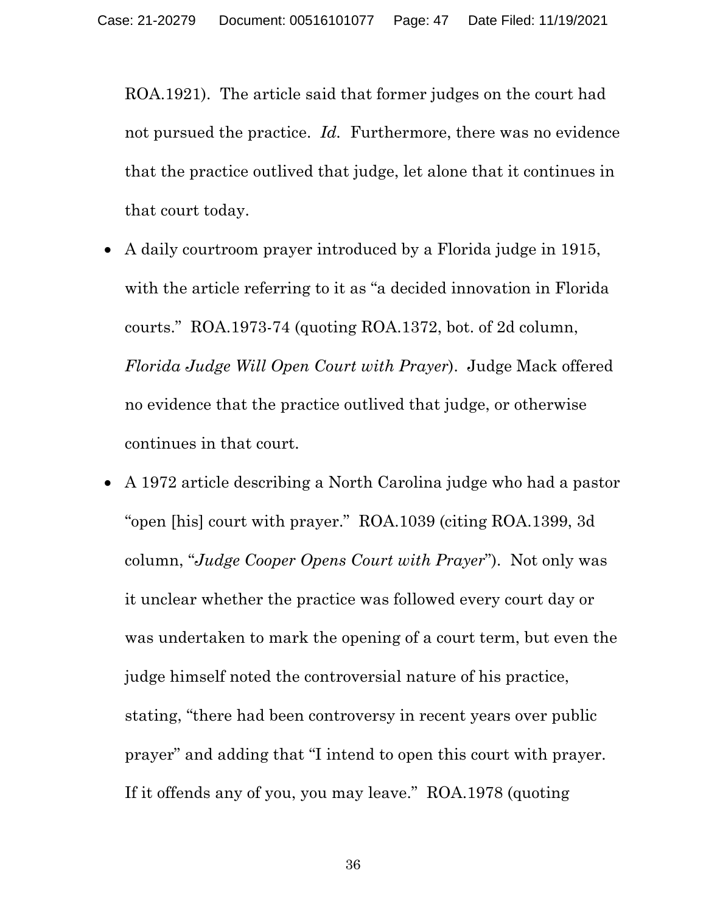ROA.1921). The article said that former judges on the court had not pursued the practice. *Id.* Furthermore, there was no evidence that the practice outlived that judge, let alone that it continues in that court today.

- A daily courtroom prayer introduced by a Florida judge in 1915, with the article referring to it as "a decided innovation in Florida courts." ROA.1973-74 (quoting ROA.1372, bot. of 2d column, *Florida Judge Will Open Court with Prayer*). Judge Mack offered no evidence that the practice outlived that judge, or otherwise continues in that court.

- A 1972 article describing a North Carolina judge who had a pastor "open [his] court with prayer." ROA.1039 (citing ROA.1399, 3d column, "*Judge Cooper Opens Court with Prayer*"). Not only was it unclear whether the practice was followed every court day or was undertaken to mark the opening of a court term, but even the judge himself noted the controversial nature of his practice, stating, "there had been controversy in recent years over public prayer" and adding that "I intend to open this court with prayer. If it offends any of you, you may leave." ROA.1978 (quoting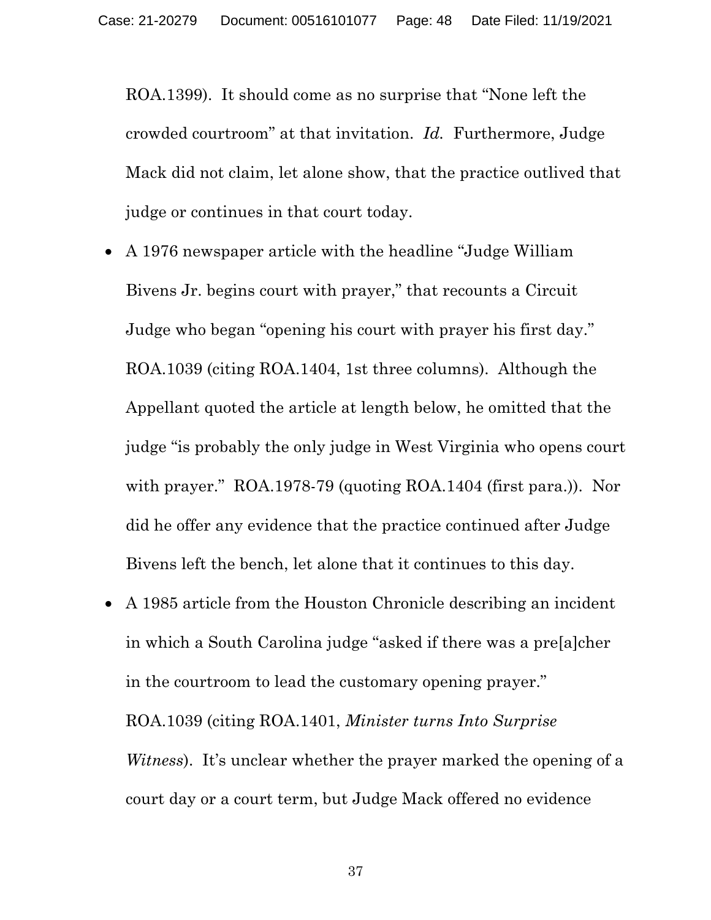ROA.1399). It should come as no surprise that "None left the crowded courtroom" at that invitation. *Id.* Furthermore, Judge Mack did not claim, let alone show, that the practice outlived that judge or continues in that court today.

- A 1976 newspaper article with the headline "Judge William Bivens Jr. begins court with prayer," that recounts a Circuit Judge who began "opening his court with prayer his first day." ROA.1039 (citing ROA.1404, 1st three columns). Although the Appellant quoted the article at length below, he omitted that the judge "is probably the only judge in West Virginia who opens court with prayer." ROA.1978-79 (quoting ROA.1404 (first para.)). Nor did he offer any evidence that the practice continued after Judge Bivens left the bench, let alone that it continues to this day.

- A 1985 article from the Houston Chronicle describing an incident in which a South Carolina judge "asked if there was a pre[a]cher in the courtroom to lead the customary opening prayer." ROA.1039 (citing ROA.1401, *Minister turns Into Surprise Witness*). It's unclear whether the prayer marked the opening of a court day or a court term, but Judge Mack offered no evidence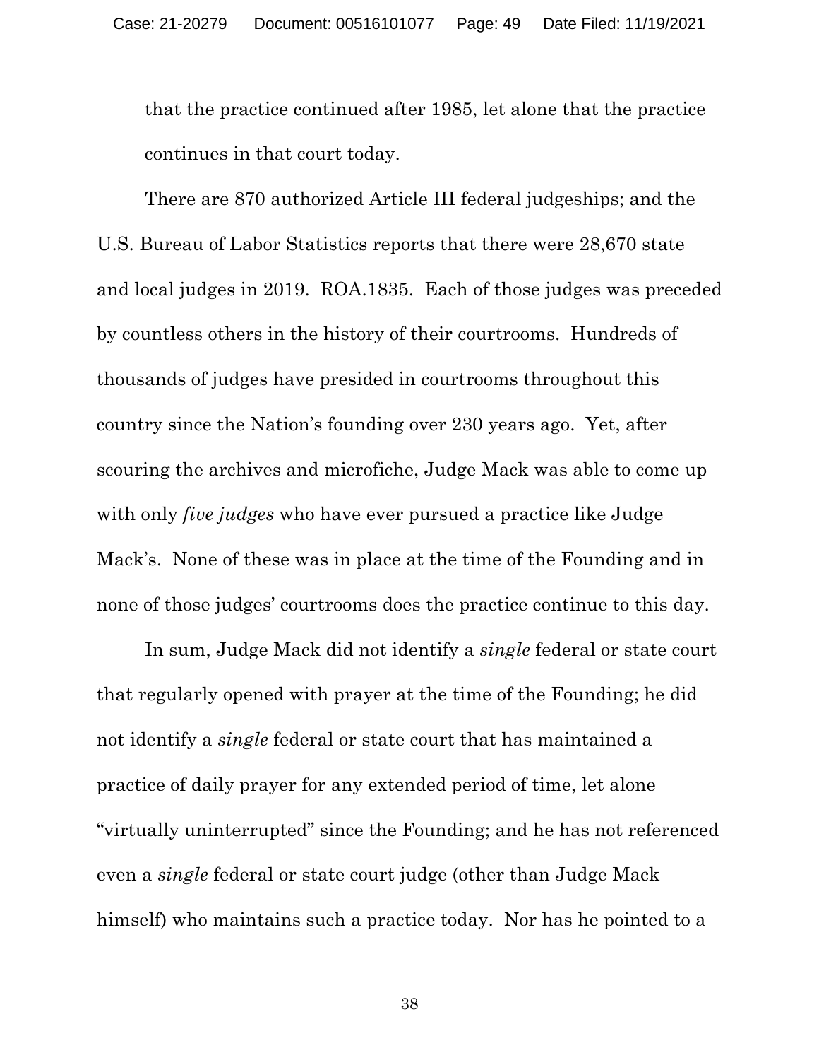that the practice continued after 1985, let alone that the practice continues in that court today.

There are 870 authorized Article III federal judgeships; and the U.S. Bureau of Labor Statistics reports that there were 28,670 state and local judges in 2019. ROA.1835. Each of those judges was preceded by countless others in the history of their courtrooms. Hundreds of thousands of judges have presided in courtrooms throughout this country since the Nation's founding over 230 years ago. Yet, after scouring the archives and microfiche, Judge Mack was able to come up with only *five judges* who have ever pursued a practice like Judge Mack's. None of these was in place at the time of the Founding and in none of those judges' courtrooms does the practice continue to this day.

In sum, Judge Mack did not identify a *single* federal or state court that regularly opened with prayer at the time of the Founding; he did not identify a *single* federal or state court that has maintained a practice of daily prayer for any extended period of time, let alone "virtually uninterrupted" since the Founding; and he has not referenced even a *single* federal or state court judge (other than Judge Mack himself) who maintains such a practice today. Nor has he pointed to a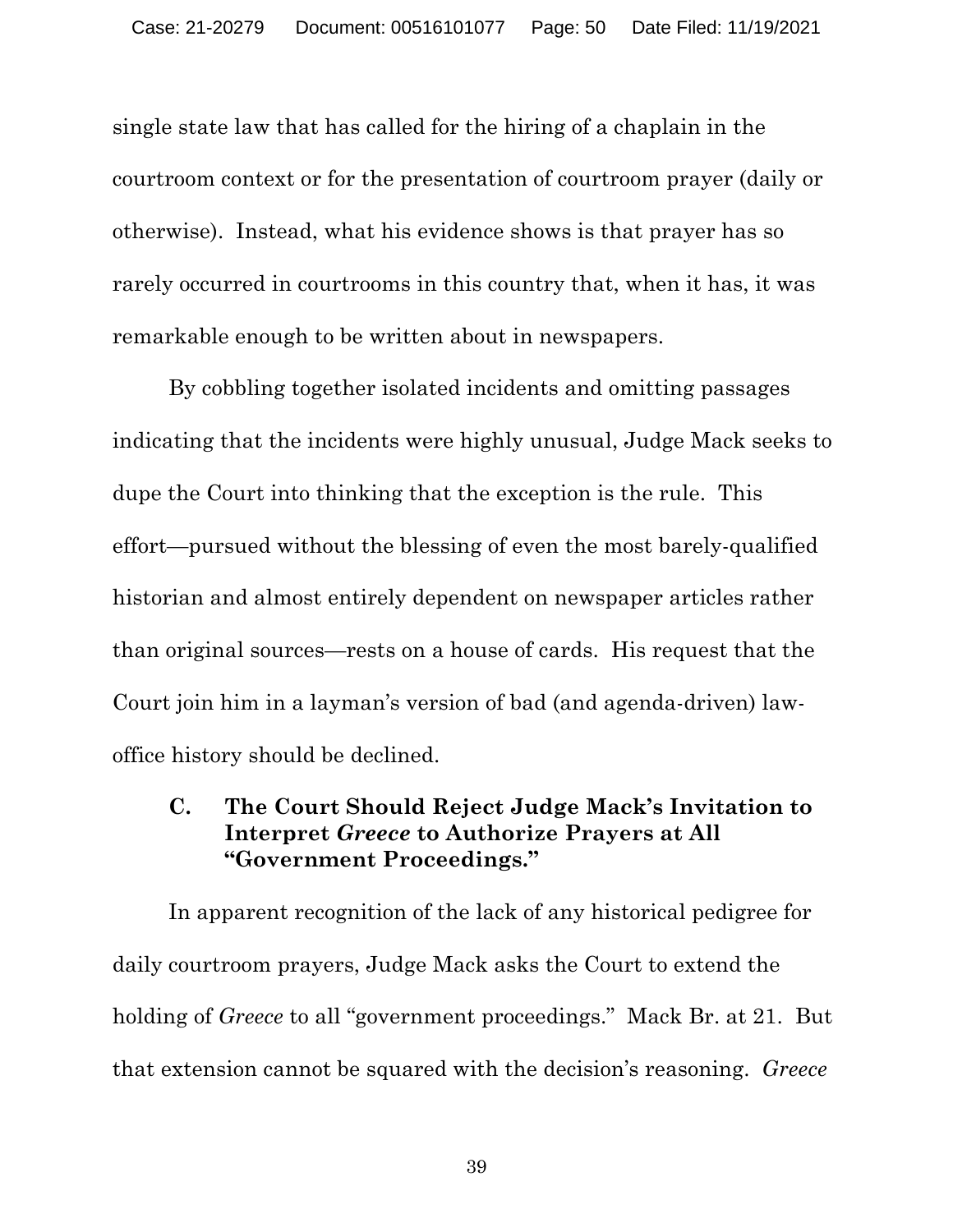single state law that has called for the hiring of a chaplain in the courtroom context or for the presentation of courtroom prayer (daily or otherwise). Instead, what his evidence shows is that prayer has so rarely occurred in courtrooms in this country that, when it has, it was remarkable enough to be written about in newspapers.

By cobbling together isolated incidents and omitting passages indicating that the incidents were highly unusual, Judge Mack seeks to dupe the Court into thinking that the exception is the rule. This effort—pursued without the blessing of even the most barely-qualified historian and almost entirely dependent on newspaper articles rather than original sources—rests on a house of cards. His request that the Court join him in a layman's version of bad (and agenda-driven) law-office history should be declined.

### C. The Court Should Reject Judge Mack's Invitation to Interpret *Greece* to Authorize Prayers at All "Government Proceedings."

In apparent recognition of the lack of any historical pedigree for daily courtroom prayers, Judge Mack asks the Court to extend the holding of *Greece* to all "government proceedings." Mack Br. at 21. But that extension cannot be squared with the decision's reasoning. *Greece*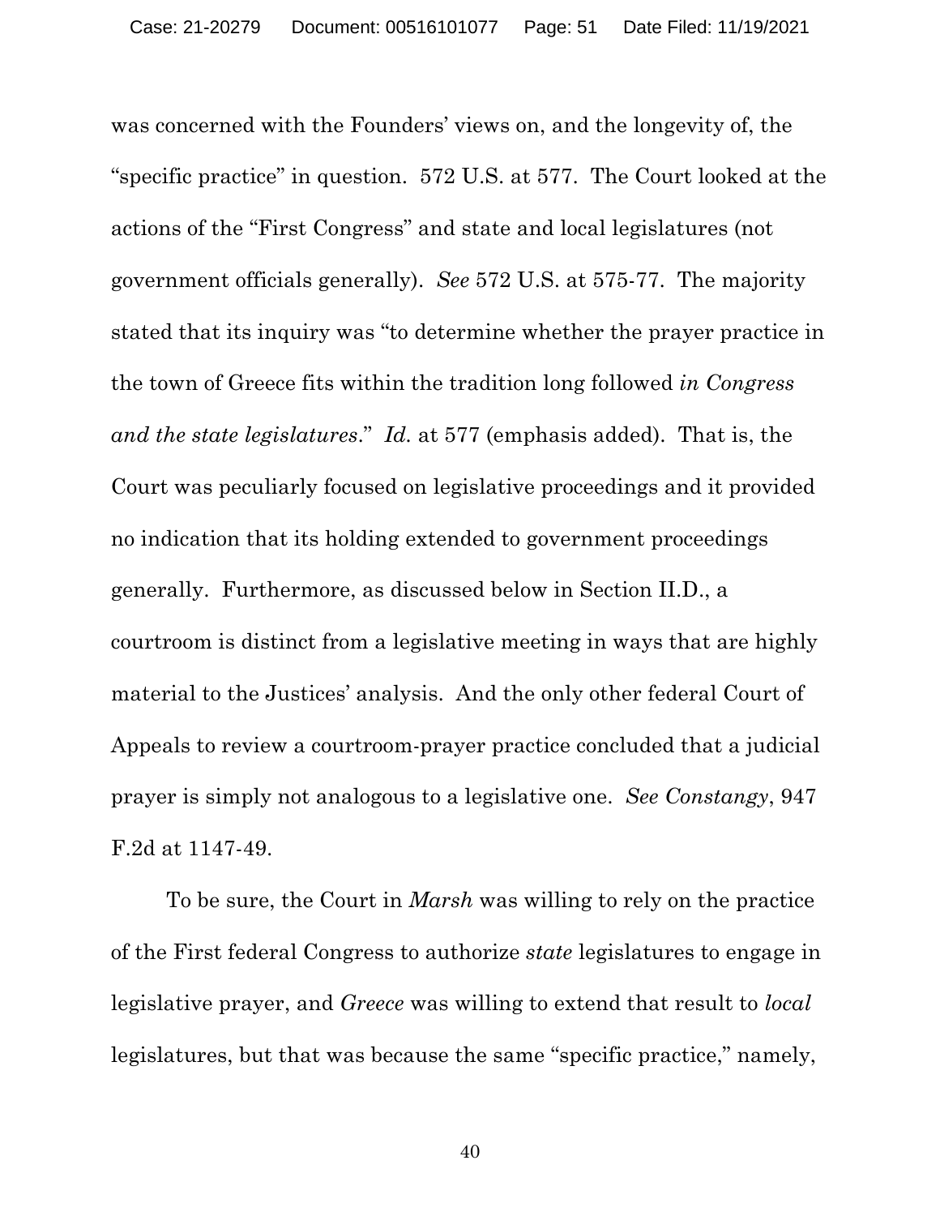was concerned with the Founders' views on, and the longevity of, the "specific practice" in question. 572 U.S. at 577. The Court looked at the actions of the "First Congress" and state and local legislatures (not government officials generally). *See* 572 U.S. at 575-77. The majority stated that its inquiry was "to determine whether the prayer practice in the town of Greece fits within the tradition long followed *in Congress and the state legislatures*." *Id.* at 577 (emphasis added). That is, the Court was peculiarly focused on legislative proceedings and it provided no indication that its holding extended to government proceedings generally. Furthermore, as discussed below in Section II.D., a courtroom is distinct from a legislative meeting in ways that are highly material to the Justices' analysis. And the only other federal Court of Appeals to review a courtroom-prayer practice concluded that a judicial prayer is simply not analogous to a legislative one. *See Constangy*, 947 F.2d at 1147-49.

To be sure, the Court in *Marsh* was willing to rely on the practice of the First federal Congress to authorize *state* legislatures to engage in legislative prayer, and *Greece* was willing to extend that result to *local* legislatures, but that was because the same "specific practice," namely,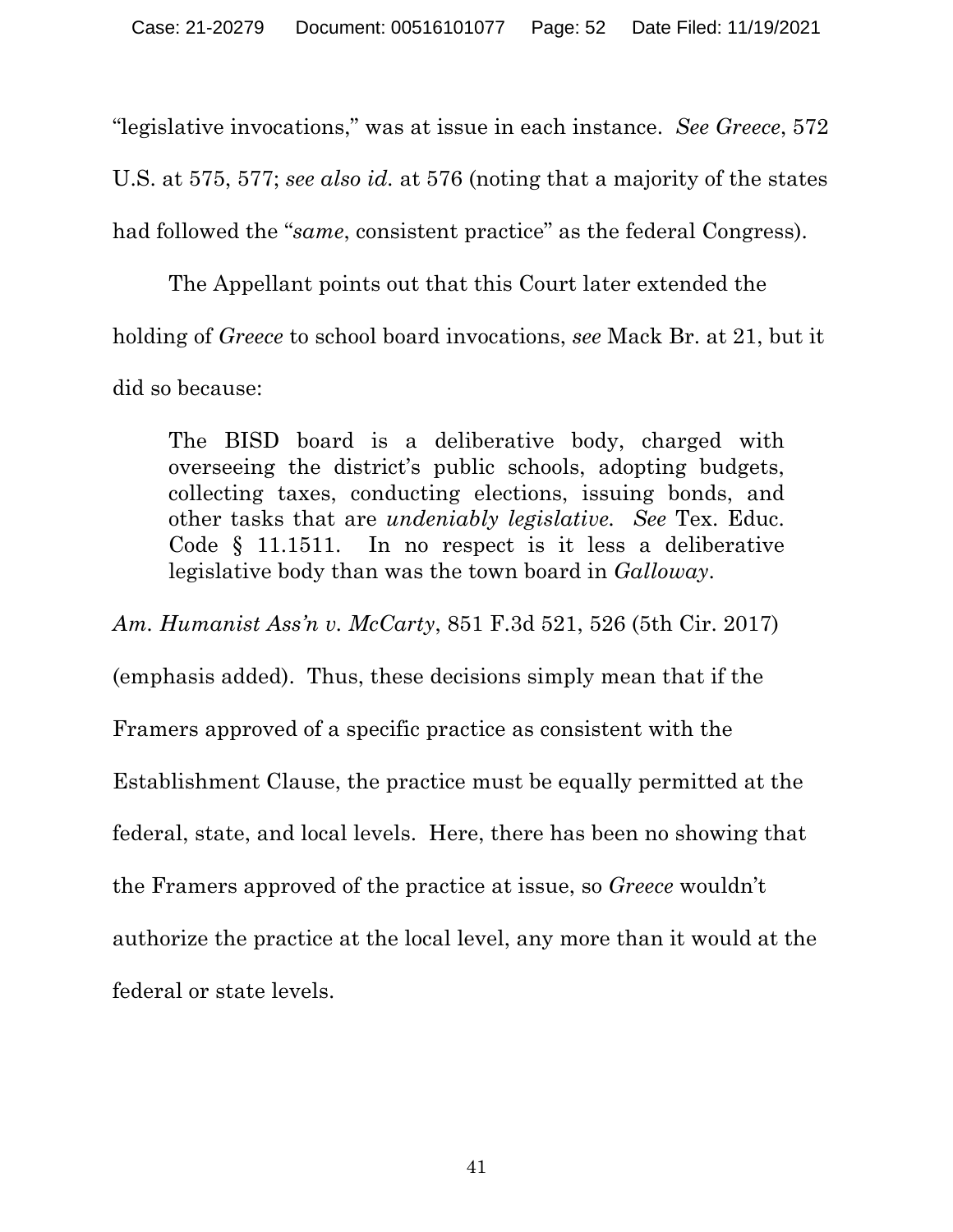"legislative invocations," was at issue in each instance. *See Greece*, 572 U.S. at 575, 577; *see also id.* at 576 (noting that a majority of the states had followed the "*same*, consistent practice" as the federal Congress).

The Appellant points out that this Court later extended the holding of *Greece* to school board invocations, *see* Mack Br. at 21, but it did so because:

> The BISD board is a deliberative body, charged with overseeing the district's public schools, adopting budgets, collecting taxes, conducting elections, issuing bonds, and other tasks that are *undeniably legislative*. *See* Tex. Educ. Code § 11.1511. In no respect is it less a deliberative legislative body than was the town board in *Galloway*.

*Am. Humanist Ass'n v. McCarty*, 851 F.3d 521, 526 (5th Cir. 2017) (emphasis added). Thus, these decisions simply mean that if the Framers approved of a specific practice as consistent with the Establishment Clause, the practice must be equally permitted at the federal, state, and local levels. Here, there has been no showing that the Framers approved of the practice at issue, so *Greece* wouldn't authorize the practice at the local level, any more than it would at the federal or state levels.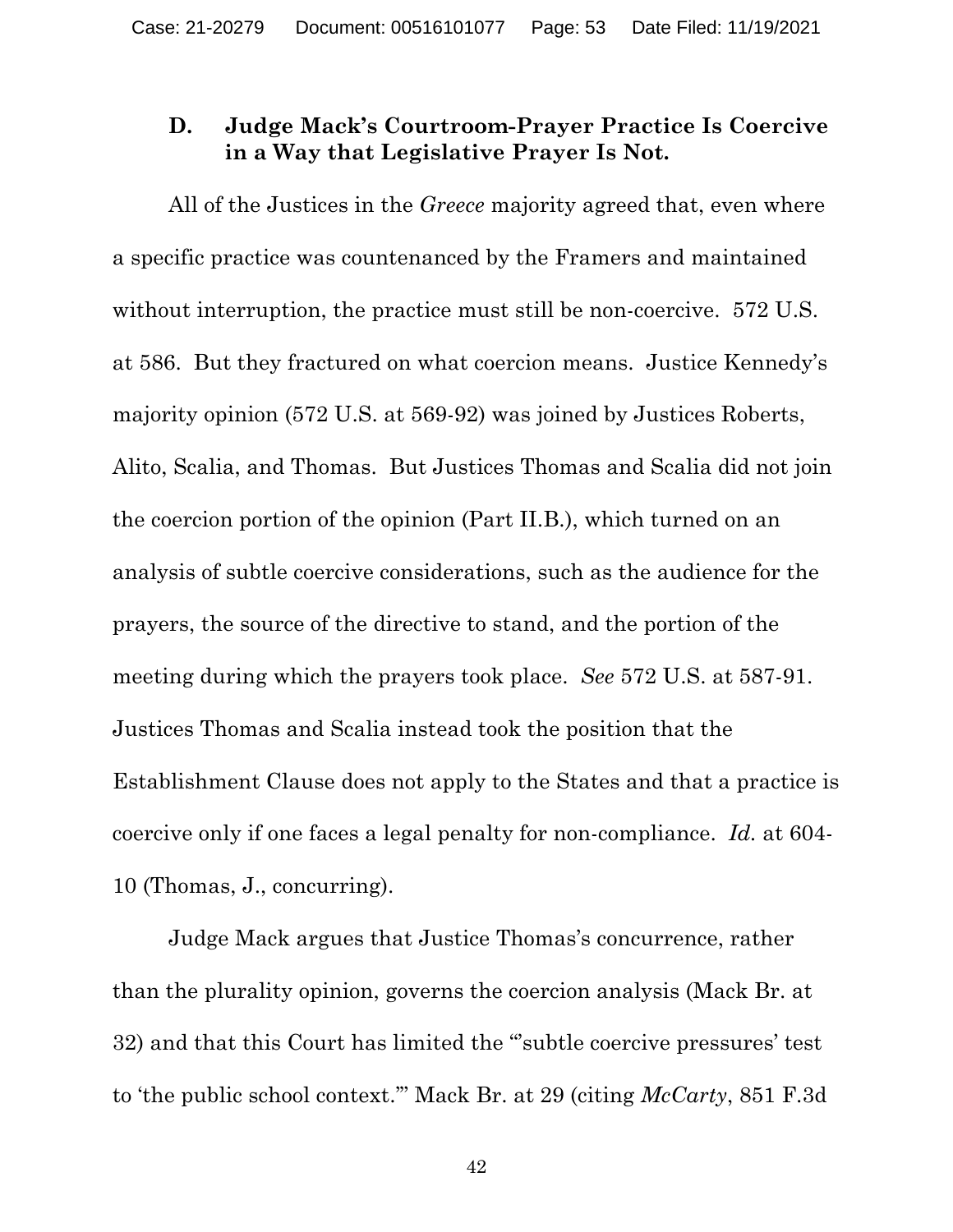### D. Judge Mack's Courtroom-Prayer Practice Is Coercive in a Way that Legislative Prayer Is Not.

All of the Justices in the *Greece* majority agreed that, even where a specific practice was countenanced by the Framers and maintained without interruption, the practice must still be non-coercive. 572 U.S. at 586. But they fractured on what coercion means. Justice Kennedy's majority opinion (572 U.S. at 569-92) was joined by Justices Roberts, Alito, Scalia, and Thomas. But Justices Thomas and Scalia did not join the coercion portion of the opinion (Part II.B.), which turned on an analysis of subtle coercive considerations, such as the audience for the prayers, the source of the directive to stand, and the portion of the meeting during which the prayers took place. *See* 572 U.S. at 587-91. Justices Thomas and Scalia instead took the position that the Establishment Clause does not apply to the States and that a practice is coercive only if one faces a legal penalty for non-compliance. *Id.* at 604-10 (Thomas, J., concurring).

Judge Mack argues that Justice Thomas's concurrence, rather than the plurality opinion, governs the coercion analysis (Mack Br. at 32) and that this Court has limited the "'subtle coercive pressures' test to 'the public school context.'" Mack Br. at 29 (citing *McCarty*, 851 F.3d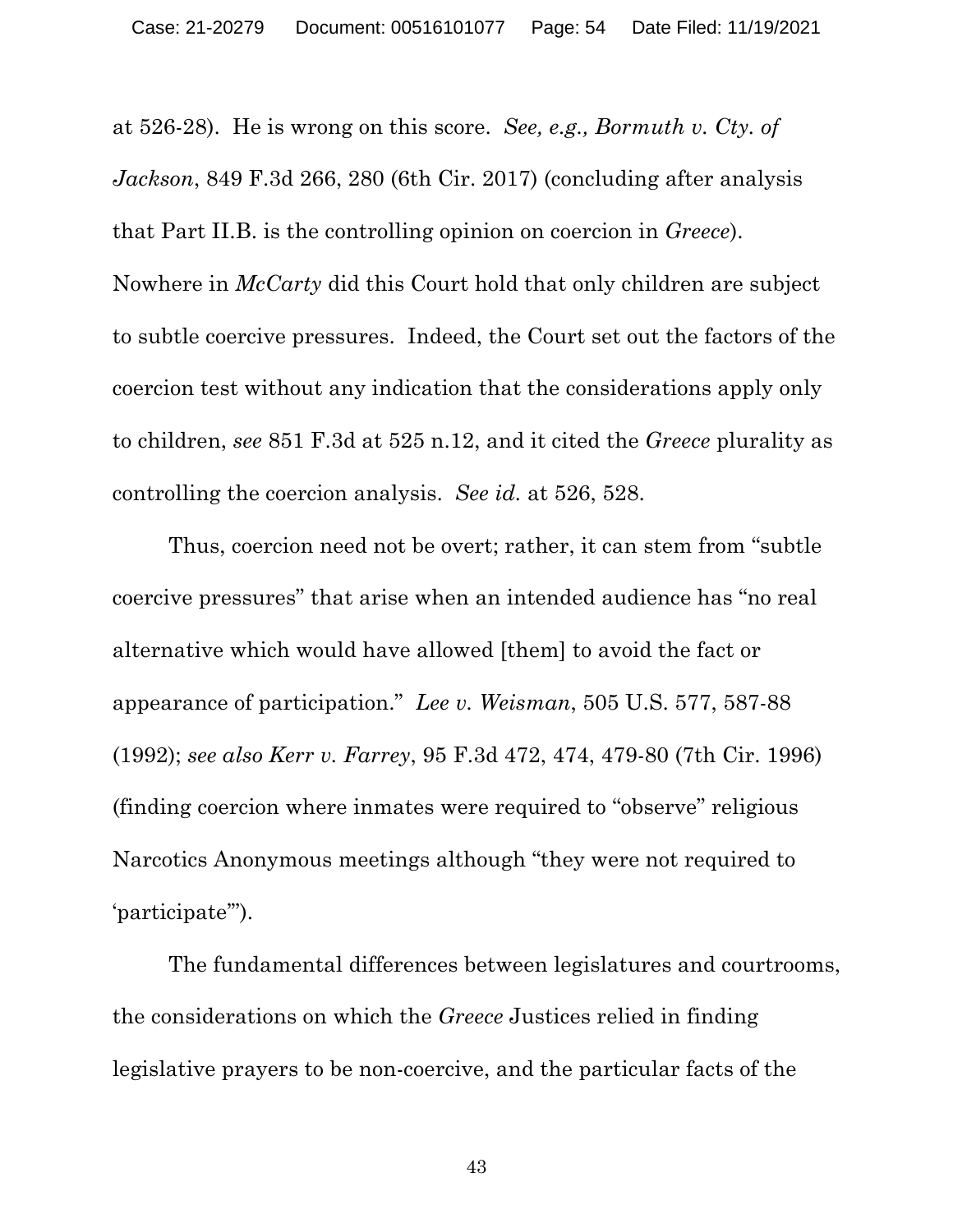at 526-28). He is wrong on this score. *See, e.g., Bormuth v. Cty. of Jackson*, 849 F.3d 266, 280 (6th Cir. 2017) (concluding after analysis that Part II.B. is the controlling opinion on coercion in *Greece*). Nowhere in *McCarty* did this Court hold that only children are subject to subtle coercive pressures. Indeed, the Court set out the factors of the coercion test without any indication that the considerations apply only to children, *see* 851 F.3d at 525 n.12, and it cited the *Greece* plurality as controlling the coercion analysis. *See id.* at 526, 528.

Thus, coercion need not be overt; rather, it can stem from "subtle coercive pressures" that arise when an intended audience has "no real alternative which would have allowed [them] to avoid the fact or appearance of participation." *Lee v. Weisman*, 505 U.S. 577, 587-88 (1992); *see also Kerr v. Farrey*, 95 F.3d 472, 474, 479-80 (7th Cir. 1996) (finding coercion where inmates were required to "observe" religious Narcotics Anonymous meetings although "they were not required to 'participate'").

The fundamental differences between legislatures and courtrooms, the considerations on which the *Greece* Justices relied in finding legislative prayers to be non-coercive, and the particular facts of the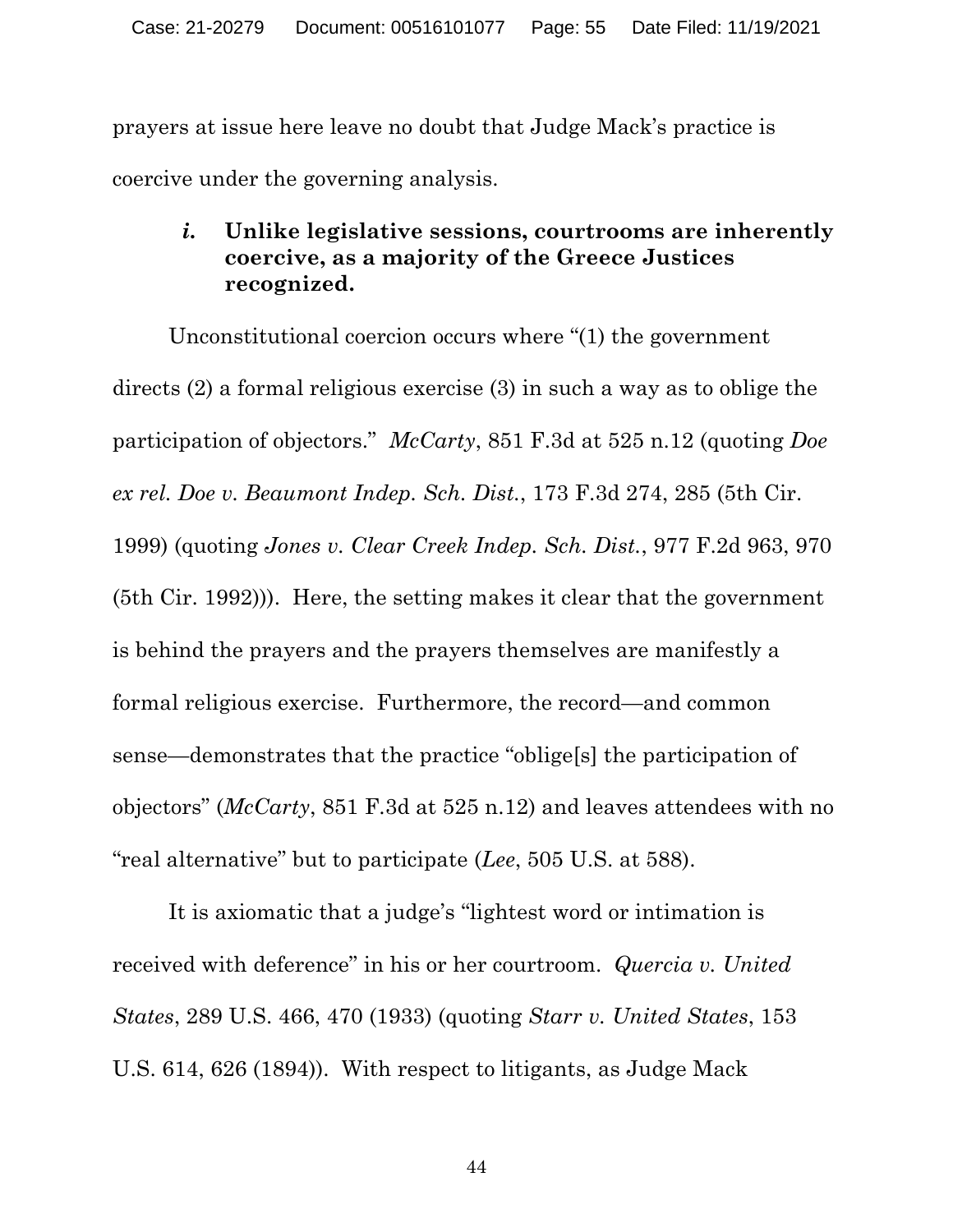prayers at issue here leave no doubt that Judge Mack's practice is coercive under the governing analysis.

#### *i.* Unlike legislative sessions, courtrooms are inherently coercive, as a majority of the Greece Justices recognized.

Unconstitutional coercion occurs where "(1) the government directs (2) a formal religious exercise (3) in such a way as to oblige the participation of objectors." *McCarty*, 851 F.3d at 525 n.12 (quoting *Doe ex rel. Doe v. Beaumont Indep. Sch. Dist.*, 173 F.3d 274, 285 (5th Cir. 1999) (quoting *Jones v. Clear Creek Indep. Sch. Dist.*, 977 F.2d 963, 970 (5th Cir. 1992))). Here, the setting makes it clear that the government is behind the prayers and the prayers themselves are manifestly a formal religious exercise. Furthermore, the record—and common sense—demonstrates that the practice "oblige[s] the participation of objectors" (*McCarty*, 851 F.3d at 525 n.12) and leaves attendees with no "real alternative" but to participate (*Lee*, 505 U.S. at 588).

It is axiomatic that a judge's "lightest word or intimation is received with deference" in his or her courtroom. *Quercia v. United States*, 289 U.S. 466, 470 (1933) (quoting *Starr v. United States*, 153 U.S. 614, 626 (1894)). With respect to litigants, as Judge Mack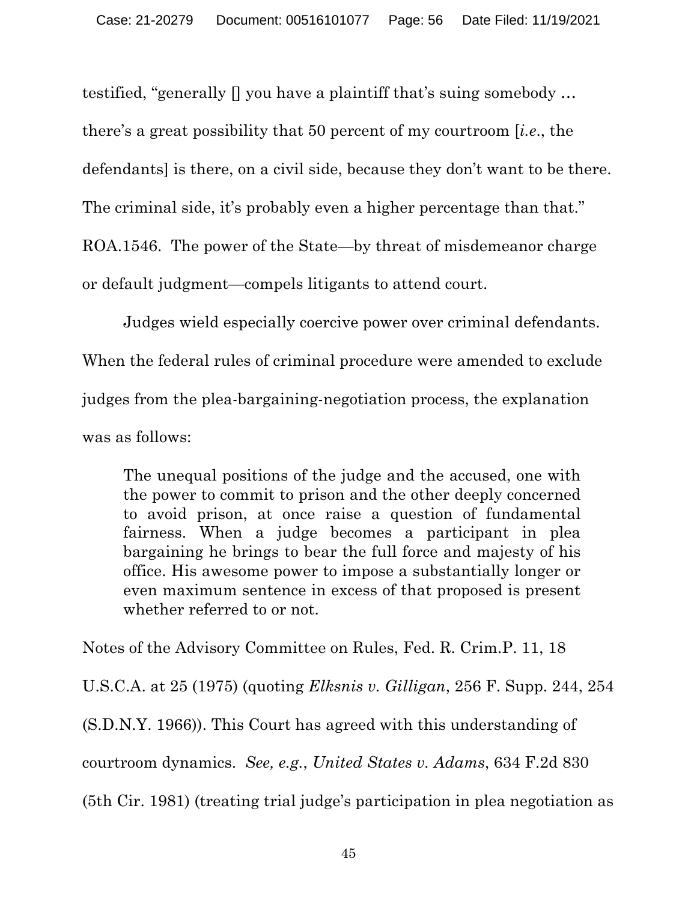testified, "generally [] you have a plaintiff that's suing somebody … there's a great possibility that 50 percent of my courtroom [*i.e.*, the defendants] is there, on a civil side, because they don't want to be there. The criminal side, it's probably even a higher percentage than that." ROA.1546. The power of the State—by threat of misdemeanor charge or default judgment—compels litigants to attend court.

Judges wield especially coercive power over criminal defendants. When the federal rules of criminal procedure were amended to exclude judges from the plea-bargaining-negotiation process, the explanation was as follows:

> The unequal positions of the judge and the accused, one with the power to commit to prison and the other deeply concerned to avoid prison, at once raise a question of fundamental fairness. When a judge becomes a participant in plea bargaining he brings to bear the full force and majesty of his office. His awesome power to impose a substantially longer or even maximum sentence in excess of that proposed is present whether referred to or not.

Notes of the Advisory Committee on Rules, Fed. R. Crim.P. 11, 18 U.S.C.A. at 25 (1975) (quoting *Elksnis v. Gilligan*, 256 F. Supp. 244, 254 (S.D.N.Y. 1966)). This Court has agreed with this understanding of courtroom dynamics. *See, e.g.*, *United States v. Adams*, 634 F.2d 830 (5th Cir. 1981) (treating trial judge's participation in plea negotiation as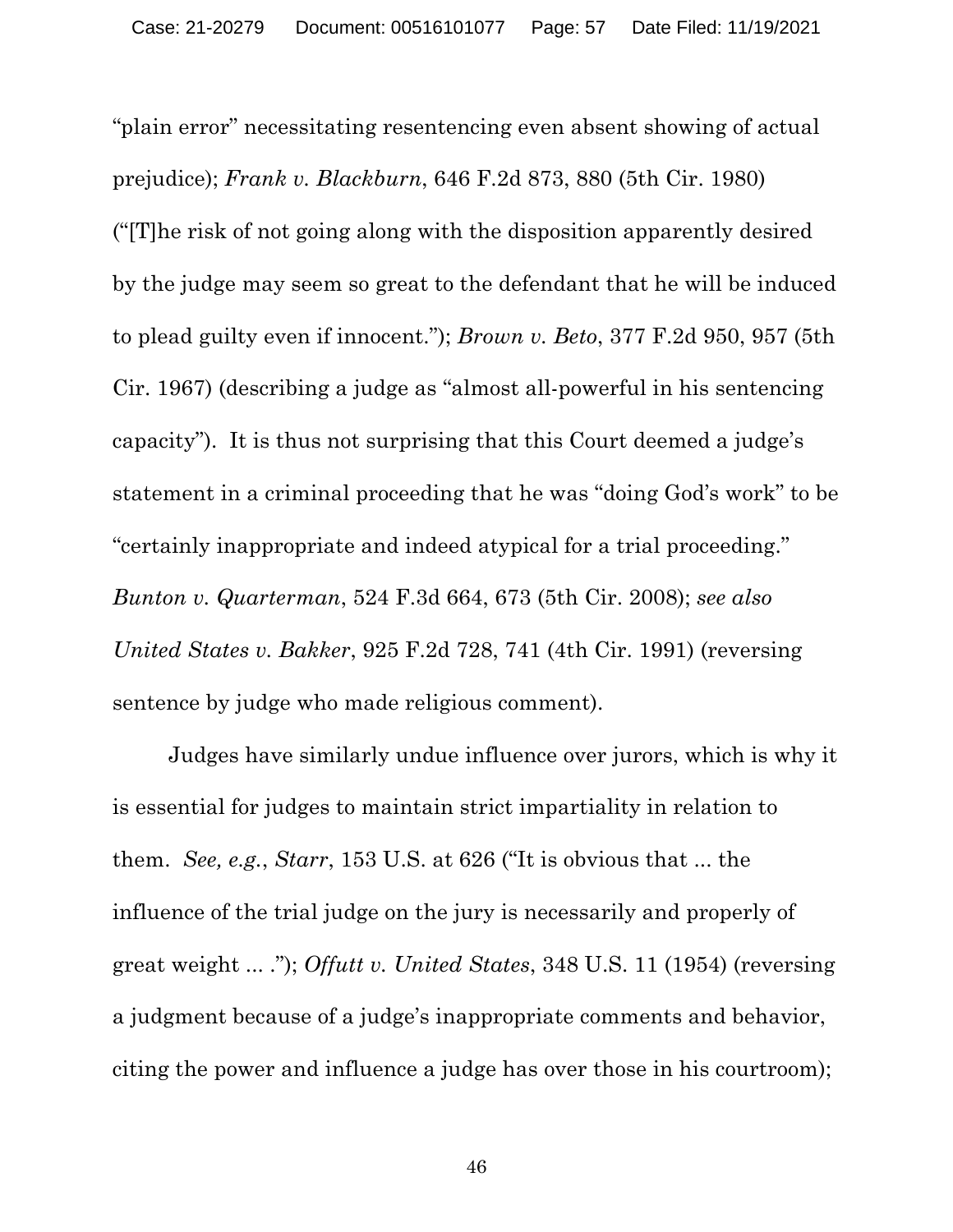"plain error" necessitating resentencing even absent showing of actual prejudice); *Frank v. Blackburn*, 646 F.2d 873, 880 (5th Cir. 1980) ("[T]he risk of not going along with the disposition apparently desired by the judge may seem so great to the defendant that he will be induced to plead guilty even if innocent."); *Brown v. Beto*, 377 F.2d 950, 957 (5th Cir. 1967) (describing a judge as "almost all-powerful in his sentencing capacity"). It is thus not surprising that this Court deemed a judge's statement in a criminal proceeding that he was "doing God's work" to be "certainly inappropriate and indeed atypical for a trial proceeding." *Bunton v. Quarterman*, 524 F.3d 664, 673 (5th Cir. 2008); *see also United States v. Bakker*, 925 F.2d 728, 741 (4th Cir. 1991) (reversing sentence by judge who made religious comment).

Judges have similarly undue influence over jurors, which is why it is essential for judges to maintain strict impartiality in relation to them. *See, e.g.*, *Starr*, 153 U.S. at 626 ("It is obvious that ... the influence of the trial judge on the jury is necessarily and properly of great weight ... ."); *Offutt v. United States*, 348 U.S. 11 (1954) (reversing a judgment because of a judge's inappropriate comments and behavior, citing the power and influence a judge has over those in his courtroom);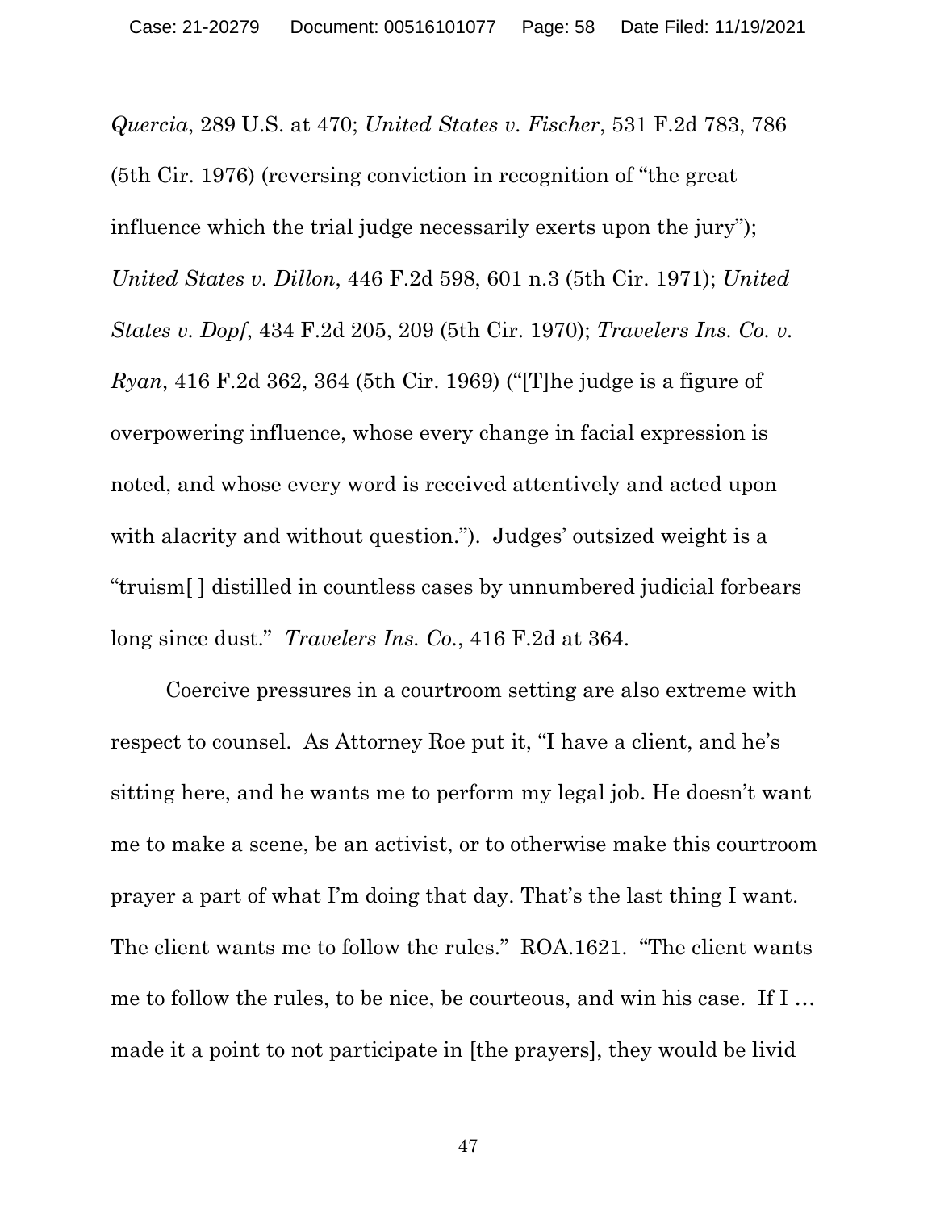*Quercia*, 289 U.S. at 470; *United States v. Fischer*, 531 F.2d 783, 786 (5th Cir. 1976) (reversing conviction in recognition of "the great influence which the trial judge necessarily exerts upon the jury"); *United States v. Dillon*, 446 F.2d 598, 601 n.3 (5th Cir. 1971); *United States v. Dopf*, 434 F.2d 205, 209 (5th Cir. 1970); *Travelers Ins. Co. v. Ryan*, 416 F.2d 362, 364 (5th Cir. 1969) ("[T]he judge is a figure of overpowering influence, whose every change in facial expression is noted, and whose every word is received attentively and acted upon with alacrity and without question."). Judges' outsized weight is a "truism[ ] distilled in countless cases by unnumbered judicial forbears long since dust." *Travelers Ins. Co.*, 416 F.2d at 364.

Coercive pressures in a courtroom setting are also extreme with respect to counsel. As Attorney Roe put it, "I have a client, and he's sitting here, and he wants me to perform my legal job. He doesn't want me to make a scene, be an activist, or to otherwise make this courtroom prayer a part of what I'm doing that day. That's the last thing I want. The client wants me to follow the rules." ROA.1621. "The client wants me to follow the rules, to be nice, be courteous, and win his case. If I … made it a point to not participate in [the prayers], they would be livid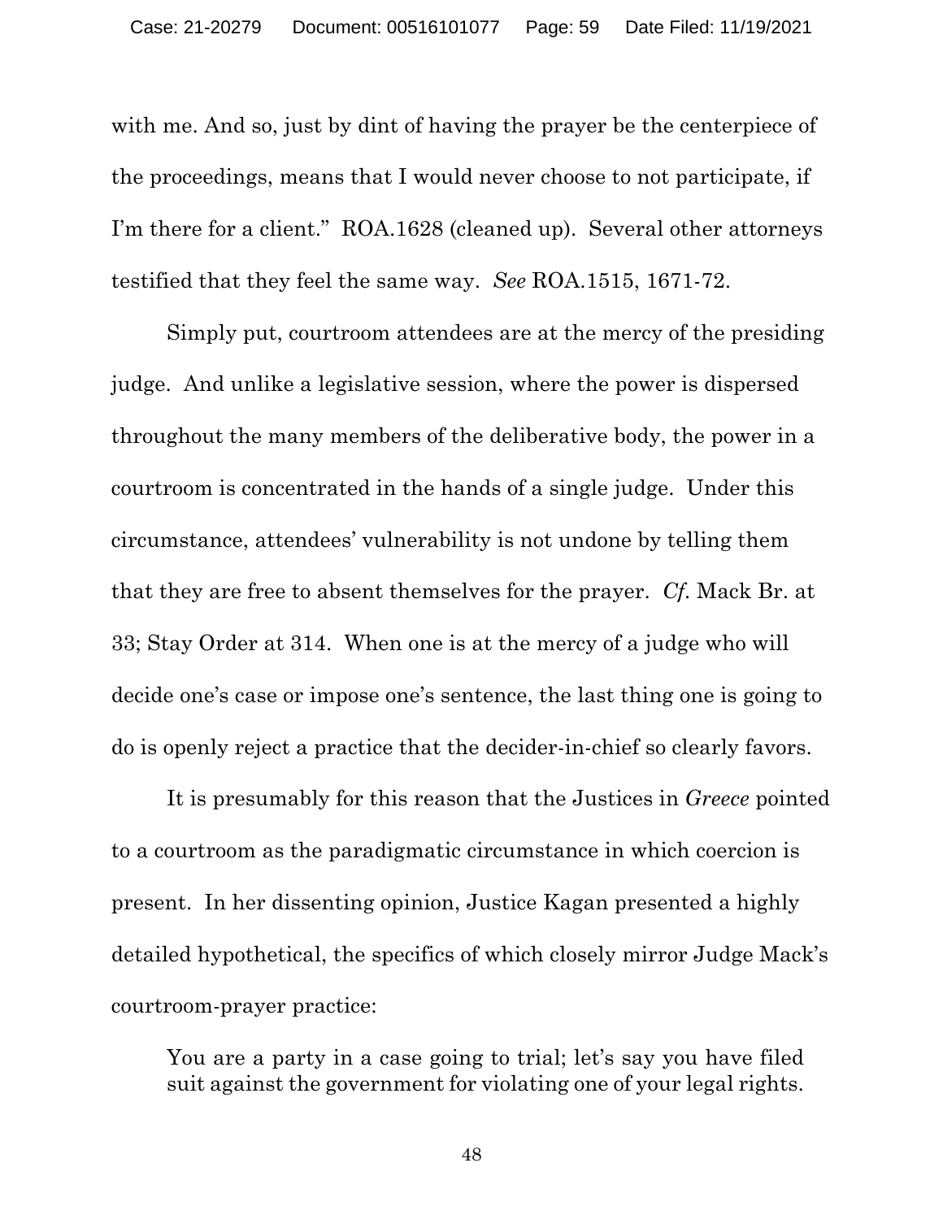with me. And so, just by dint of having the prayer be the centerpiece of the proceedings, means that I would never choose to not participate, if I'm there for a client." ROA.1628 (cleaned up). Several other attorneys testified that they feel the same way. *See* ROA.1515, 1671-72.

Simply put, courtroom attendees are at the mercy of the presiding judge. And unlike a legislative session, where the power is dispersed throughout the many members of the deliberative body, the power in a courtroom is concentrated in the hands of a single judge. Under this circumstance, attendees' vulnerability is not undone by telling them that they are free to absent themselves for the prayer. *Cf*. Mack Br. at 33; Stay Order at 314. When one is at the mercy of a judge who will decide one's case or impose one's sentence, the last thing one is going to do is openly reject a practice that the decider-in-chief so clearly favors.

It is presumably for this reason that the Justices in *Greece* pointed to a courtroom as the paradigmatic circumstance in which coercion is present. In her dissenting opinion, Justice Kagan presented a highly detailed hypothetical, the specifics of which closely mirror Judge Mack's courtroom-prayer practice:

> You are a party in a case going to trial; let's say you have filed suit against the government for violating one of your legal rights.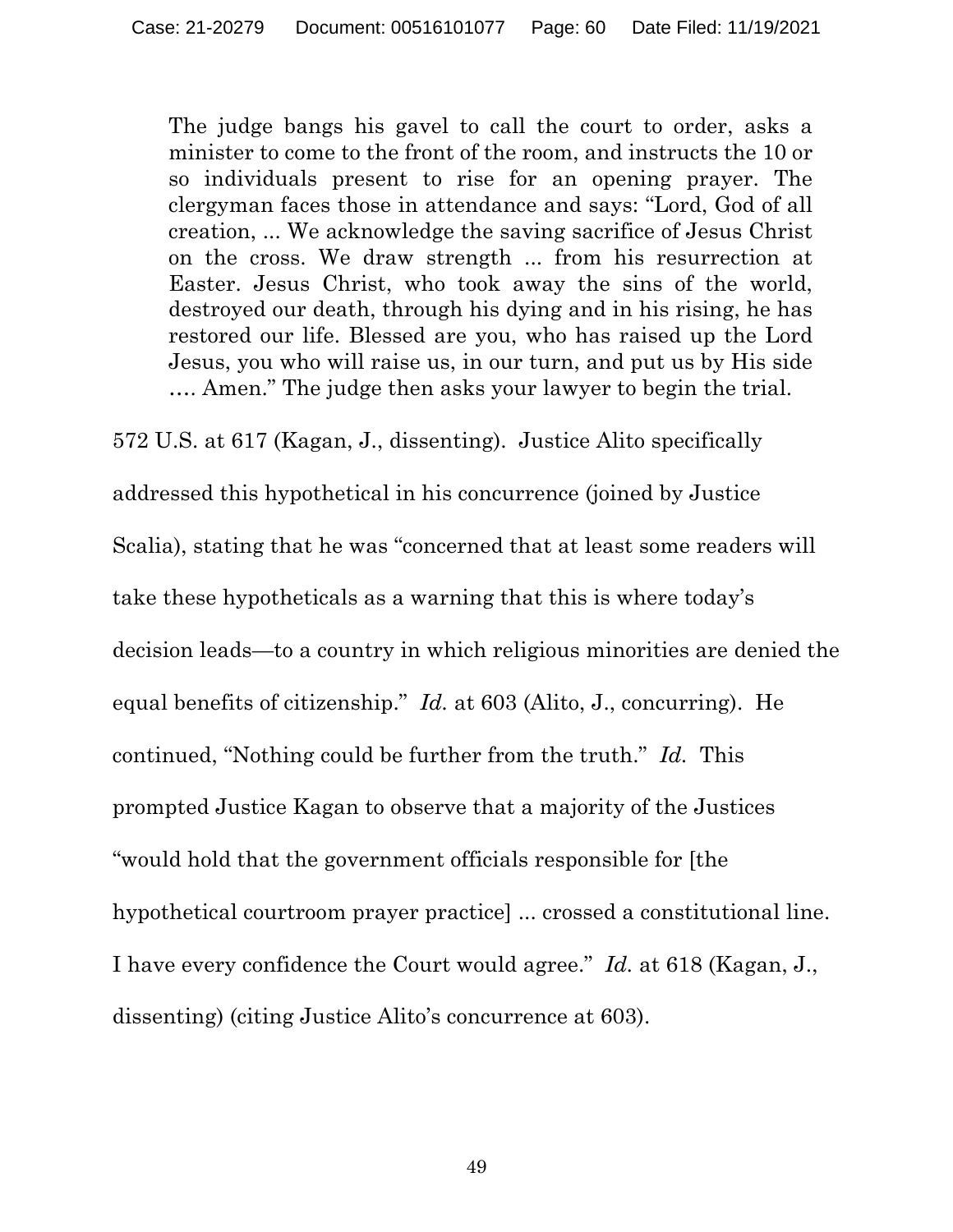> The judge bangs his gavel to call the court to order, asks a minister to come to the front of the room, and instructs the 10 or so individuals present to rise for an opening prayer. The clergyman faces those in attendance and says: "Lord, God of all creation, ... We acknowledge the saving sacrifice of Jesus Christ on the cross. We draw strength ... from his resurrection at Easter. Jesus Christ, who took away the sins of the world, destroyed our death, through his dying and in his rising, he has restored our life. Blessed are you, who has raised up the Lord Jesus, you who will raise us, in our turn, and put us by His side .... Amen." The judge then asks your lawyer to begin the trial.

572 U.S. at 617 (Kagan, J., dissenting). Justice Alito specifically addressed this hypothetical in his concurrence (joined by Justice Scalia), stating that he was "concerned that at least some readers will take these hypotheticals as a warning that this is where today's decision leads—to a country in which religious minorities are denied the equal benefits of citizenship." *Id.* at 603 (Alito, J., concurring). He continued, "Nothing could be further from the truth." *Id.* This prompted Justice Kagan to observe that a majority of the Justices "would hold that the government officials responsible for [the hypothetical courtroom prayer practice] ... crossed a constitutional line. I have every confidence the Court would agree." *Id.* at 618 (Kagan, J., dissenting) (citing Justice Alito's concurrence at 603).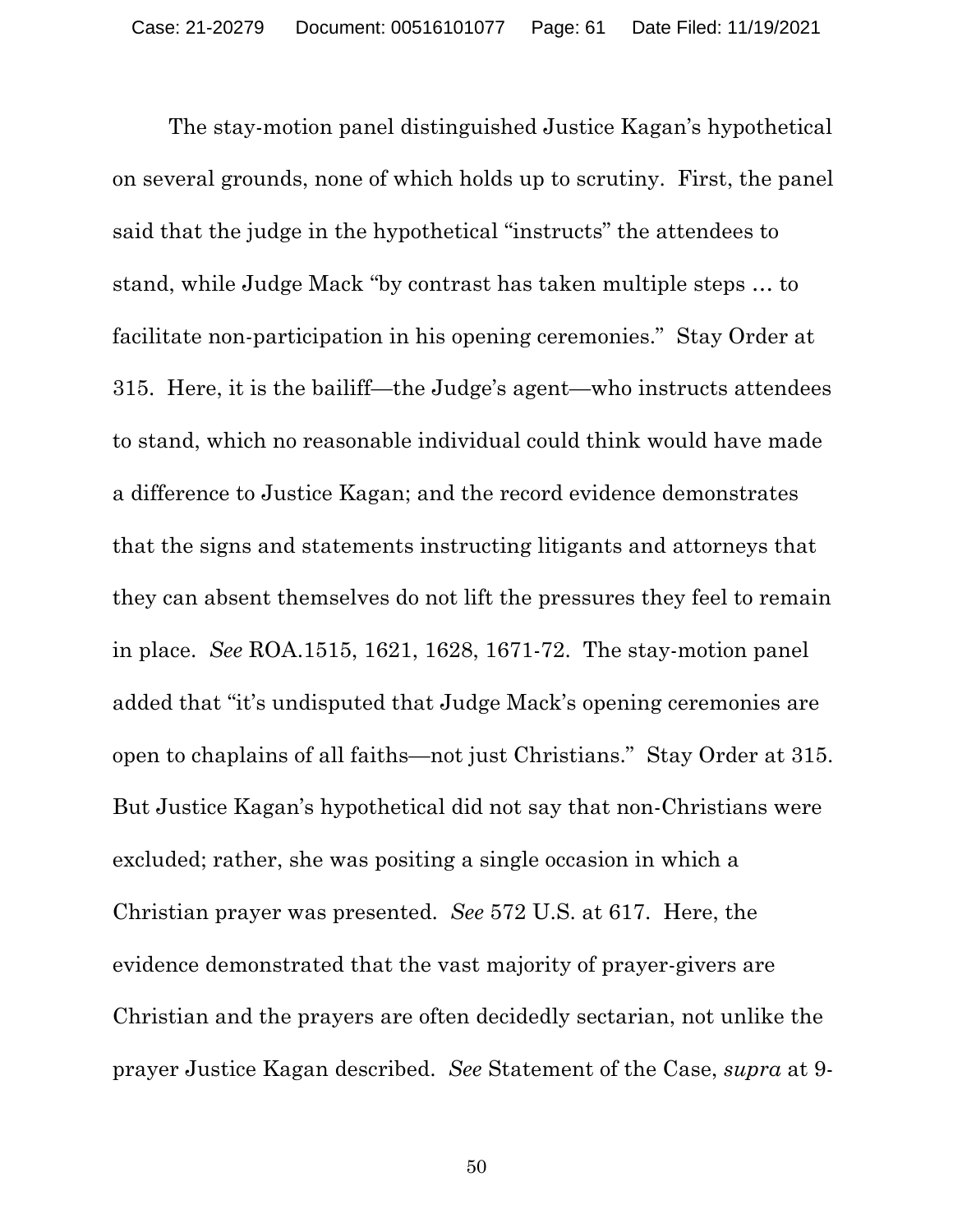The stay-motion panel distinguished Justice Kagan's hypothetical on several grounds, none of which holds up to scrutiny. First, the panel said that the judge in the hypothetical "instructs" the attendees to stand, while Judge Mack "by contrast has taken multiple steps … to facilitate non-participation in his opening ceremonies." Stay Order at 315. Here, it is the bailiff—the Judge's agent—who instructs attendees to stand, which no reasonable individual could think would have made a difference to Justice Kagan; and the record evidence demonstrates that the signs and statements instructing litigants and attorneys that they can absent themselves do not lift the pressures they feel to remain in place. *See* ROA.1515, 1621, 1628, 1671-72. The stay-motion panel added that "it's undisputed that Judge Mack's opening ceremonies are open to chaplains of all faiths—not just Christians." Stay Order at 315. But Justice Kagan's hypothetical did not say that non-Christians were excluded; rather, she was positing a single occasion in which a Christian prayer was presented. *See* 572 U.S. at 617. Here, the evidence demonstrated that the vast majority of prayer-givers are Christian and the prayers are often decidedly sectarian, not unlike the prayer Justice Kagan described. *See* Statement of the Case, *supra* at 9-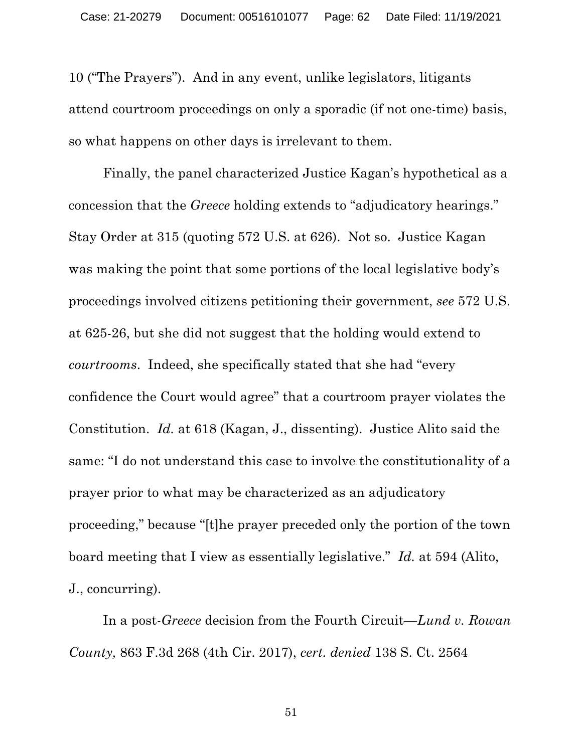10 ("The Prayers"). And in any event, unlike legislators, litigants attend courtroom proceedings on only a sporadic (if not one-time) basis, so what happens on other days is irrelevant to them.

Finally, the panel characterized Justice Kagan's hypothetical as a concession that the *Greece* holding extends to "adjudicatory hearings." Stay Order at 315 (quoting 572 U.S. at 626). Not so. Justice Kagan was making the point that some portions of the local legislative body's proceedings involved citizens petitioning their government, *see* 572 U.S. at 625-26, but she did not suggest that the holding would extend to *courtrooms*. Indeed, she specifically stated that she had "every confidence the Court would agree" that a courtroom prayer violates the Constitution. *Id.* at 618 (Kagan, J., dissenting). Justice Alito said the same: "I do not understand this case to involve the constitutionality of a prayer prior to what may be characterized as an adjudicatory proceeding," because "[t]he prayer preceded only the portion of the town board meeting that I view as essentially legislative." *Id.* at 594 (Alito, J., concurring).

In a post-*Greece* decision from the Fourth Circuit—*Lund v. Rowan County,* 863 F.3d 268 (4th Cir. 2017), *cert. denied* 138 S. Ct. 2564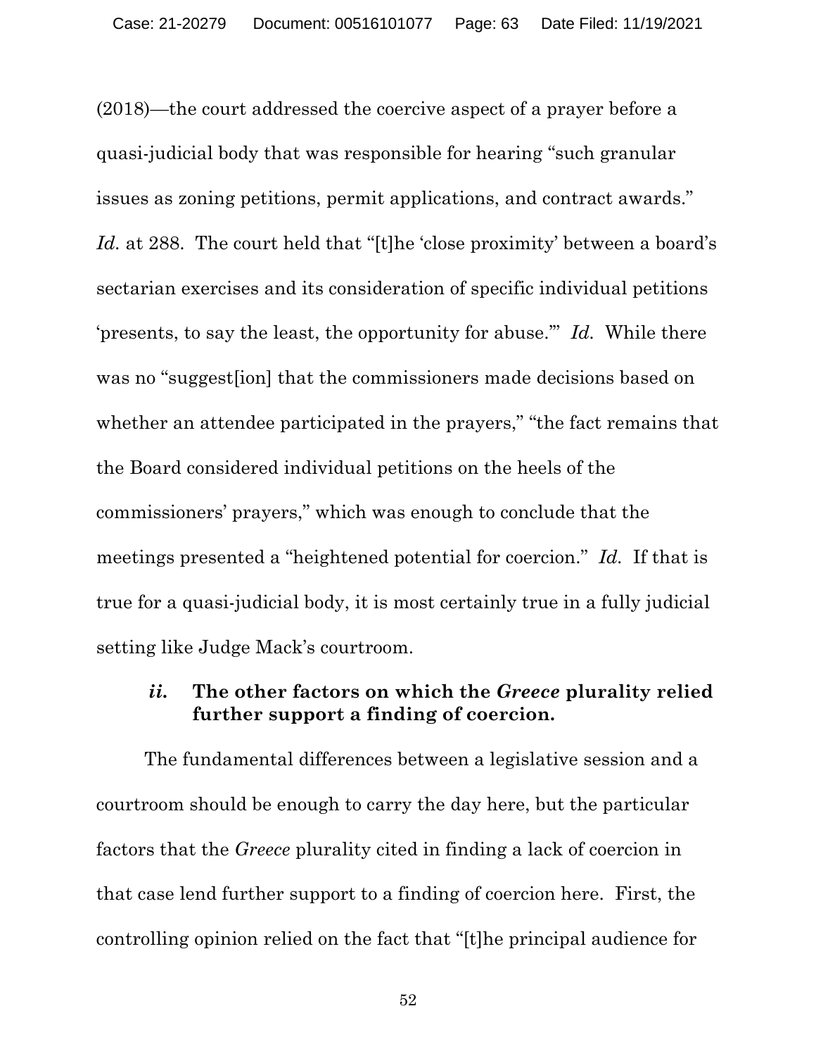(2018)—the court addressed the coercive aspect of a prayer before a quasi-judicial body that was responsible for hearing "such granular issues as zoning petitions, permit applications, and contract awards." *Id.* at 288. The court held that "[t]he 'close proximity' between a board's sectarian exercises and its consideration of specific individual petitions 'presents, to say the least, the opportunity for abuse.'" *Id.* While there was no "suggest[ion] that the commissioners made decisions based on whether an attendee participated in the prayers," "the fact remains that the Board considered individual petitions on the heels of the commissioners' prayers," which was enough to conclude that the meetings presented a "heightened potential for coercion." *Id.* If that is true for a quasi-judicial body, it is most certainly true in a fully judicial setting like Judge Mack's courtroom.

#### ***ii.*** **The other factors on which the *Greece* plurality relied further support a finding of coercion.**

The fundamental differences between a legislative session and a courtroom should be enough to carry the day here, but the particular factors that the *Greece* plurality cited in finding a lack of coercion in that case lend further support to a finding of coercion here. First, the controlling opinion relied on the fact that "[t]he principal audience for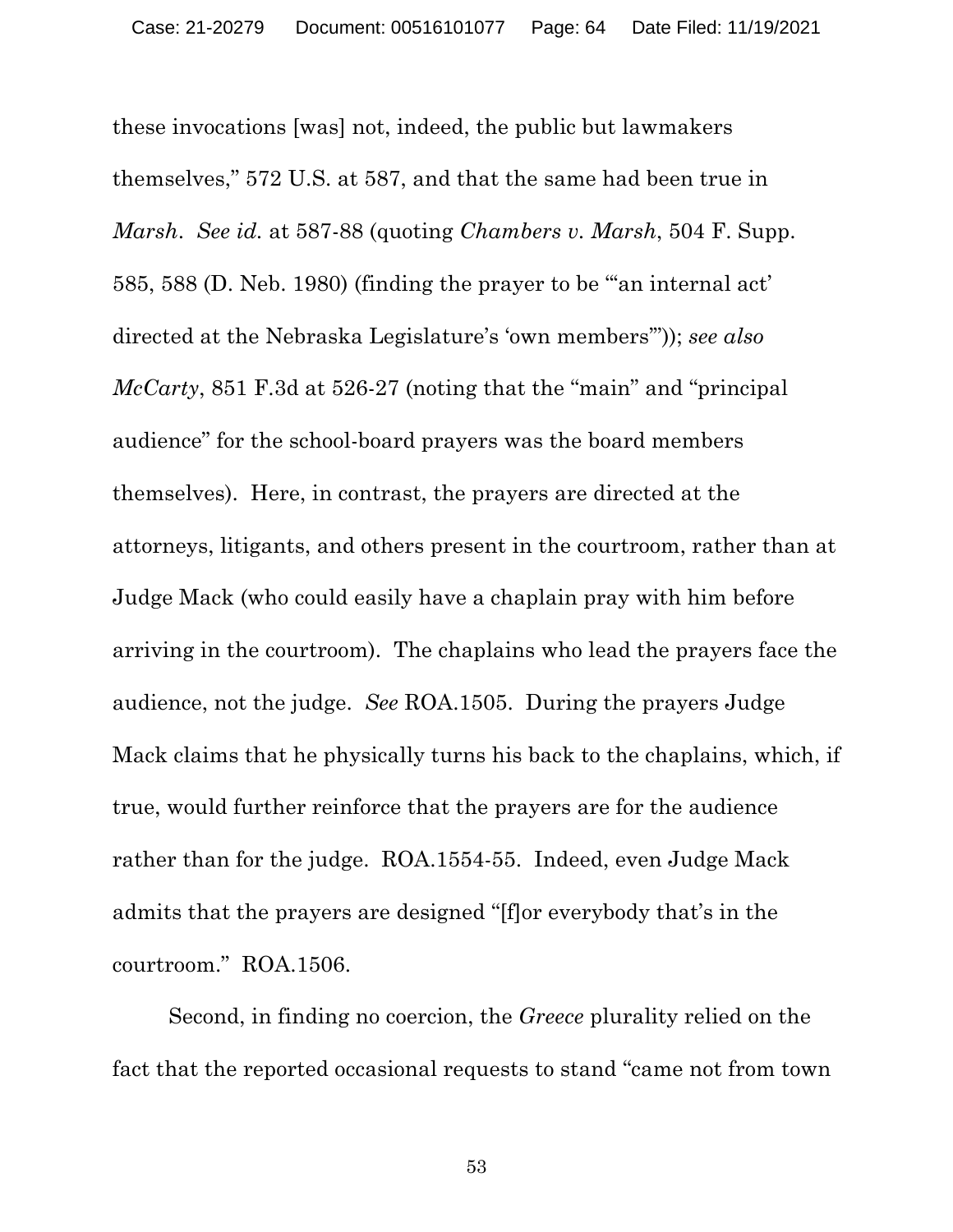these invocations [was] not, indeed, the public but lawmakers themselves," 572 U.S. at 587, and that the same had been true in *Marsh*. *See id.* at 587-88 (quoting *Chambers v. Marsh*, 504 F. Supp. 585, 588 (D. Neb. 1980) (finding the prayer to be "'an internal act' directed at the Nebraska Legislature's 'own members'")); *see also McCarty*, 851 F.3d at 526-27 (noting that the "main" and "principal audience" for the school-board prayers was the board members themselves). Here, in contrast, the prayers are directed at the attorneys, litigants, and others present in the courtroom, rather than at Judge Mack (who could easily have a chaplain pray with him before arriving in the courtroom). The chaplains who lead the prayers face the audience, not the judge. *See* ROA.1505. During the prayers Judge Mack claims that he physically turns his back to the chaplains, which, if true, would further reinforce that the prayers are for the audience rather than for the judge. ROA.1554-55. Indeed, even Judge Mack admits that the prayers are designed "[f]or everybody that's in the courtroom." ROA.1506.

Second, in finding no coercion, the *Greece* plurality relied on the fact that the reported occasional requests to stand "came not from town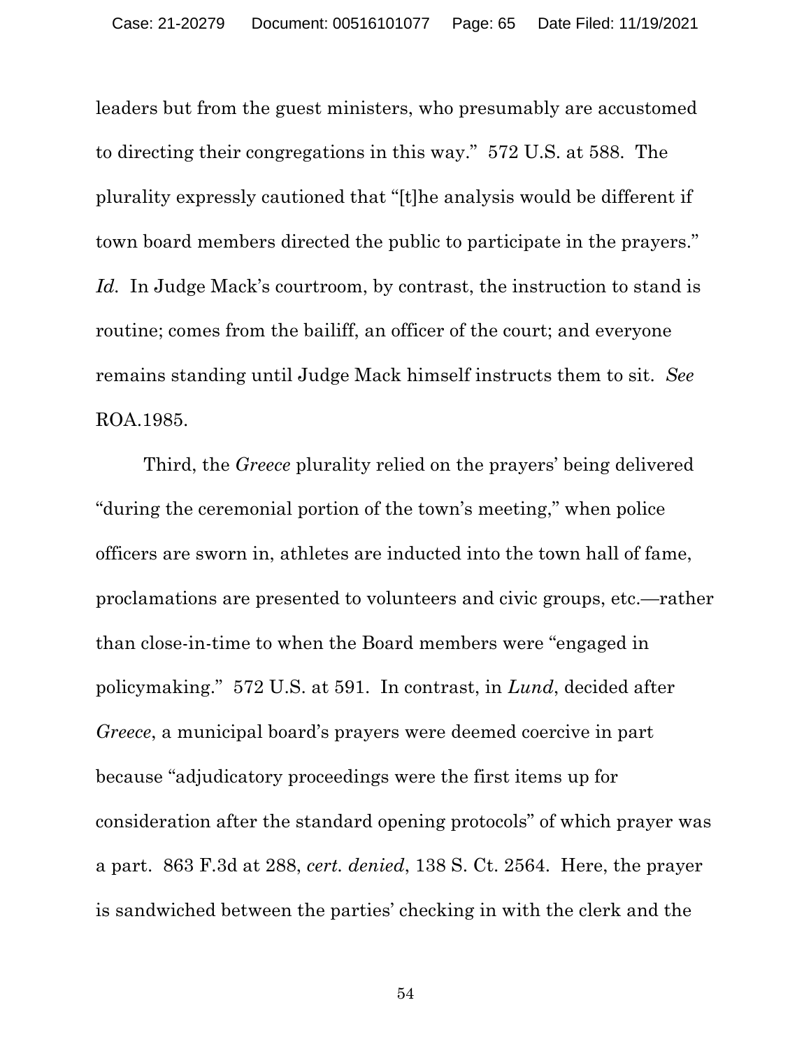leaders but from the guest ministers, who presumably are accustomed to directing their congregations in this way." 572 U.S. at 588. The plurality expressly cautioned that "[t]he analysis would be different if town board members directed the public to participate in the prayers." *Id.* In Judge Mack's courtroom, by contrast, the instruction to stand is routine; comes from the bailiff, an officer of the court; and everyone remains standing until Judge Mack himself instructs them to sit. *See* ROA.1985.

Third, the *Greece* plurality relied on the prayers' being delivered "during the ceremonial portion of the town's meeting," when police officers are sworn in, athletes are inducted into the town hall of fame, proclamations are presented to volunteers and civic groups, etc.—rather than close-in-time to when the Board members were "engaged in policymaking." 572 U.S. at 591. In contrast, in *Lund*, decided after *Greece*, a municipal board's prayers were deemed coercive in part because "adjudicatory proceedings were the first items up for consideration after the standard opening protocols" of which prayer was a part. 863 F.3d at 288, *cert. denied*, 138 S. Ct. 2564. Here, the prayer is sandwiched between the parties' checking in with the clerk and the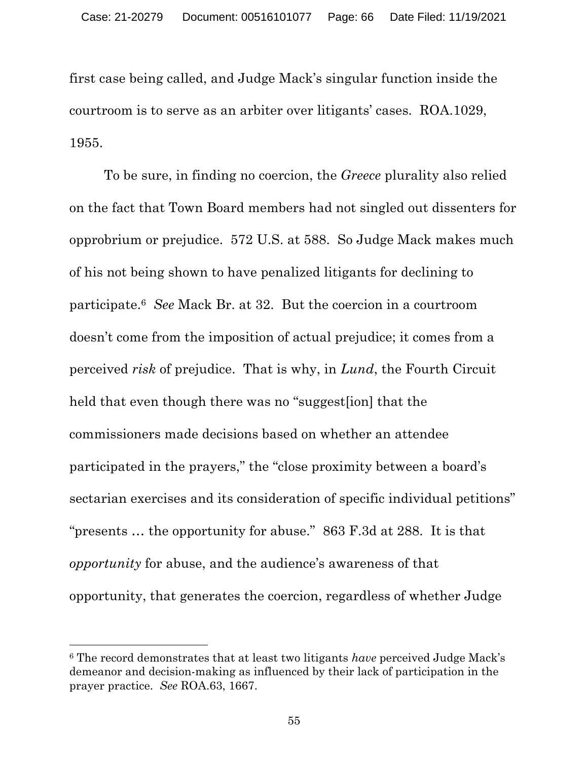first case being called, and Judge Mack's singular function inside the courtroom is to serve as an arbiter over litigants' cases. ROA.1029, 1955.

To be sure, in finding no coercion, the *Greece* plurality also relied on the fact that Town Board members had not singled out dissenters for opprobrium or prejudice. 572 U.S. at 588. So Judge Mack makes much of his not being shown to have penalized litigants for declining to participate.[6] *See* Mack Br. at 32. But the coercion in a courtroom doesn't come from the imposition of actual prejudice; it comes from a perceived *risk* of prejudice. That is why, in *Lund*, the Fourth Circuit held that even though there was no "suggest[ion] that the commissioners made decisions based on whether an attendee participated in the prayers," the "close proximity between a board's sectarian exercises and its consideration of specific individual petitions" "presents … the opportunity for abuse." 863 F.3d at 288. It is that *opportunity* for abuse, and the audience's awareness of that opportunity, that generates the coercion, regardless of whether Judge

---

[6] The record demonstrates that at least two litigants *have* perceived Judge Mack's demeanor and decision-making as influenced by their lack of participation in the prayer practice. *See* ROA.63, 1667.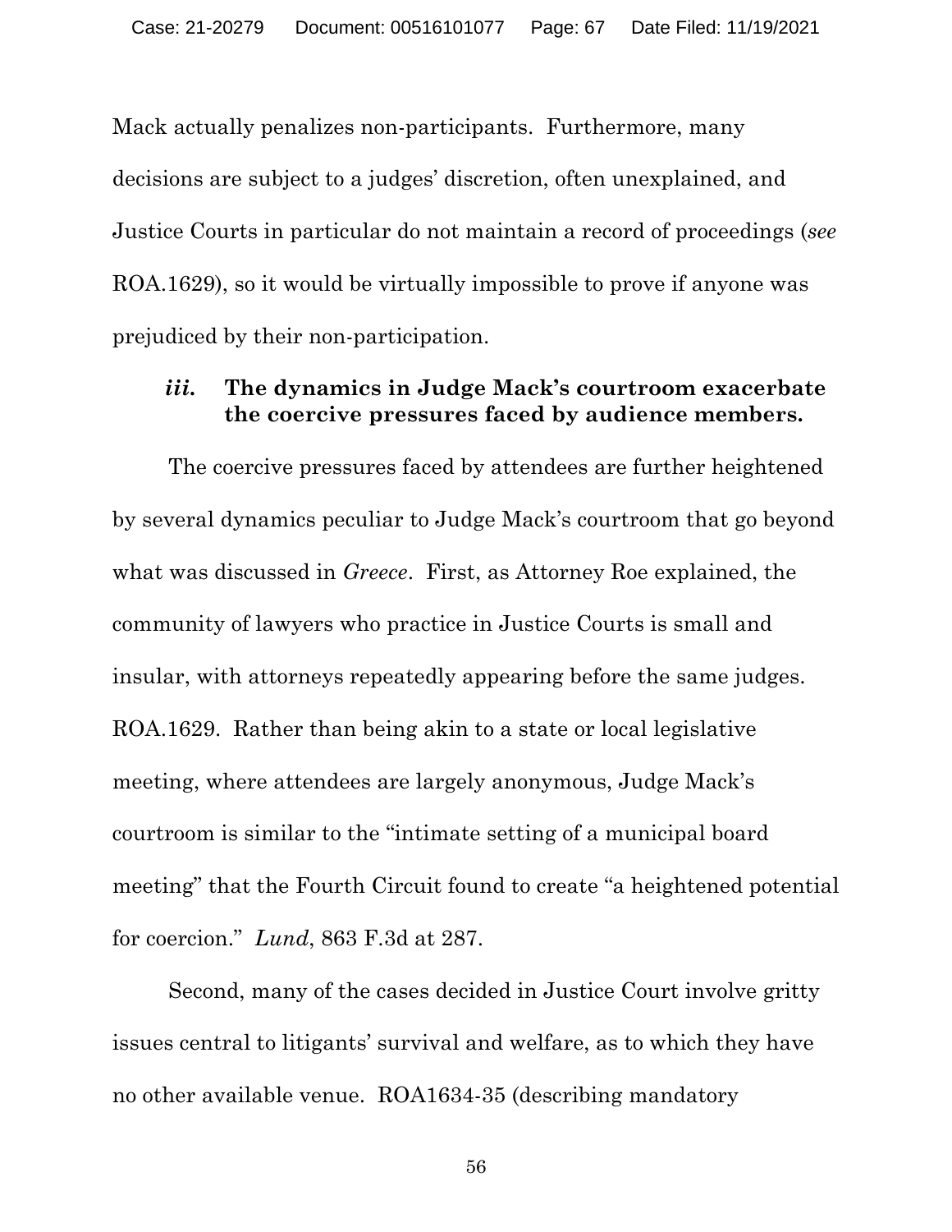Mack actually penalizes non-participants. Furthermore, many decisions are subject to a judges' discretion, often unexplained, and Justice Courts in particular do not maintain a record of proceedings (*see* ROA.1629), so it would be virtually impossible to prove if anyone was prejudiced by their non-participation.

#### *iii.* **The dynamics in Judge Mack's courtroom exacerbate the coercive pressures faced by audience members.**

The coercive pressures faced by attendees are further heightened by several dynamics peculiar to Judge Mack's courtroom that go beyond what was discussed in *Greece*. First, as Attorney Roe explained, the community of lawyers who practice in Justice Courts is small and insular, with attorneys repeatedly appearing before the same judges. ROA.1629. Rather than being akin to a state or local legislative meeting, where attendees are largely anonymous, Judge Mack's courtroom is similar to the "intimate setting of a municipal board meeting" that the Fourth Circuit found to create "a heightened potential for coercion." *Lund*, 863 F.3d at 287.

Second, many of the cases decided in Justice Court involve gritty issues central to litigants' survival and welfare, as to which they have no other available venue. ROA1634-35 (describing mandatory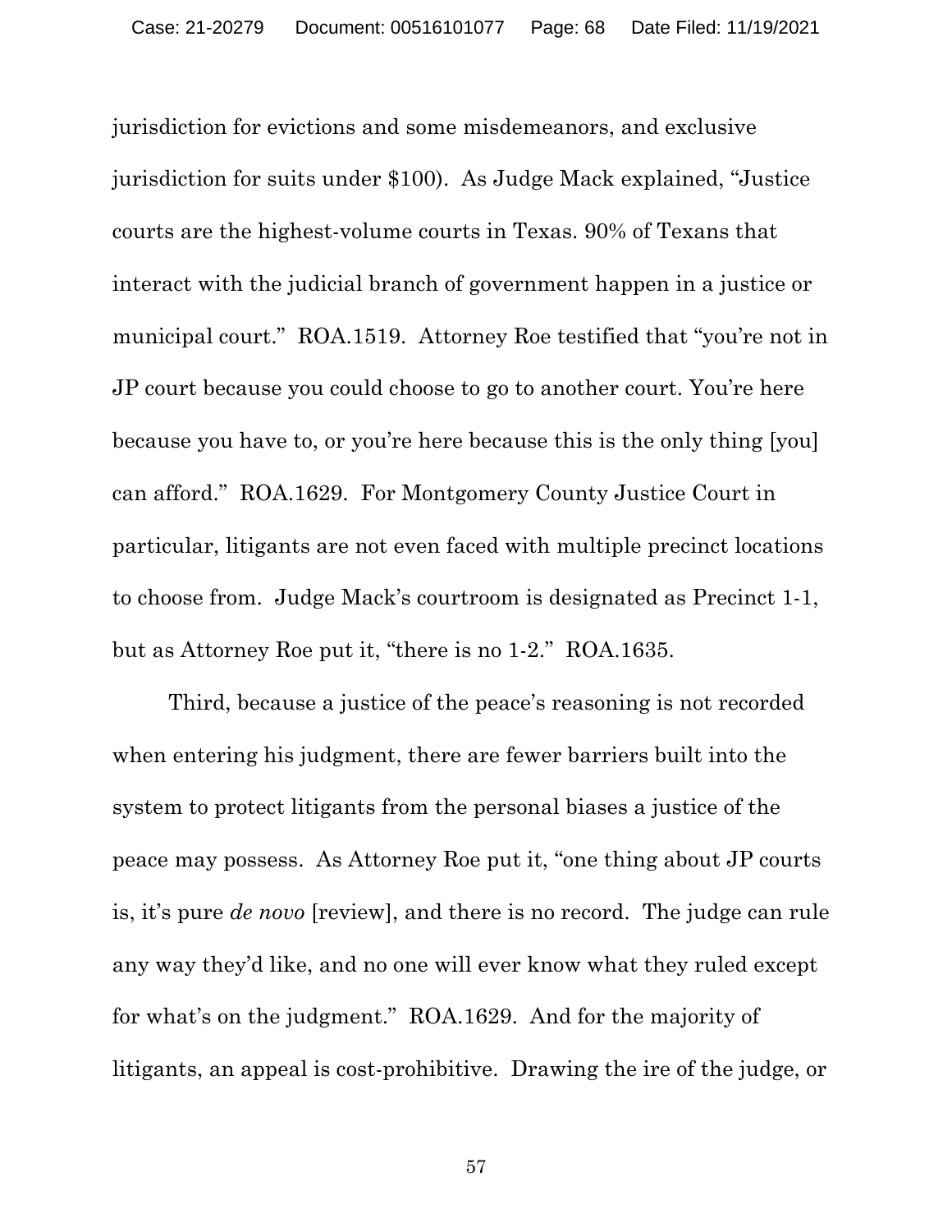jurisdiction for evictions and some misdemeanors, and exclusive jurisdiction for suits under $100). As Judge Mack explained, "Justice courts are the highest-volume courts in Texas. 90% of Texans that interact with the judicial branch of government happen in a justice or municipal court." ROA.1519. Attorney Roe testified that "you're not in JP court because you could choose to go to another court. You're here because you have to, or you're here because this is the only thing [you] can afford." ROA.1629. For Montgomery County Justice Court in particular, litigants are not even faced with multiple precinct locations to choose from. Judge Mack's courtroom is designated as Precinct 1-1, but as Attorney Roe put it, "there is no 1-2." ROA.1635.

Third, because a justice of the peace's reasoning is not recorded when entering his judgment, there are fewer barriers built into the system to protect litigants from the personal biases a justice of the peace may possess. As Attorney Roe put it, "one thing about JP courts is, it's pure *de novo* [review], and there is no record. The judge can rule any way they'd like, and no one will ever know what they ruled except for what's on the judgment." ROA.1629. And for the majority of litigants, an appeal is cost-prohibitive. Drawing the ire of the judge, or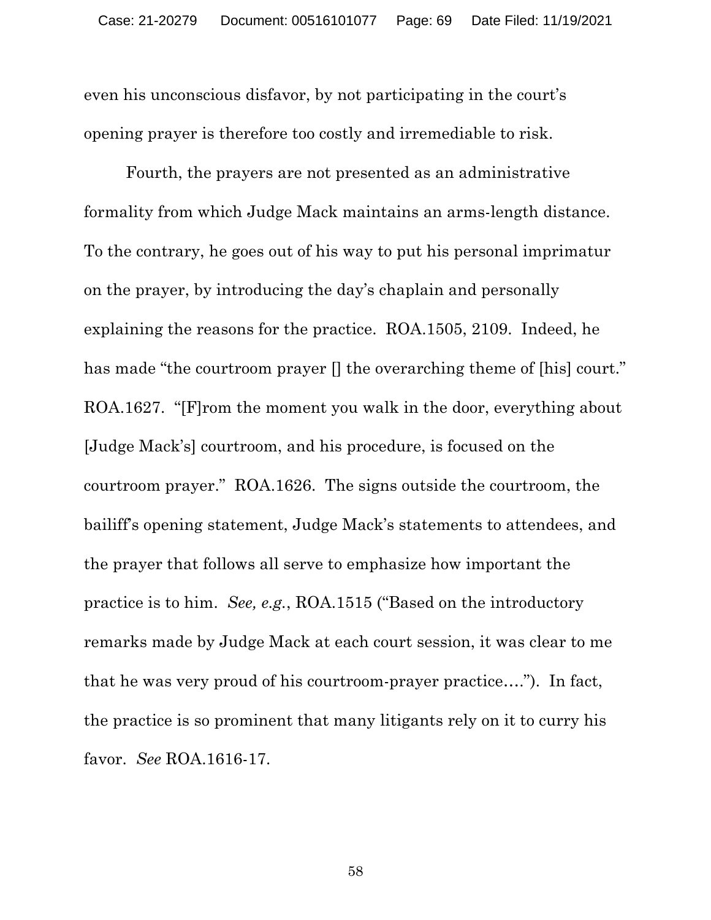even his unconscious disfavor, by not participating in the court's opening prayer is therefore too costly and irremediable to risk.

Fourth, the prayers are not presented as an administrative formality from which Judge Mack maintains an arms-length distance. To the contrary, he goes out of his way to put his personal imprimatur on the prayer, by introducing the day's chaplain and personally explaining the reasons for the practice. ROA.1505, 2109. Indeed, he has made "the courtroom prayer [] the overarching theme of [his] court." ROA.1627. "[F]rom the moment you walk in the door, everything about [Judge Mack's] courtroom, and his procedure, is focused on the courtroom prayer." ROA.1626. The signs outside the courtroom, the bailiff's opening statement, Judge Mack's statements to attendees, and the prayer that follows all serve to emphasize how important the practice is to him. *See, e.g.*, ROA.1515 ("Based on the introductory remarks made by Judge Mack at each court session, it was clear to me that he was very proud of his courtroom-prayer practice…."). In fact, the practice is so prominent that many litigants rely on it to curry his favor. *See* ROA.1616-17.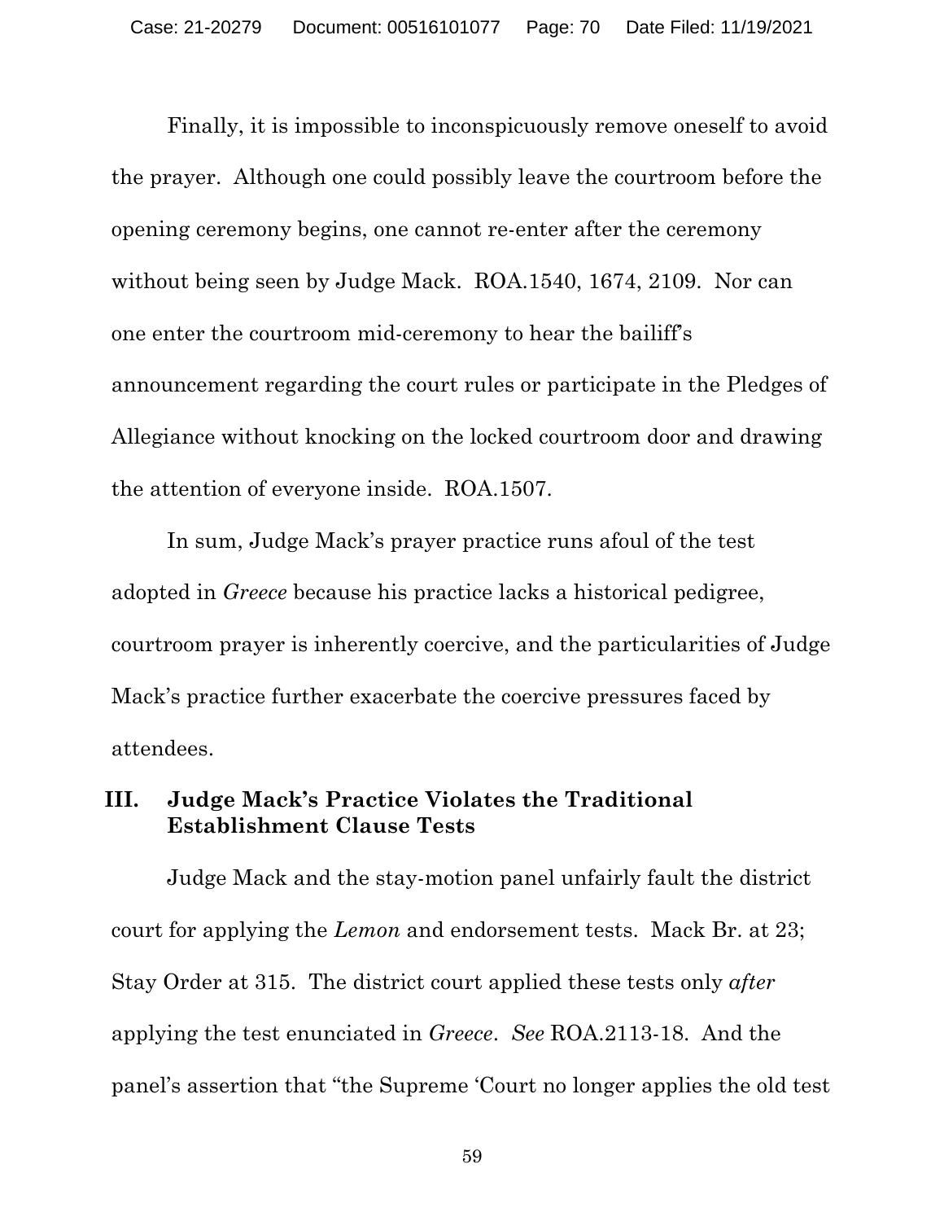Finally, it is impossible to inconspicuously remove oneself to avoid the prayer. Although one could possibly leave the courtroom before the opening ceremony begins, one cannot re-enter after the ceremony without being seen by Judge Mack. ROA.1540, 1674, 2109. Nor can one enter the courtroom mid-ceremony to hear the bailiff's announcement regarding the court rules or participate in the Pledges of Allegiance without knocking on the locked courtroom door and drawing the attention of everyone inside. ROA.1507.

In sum, Judge Mack's prayer practice runs afoul of the test adopted in *Greece* because his practice lacks a historical pedigree, courtroom prayer is inherently coercive, and the particularities of Judge Mack's practice further exacerbate the coercive pressures faced by attendees.

## III. Judge Mack's Practice Violates the Traditional Establishment Clause Tests

Judge Mack and the stay-motion panel unfairly fault the district court for applying the *Lemon* and endorsement tests. Mack Br. at 23; Stay Order at 315. The district court applied these tests only *after* applying the test enunciated in *Greece*. *See* ROA.2113-18. And the panel's assertion that "the Supreme 'Court no longer applies the old test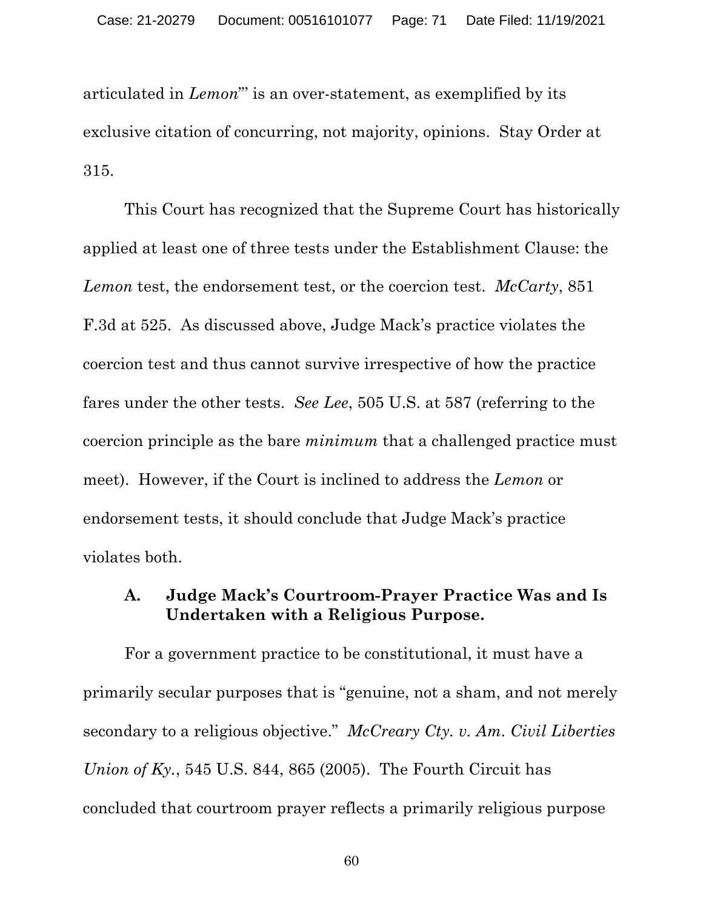articulated in *Lemon*'" is an over-statement, as exemplified by its exclusive citation of concurring, not majority, opinions. Stay Order at 315.

This Court has recognized that the Supreme Court has historically applied at least one of three tests under the Establishment Clause: the *Lemon* test, the endorsement test, or the coercion test. *McCarty*, 851 F.3d at 525. As discussed above, Judge Mack's practice violates the coercion test and thus cannot survive irrespective of how the practice fares under the other tests. *See Lee*, 505 U.S. at 587 (referring to the coercion principle as the bare *minimum* that a challenged practice must meet). However, if the Court is inclined to address the *Lemon* or endorsement tests, it should conclude that Judge Mack's practice violates both.

### A. Judge Mack's Courtroom-Prayer Practice Was and Is Undertaken with a Religious Purpose.

For a government practice to be constitutional, it must have a primarily secular purposes that is "genuine, not a sham, and not merely secondary to a religious objective." *McCreary Cty. v. Am. Civil Liberties Union of Ky.*, 545 U.S. 844, 865 (2005). The Fourth Circuit has concluded that courtroom prayer reflects a primarily religious purpose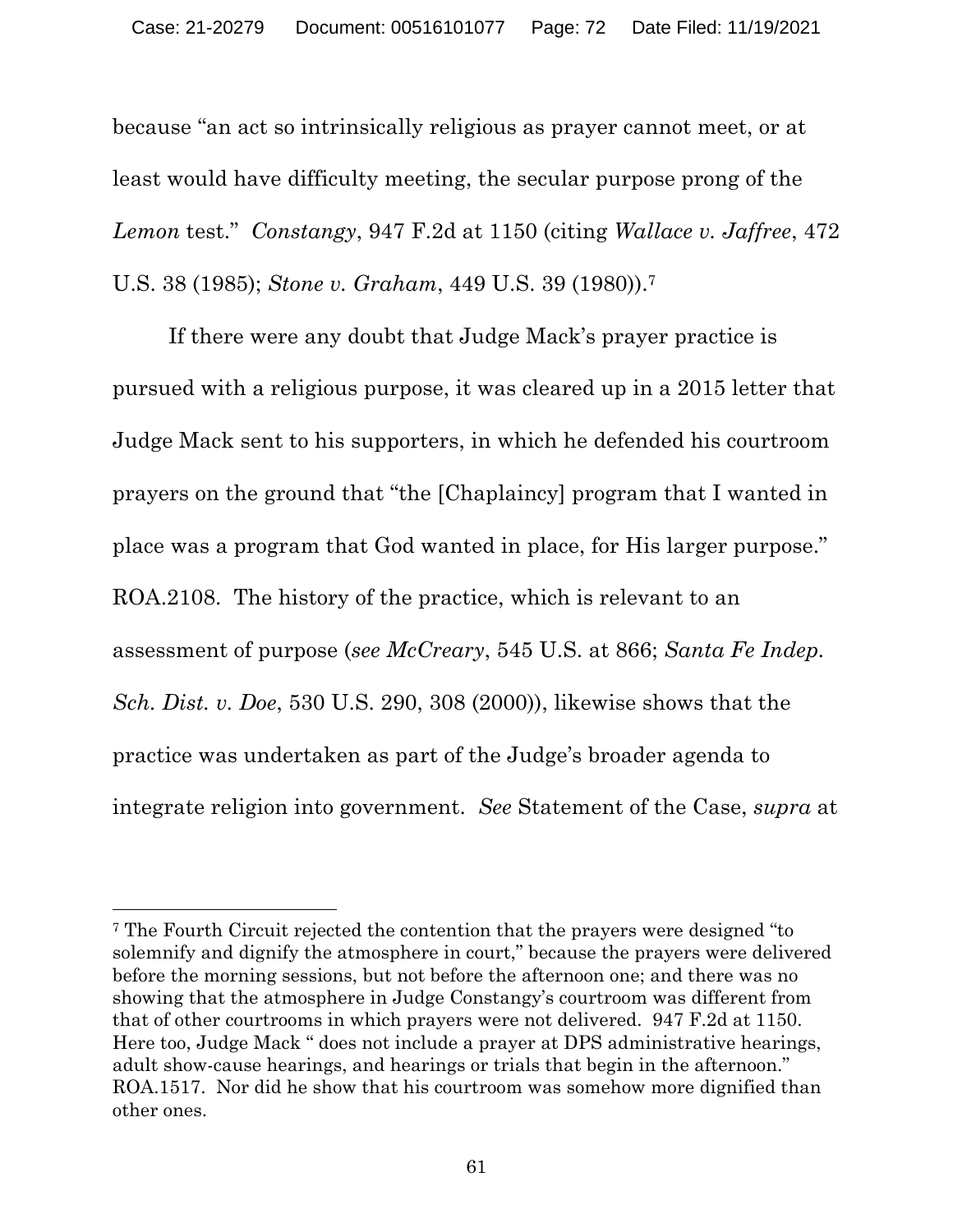because "an act so intrinsically religious as prayer cannot meet, or at least would have difficulty meeting, the secular purpose prong of the *Lemon* test." *Constangy*, 947 F.2d at 1150 (citing *Wallace v. Jaffree*, 472 U.S. 38 (1985); *Stone v. Graham*, 449 U.S. 39 (1980)).[7]

If there were any doubt that Judge Mack's prayer practice is pursued with a religious purpose, it was cleared up in a 2015 letter that Judge Mack sent to his supporters, in which he defended his courtroom prayers on the ground that "the [Chaplaincy] program that I wanted in place was a program that God wanted in place, for His larger purpose." ROA.2108. The history of the practice, which is relevant to an assessment of purpose (*see McCreary*, 545 U.S. at 866; *Santa Fe Indep. Sch. Dist. v. Doe*, 530 U.S. 290, 308 (2000)), likewise shows that the practice was undertaken as part of the Judge's broader agenda to integrate religion into government. *See* Statement of the Case, *supra* at

---

[7] The Fourth Circuit rejected the contention that the prayers were designed "to solemnify and dignify the atmosphere in court," because the prayers were delivered before the morning sessions, but not before the afternoon one; and there was no showing that the atmosphere in Judge Constangy's courtroom was different from that of other courtrooms in which prayers were not delivered. 947 F.2d at 1150. Here too, Judge Mack " does not include a prayer at DPS administrative hearings, adult show-cause hearings, and hearings or trials that begin in the afternoon." ROA.1517. Nor did he show that his courtroom was somehow more dignified than other ones.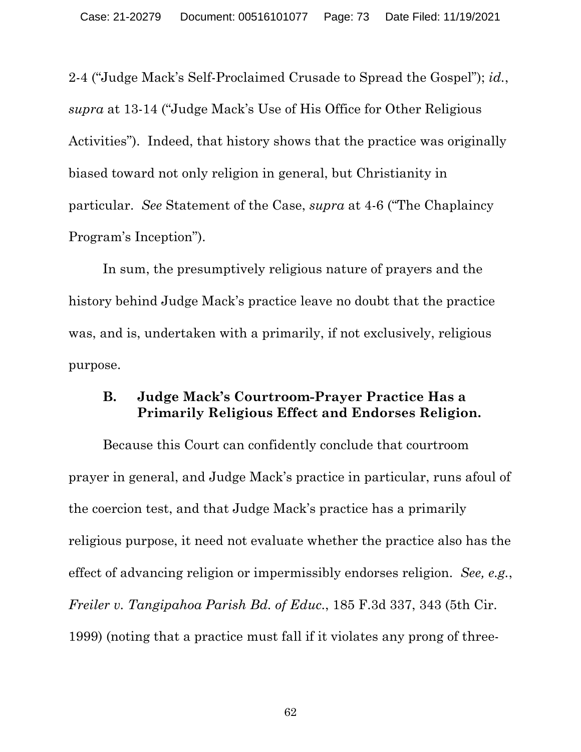2-4 ("Judge Mack's Self-Proclaimed Crusade to Spread the Gospel"); *id.*, *supra* at 13-14 ("Judge Mack's Use of His Office for Other Religious Activities"). Indeed, that history shows that the practice was originally biased toward not only religion in general, but Christianity in particular. *See* Statement of the Case, *supra* at 4-6 ("The Chaplaincy Program's Inception").

In sum, the presumptively religious nature of prayers and the history behind Judge Mack's practice leave no doubt that the practice was, and is, undertaken with a primarily, if not exclusively, religious purpose.

### B. Judge Mack's Courtroom-Prayer Practice Has a Primarily Religious Effect and Endorses Religion.

Because this Court can confidently conclude that courtroom prayer in general, and Judge Mack's practice in particular, runs afoul of the coercion test, and that Judge Mack's practice has a primarily religious purpose, it need not evaluate whether the practice also has the effect of advancing religion or impermissibly endorses religion. *See, e.g.*, *Freiler v. Tangipahoa Parish Bd. of Educ.*, 185 F.3d 337, 343 (5th Cir. 1999) (noting that a practice must fall if it violates any prong of three-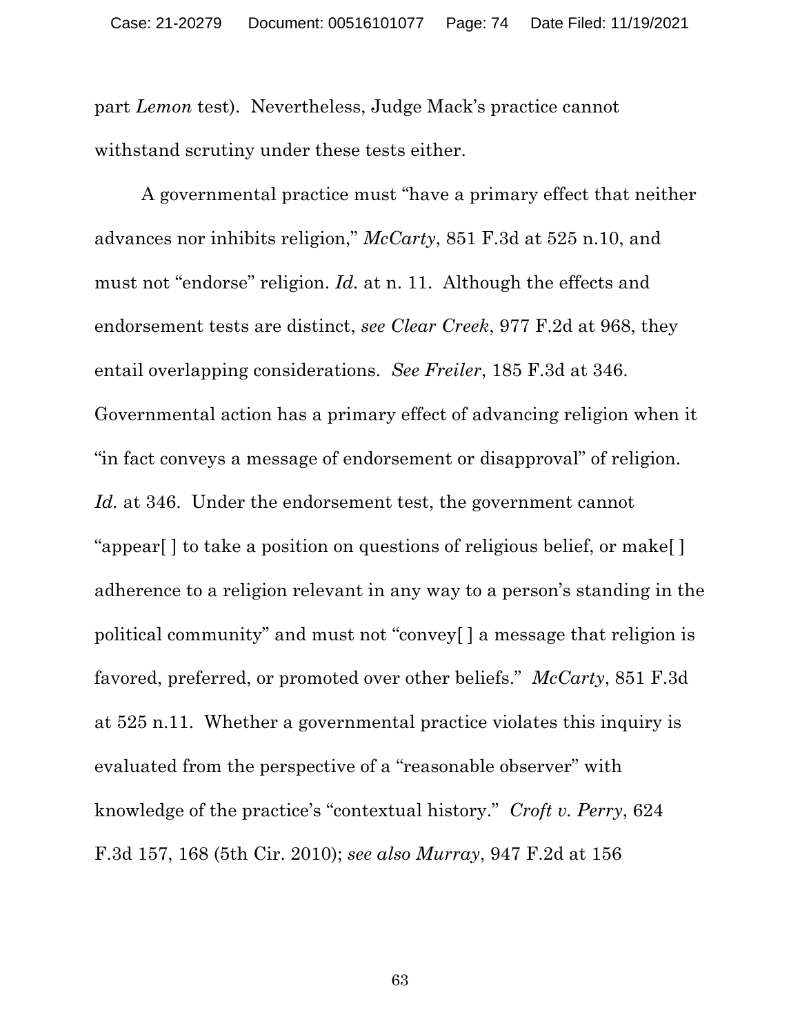part *Lemon* test). Nevertheless, Judge Mack's practice cannot withstand scrutiny under these tests either.

A governmental practice must "have a primary effect that neither advances nor inhibits religion," *McCarty*, 851 F.3d at 525 n.10, and must not "endorse" religion. *Id.* at n. 11. Although the effects and endorsement tests are distinct, *see Clear Creek*, 977 F.2d at 968, they entail overlapping considerations. *See Freiler*, 185 F.3d at 346. Governmental action has a primary effect of advancing religion when it "in fact conveys a message of endorsement or disapproval" of religion. *Id.* at 346. Under the endorsement test, the government cannot "appear[ ] to take a position on questions of religious belief, or make[ ] adherence to a religion relevant in any way to a person's standing in the political community" and must not "convey[ ] a message that religion is favored, preferred, or promoted over other beliefs." *McCarty*, 851 F.3d at 525 n.11. Whether a governmental practice violates this inquiry is evaluated from the perspective of a "reasonable observer" with knowledge of the practice's "contextual history." *Croft v. Perry*, 624 F.3d 157, 168 (5th Cir. 2010); *see also Murray*, 947 F.2d at 156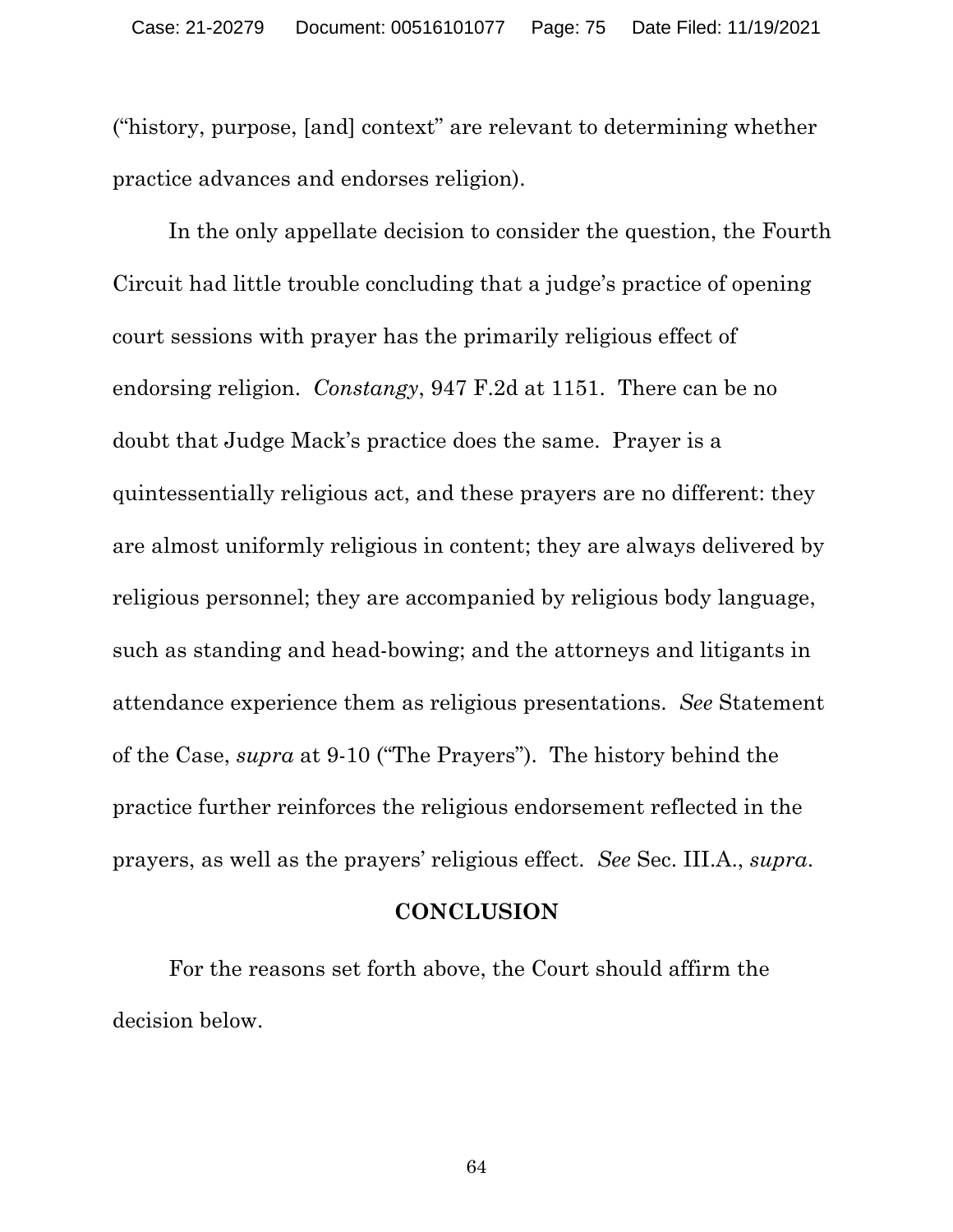("history, purpose, [and] context" are relevant to determining whether practice advances and endorses religion).

In the only appellate decision to consider the question, the Fourth Circuit had little trouble concluding that a judge's practice of opening court sessions with prayer has the primarily religious effect of endorsing religion. *Constangy*, 947 F.2d at 1151. There can be no doubt that Judge Mack's practice does the same. Prayer is a quintessentially religious act, and these prayers are no different: they are almost uniformly religious in content; they are always delivered by religious personnel; they are accompanied by religious body language, such as standing and head-bowing; and the attorneys and litigants in attendance experience them as religious presentations. *See* Statement of the Case, *supra* at 9-10 ("The Prayers"). The history behind the practice further reinforces the religious endorsement reflected in the prayers, as well as the prayers' religious effect. *See* Sec. III.A., *supra*.

## CONCLUSION

For the reasons set forth above, the Court should affirm the decision below.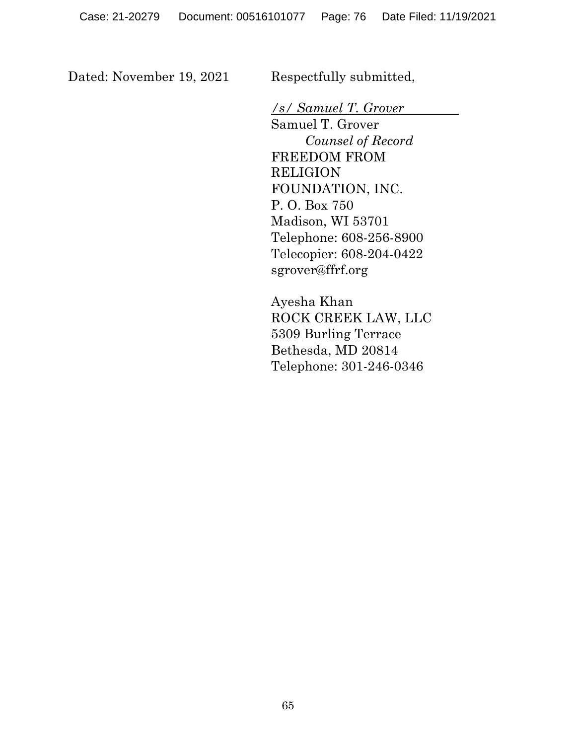Dated: November 19, 2021

Respectfully submitted,

*/s/ Samuel T. Grover*

Samuel T. Grover
*Counsel of Record*
FREEDOM FROM RELIGION FOUNDATION, INC.
P. O. Box 750
Madison, WI 53701
Telephone: 608-256-8900
Telecopier: 608-204-0422
sgrover@ffrf.org

Ayesha Khan
ROCK CREEK LAW, LLC
5309 Burling Terrace
Bethesda, MD 20814
Telephone: 301-246-0346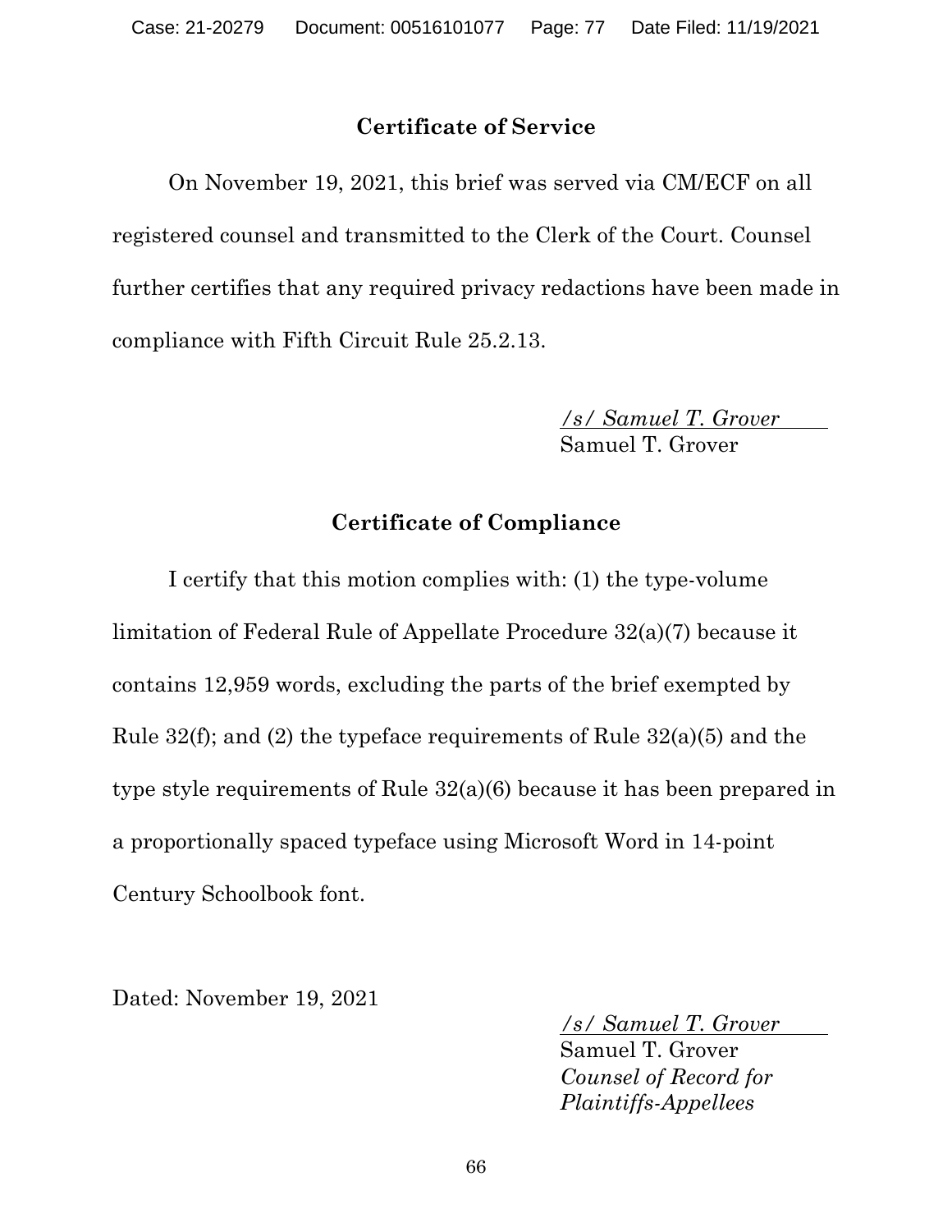## Certificate of Service

On November 19, 2021, this brief was served via CM/ECF on all registered counsel and transmitted to the Clerk of the Court. Counsel further certifies that any required privacy redactions have been made in compliance with Fifth Circuit Rule 25.2.13.

*/s/ Samuel T. Grover*
Samuel T. Grover

## Certificate of Compliance

I certify that this motion complies with: (1) the type-volume limitation of Federal Rule of Appellate Procedure 32(a)(7) because it contains 12,959 words, excluding the parts of the brief exempted by Rule 32(f); and (2) the typeface requirements of Rule 32(a)(5) and the type style requirements of Rule 32(a)(6) because it has been prepared in a proportionally spaced typeface using Microsoft Word in 14-point Century Schoolbook font.

Dated: November 19, 2021

*/s/ Samuel T. Grover*
Samuel T. Grover
*Counsel of Record for Plaintiffs-Appellees*